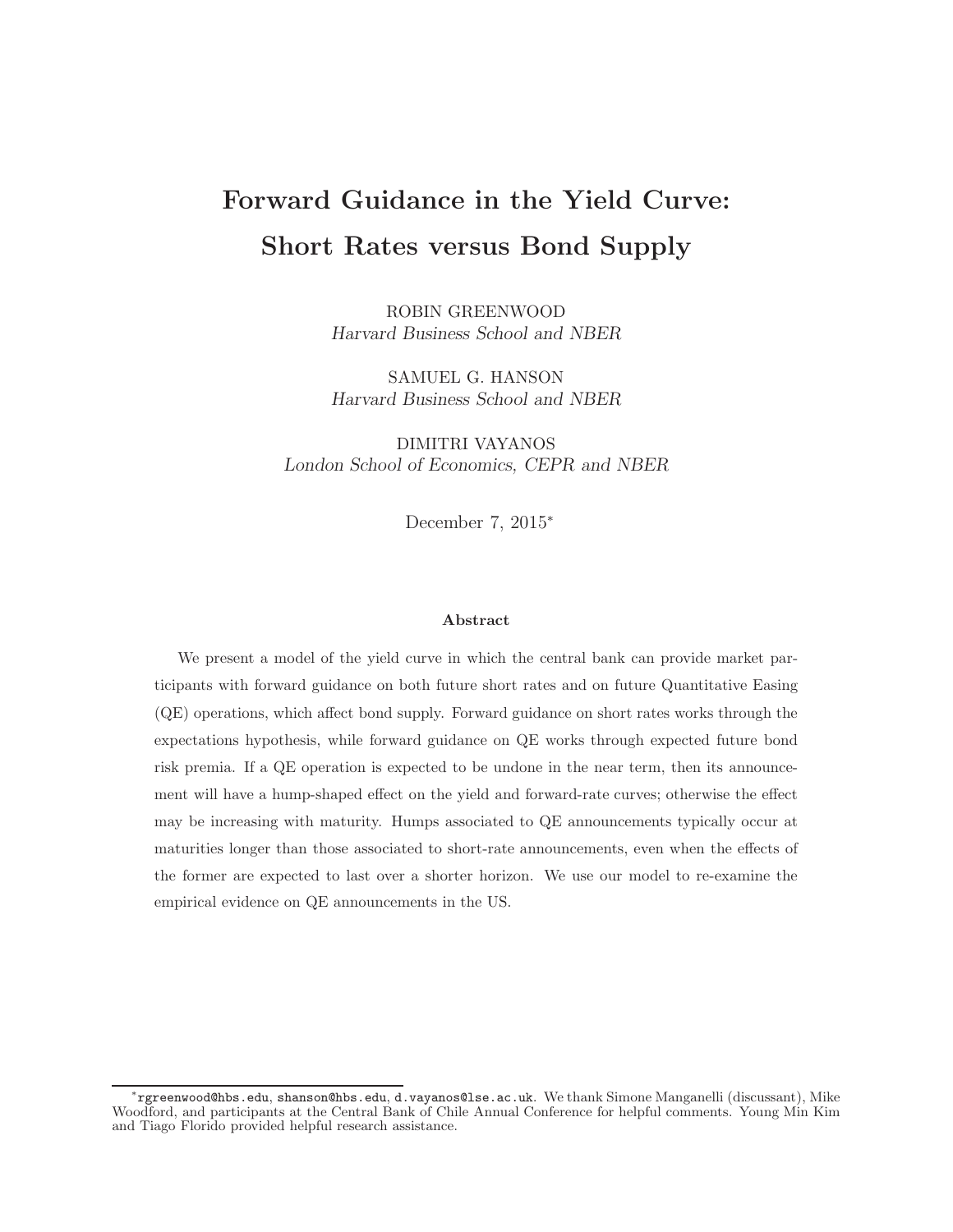# Forward Guidance in the Yield Curve: Short Rates versus Bond Supply

ROBIN GREENWOOD
*Harvard Business School and NBER*

SAMUEL G. HANSON
*Harvard Business School and NBER*

DIMITRI VAYANOS
*London School of Economics, CEPR and NBER*

December 7, 2015*

### Abstract

We present a model of the yield curve in which the central bank can provide market participants with forward guidance on both future short rates and on future Quantitative Easing (QE) operations, which affect bond supply. Forward guidance on short rates works through the expectations hypothesis, while forward guidance on QE works through expected future bond risk premia. If a QE operation is expected to be undone in the near term, then its announcement will have a hump-shaped effect on the yield and forward-rate curves; otherwise the effect may be increasing with maturity. Humps associated to QE announcements typically occur at maturities longer than those associated to short-rate announcements, even when the effects of the former are expected to last over a shorter horizon. We use our model to re-examine the empirical evidence on QE announcements in the US.

---

*`rgreenwood@hbs.edu`, `shanson@hbs.edu`, `d.vayanos@lse.ac.uk`. We thank Simone Manganelli (discussant), Mike Woodford, and participants at the Central Bank of Chile Annual Conference for helpful comments. Young Min Kim and Tiago Florido provided helpful research assistance.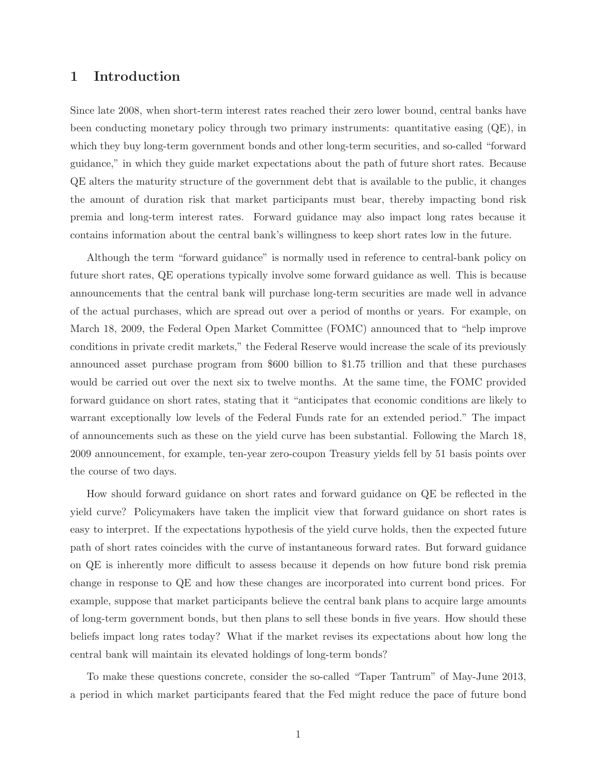# 1 Introduction

Since late 2008, when short-term interest rates reached their zero lower bound, central banks have been conducting monetary policy through two primary instruments: quantitative easing (QE), in which they buy long-term government bonds and other long-term securities, and so-called "forward guidance," in which they guide market expectations about the path of future short rates. Because QE alters the maturity structure of the government debt that is available to the public, it changes the amount of duration risk that market participants must bear, thereby impacting bond risk premia and long-term interest rates. Forward guidance may also impact long rates because it contains information about the central bank's willingness to keep short rates low in the future.

Although the term "forward guidance" is normally used in reference to central-bank policy on future short rates, QE operations typically involve some forward guidance as well. This is because announcements that the central bank will purchase long-term securities are made well in advance of the actual purchases, which are spread out over a period of months or years. For example, on March 18, 2009, the Federal Open Market Committee (FOMC) announced that to "help improve conditions in private credit markets," the Federal Reserve would increase the scale of its previously announced asset purchase program from \$600 billion to \$1.75 trillion and that these purchases would be carried out over the next six to twelve months. At the same time, the FOMC provided forward guidance on short rates, stating that it "anticipates that economic conditions are likely to warrant exceptionally low levels of the Federal Funds rate for an extended period." The impact of announcements such as these on the yield curve has been substantial. Following the March 18, 2009 announcement, for example, ten-year zero-coupon Treasury yields fell by 51 basis points over the course of two days.

How should forward guidance on short rates and forward guidance on QE be reflected in the yield curve? Policymakers have taken the implicit view that forward guidance on short rates is easy to interpret. If the expectations hypothesis of the yield curve holds, then the expected future path of short rates coincides with the curve of instantaneous forward rates. But forward guidance on QE is inherently more difficult to assess because it depends on how future bond risk premia change in response to QE and how these changes are incorporated into current bond prices. For example, suppose that market participants believe the central bank plans to acquire large amounts of long-term government bonds, but then plans to sell these bonds in five years. How should these beliefs impact long rates today? What if the market revises its expectations about how long the central bank will maintain its elevated holdings of long-term bonds?

To make these questions concrete, consider the so-called "Taper Tantrum" of May-June 2013, a period in which market participants feared that the Fed might reduce the pace of future bond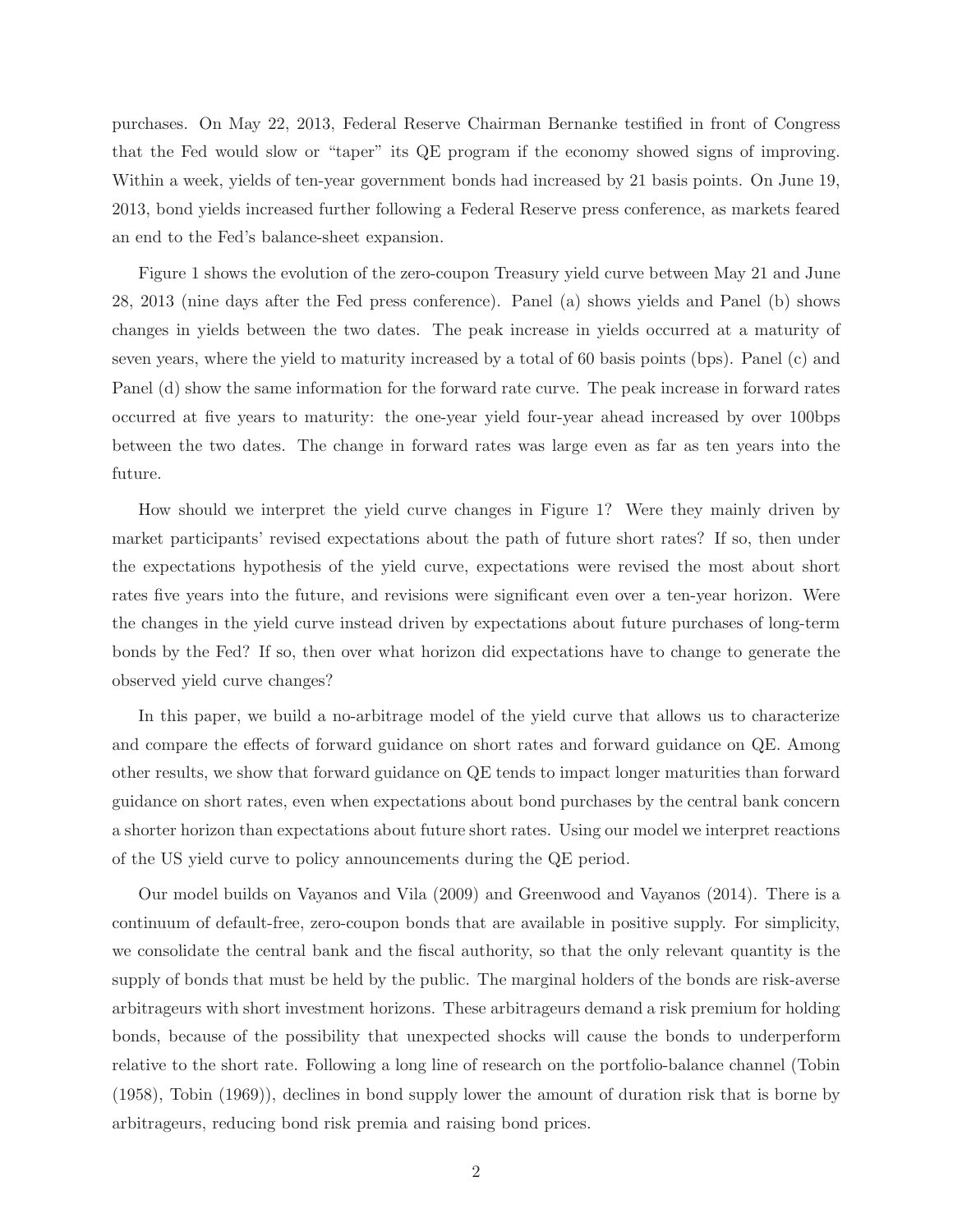purchases. On May 22, 2013, Federal Reserve Chairman Bernanke testified in front of Congress that the Fed would slow or "taper" its QE program if the economy showed signs of improving. Within a week, yields of ten-year government bonds had increased by 21 basis points. On June 19, 2013, bond yields increased further following a Federal Reserve press conference, as markets feared an end to the Fed's balance-sheet expansion.

Figure 1 shows the evolution of the zero-coupon Treasury yield curve between May 21 and June 28, 2013 (nine days after the Fed press conference). Panel (a) shows yields and Panel (b) shows changes in yields between the two dates. The peak increase in yields occurred at a maturity of seven years, where the yield to maturity increased by a total of 60 basis points (bps). Panel (c) and Panel (d) show the same information for the forward rate curve. The peak increase in forward rates occurred at five years to maturity: the one-year yield four-year ahead increased by over 100bps between the two dates. The change in forward rates was large even as far as ten years into the future.

How should we interpret the yield curve changes in Figure 1? Were they mainly driven by market participants' revised expectations about the path of future short rates? If so, then under the expectations hypothesis of the yield curve, expectations were revised the most about short rates five years into the future, and revisions were significant even over a ten-year horizon. Were the changes in the yield curve instead driven by expectations about future purchases of long-term bonds by the Fed? If so, then over what horizon did expectations have to change to generate the observed yield curve changes?

In this paper, we build a no-arbitrage model of the yield curve that allows us to characterize and compare the effects of forward guidance on short rates and forward guidance on QE. Among other results, we show that forward guidance on QE tends to impact longer maturities than forward guidance on short rates, even when expectations about bond purchases by the central bank concern a shorter horizon than expectations about future short rates. Using our model we interpret reactions of the US yield curve to policy announcements during the QE period.

Our model builds on Vayanos and Vila (2009) and Greenwood and Vayanos (2014). There is a continuum of default-free, zero-coupon bonds that are available in positive supply. For simplicity, we consolidate the central bank and the fiscal authority, so that the only relevant quantity is the supply of bonds that must be held by the public. The marginal holders of the bonds are risk-averse arbitrageurs with short investment horizons. These arbitrageurs demand a risk premium for holding bonds, because of the possibility that unexpected shocks will cause the bonds to underperform relative to the short rate. Following a long line of research on the portfolio-balance channel (Tobin (1958), Tobin (1969)), declines in bond supply lower the amount of duration risk that is borne by arbitrageurs, reducing bond risk premia and raising bond prices.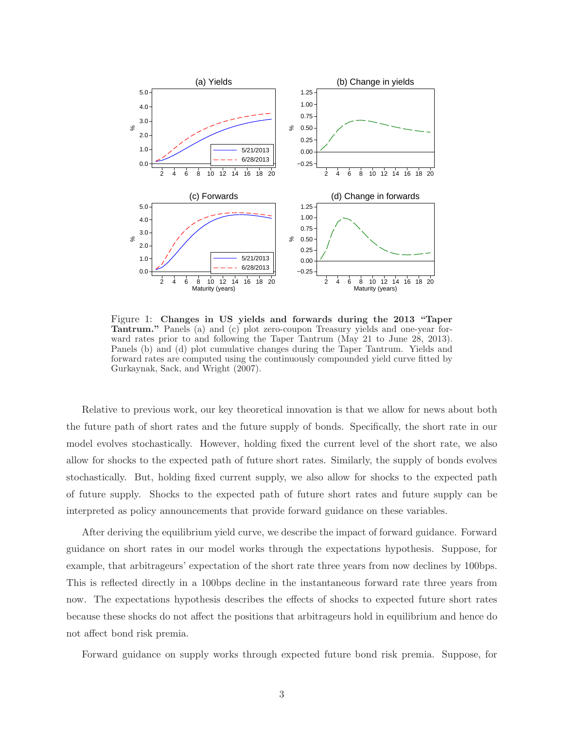Figure 1: **Changes in US yields and forwards during the 2013 "Taper Tantrum."** Panels (a) and (c) plot zero-coupon Treasury yields and one-year forward rates prior to and following the Taper Tantrum (May 21 to June 28, 2013). Panels (b) and (d) plot cumulative changes during the Taper Tantrum. Yields and forward rates are computed using the continuously compounded yield curve fitted by Gurkaynak, Sack, and Wright (2007).

Relative to previous work, our key theoretical innovation is that we allow for news about both the future path of short rates and the future supply of bonds. Specifically, the short rate in our model evolves stochastically. However, holding fixed the current level of the short rate, we also allow for shocks to the expected path of future short rates. Similarly, the supply of bonds evolves stochastically. But, holding fixed current supply, we also allow for shocks to the expected path of future supply. Shocks to the expected path of future short rates and future supply can be interpreted as policy announcements that provide forward guidance on these variables.

After deriving the equilibrium yield curve, we describe the impact of forward guidance. Forward guidance on short rates in our model works through the expectations hypothesis. Suppose, for example, that arbitrageurs' expectation of the short rate three years from now declines by 100bps. This is reflected directly in a 100bps decline in the instantaneous forward rate three years from now. The expectations hypothesis describes the effects of shocks to expected future short rates because these shocks do not affect the positions that arbitrageurs hold in equilibrium and hence do not affect bond risk premia.

Forward guidance on supply works through expected future bond risk premia. Suppose, for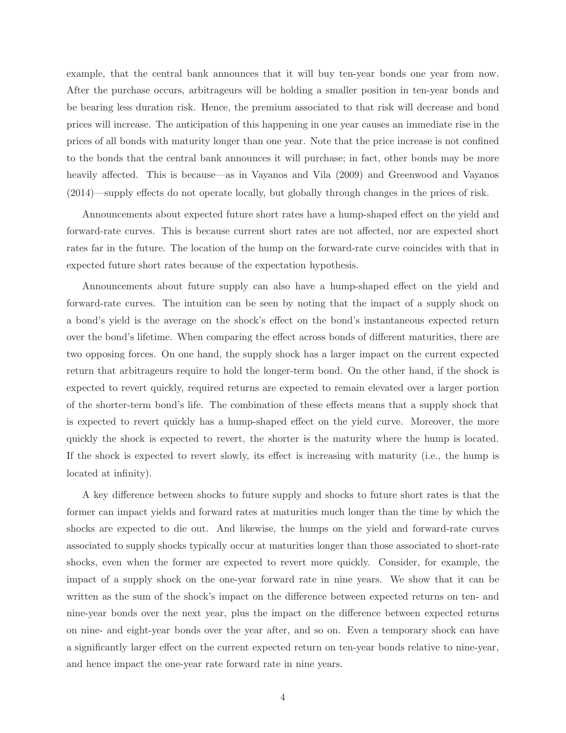example, that the central bank announces that it will buy ten-year bonds one year from now. After the purchase occurs, arbitrageurs will be holding a smaller position in ten-year bonds and be bearing less duration risk. Hence, the premium associated to that risk will decrease and bond prices will increase. The anticipation of this happening in one year causes an immediate rise in the prices of all bonds with maturity longer than one year. Note that the price increase is not confined to the bonds that the central bank announces it will purchase; in fact, other bonds may be more heavily affected. This is because—as in Vayanos and Vila (2009) and Greenwood and Vayanos (2014)—supply effects do not operate locally, but globally through changes in the prices of risk.

Announcements about expected future short rates have a hump-shaped effect on the yield and forward-rate curves. This is because current short rates are not affected, nor are expected short rates far in the future. The location of the hump on the forward-rate curve coincides with that in expected future short rates because of the expectation hypothesis.

Announcements about future supply can also have a hump-shaped effect on the yield and forward-rate curves. The intuition can be seen by noting that the impact of a supply shock on a bond's yield is the average on the shock's effect on the bond's instantaneous expected return over the bond's lifetime. When comparing the effect across bonds of different maturities, there are two opposing forces. On one hand, the supply shock has a larger impact on the current expected return that arbitrageurs require to hold the longer-term bond. On the other hand, if the shock is expected to revert quickly, required returns are expected to remain elevated over a larger portion of the shorter-term bond's life. The combination of these effects means that a supply shock that is expected to revert quickly has a hump-shaped effect on the yield curve. Moreover, the more quickly the shock is expected to revert, the shorter is the maturity where the hump is located. If the shock is expected to revert slowly, its effect is increasing with maturity (i.e., the hump is located at infinity).

A key difference between shocks to future supply and shocks to future short rates is that the former can impact yields and forward rates at maturities much longer than the time by which the shocks are expected to die out. And likewise, the humps on the yield and forward-rate curves associated to supply shocks typically occur at maturities longer than those associated to short-rate shocks, even when the former are expected to revert more quickly. Consider, for example, the impact of a supply shock on the one-year forward rate in nine years. We show that it can be written as the sum of the shock's impact on the difference between expected returns on ten- and nine-year bonds over the next year, plus the impact on the difference between expected returns on nine- and eight-year bonds over the year after, and so on. Even a temporary shock can have a significantly larger effect on the current expected return on ten-year bonds relative to nine-year, and hence impact the one-year rate forward rate in nine years.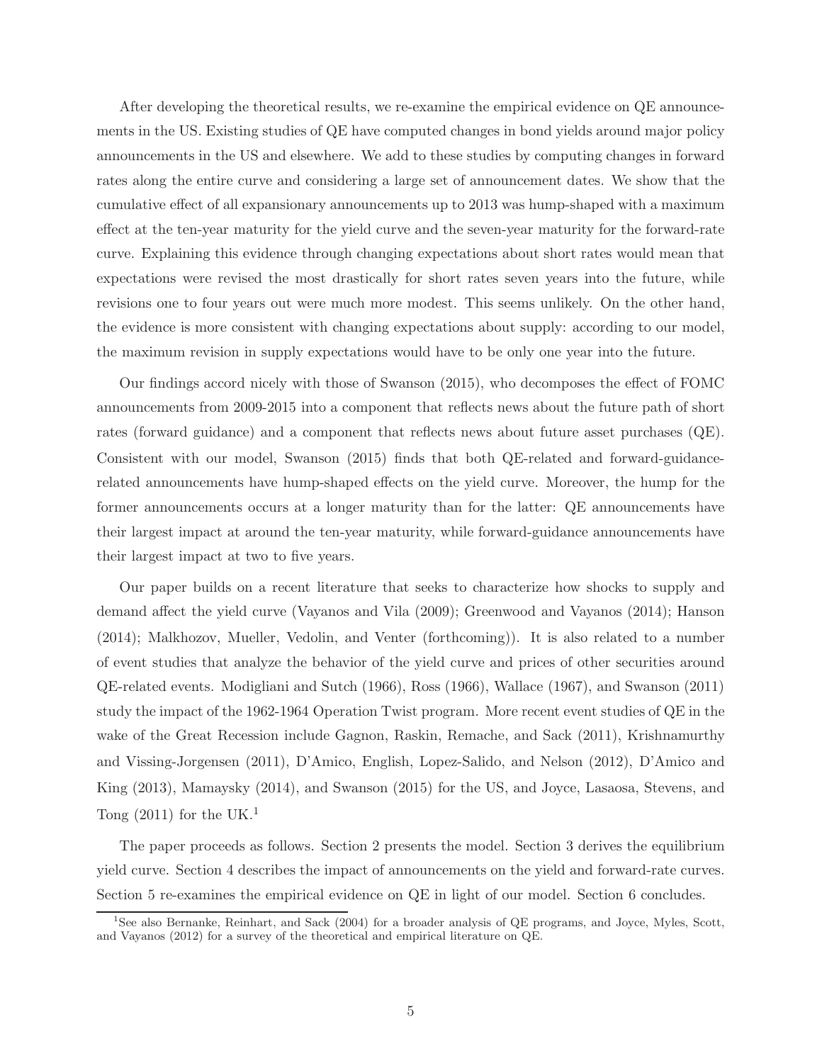After developing the theoretical results, we re-examine the empirical evidence on QE announcements in the US. Existing studies of QE have computed changes in bond yields around major policy announcements in the US and elsewhere. We add to these studies by computing changes in forward rates along the entire curve and considering a large set of announcement dates. We show that the cumulative effect of all expansionary announcements up to 2013 was hump-shaped with a maximum effect at the ten-year maturity for the yield curve and the seven-year maturity for the forward-rate curve. Explaining this evidence through changing expectations about short rates would mean that expectations were revised the most drastically for short rates seven years into the future, while revisions one to four years out were much more modest. This seems unlikely. On the other hand, the evidence is more consistent with changing expectations about supply: according to our model, the maximum revision in supply expectations would have to be only one year into the future.

Our findings accord nicely with those of Swanson (2015), who decomposes the effect of FOMC announcements from 2009-2015 into a component that reflects news about the future path of short rates (forward guidance) and a component that reflects news about future asset purchases (QE). Consistent with our model, Swanson (2015) finds that both QE-related and forward-guidance-related announcements have hump-shaped effects on the yield curve. Moreover, the hump for the former announcements occurs at a longer maturity than for the latter: QE announcements have their largest impact at around the ten-year maturity, while forward-guidance announcements have their largest impact at two to five years.

Our paper builds on a recent literature that seeks to characterize how shocks to supply and demand affect the yield curve (Vayanos and Vila (2009); Greenwood and Vayanos (2014); Hanson (2014); Malkhozov, Mueller, Vedolin, and Venter (forthcoming)). It is also related to a number of event studies that analyze the behavior of the yield curve and prices of other securities around QE-related events. Modigliani and Sutch (1966), Ross (1966), Wallace (1967), and Swanson (2011) study the impact of the 1962-1964 Operation Twist program. More recent event studies of QE in the wake of the Great Recession include Gagnon, Raskin, Remache, and Sack (2011), Krishnamurthy and Vissing-Jorgensen (2011), D'Amico, English, Lopez-Salido, and Nelson (2012), D'Amico and King (2013), Mamaysky (2014), and Swanson (2015) for the US, and Joyce, Lasaosa, Stevens, and Tong (2011) for the UK.[1]

The paper proceeds as follows. Section 2 presents the model. Section 3 derives the equilibrium yield curve. Section 4 describes the impact of announcements on the yield and forward-rate curves. Section 5 re-examines the empirical evidence on QE in light of our model. Section 6 concludes.

[1] See also Bernanke, Reinhart, and Sack (2004) for a broader analysis of QE programs, and Joyce, Myles, Scott, and Vayanos (2012) for a survey of the theoretical and empirical literature on QE.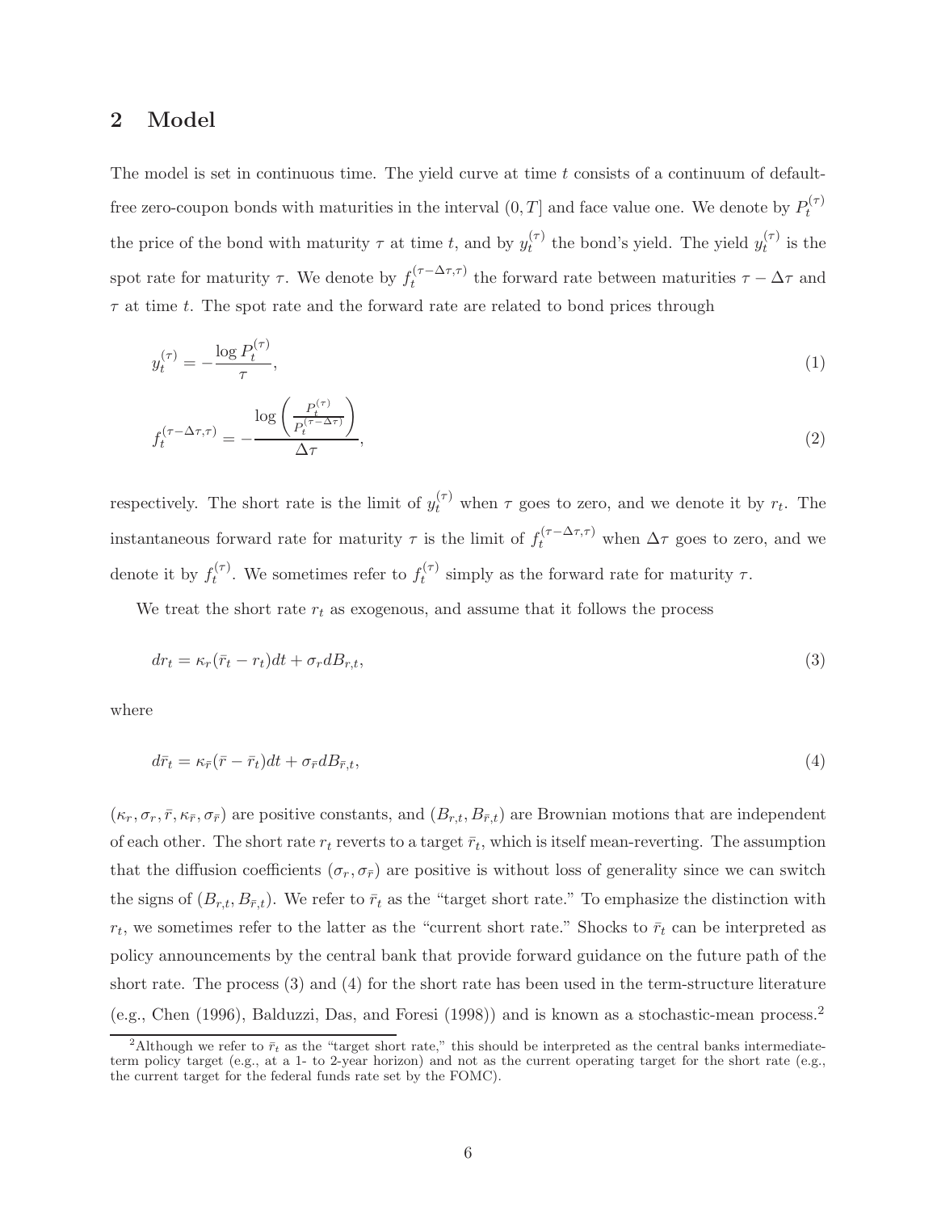## 2 Model

The model is set in continuous time. The yield curve at time $t$ consists of a continuum of default-free zero-coupon bonds with maturities in the interval $(0, T]$ and face value one. We denote by $P_t^{(\tau)}$ the price of the bond with maturity $\tau$ at time $t$, and by $y_t^{(\tau)}$ the bond's yield. The yield $y_t^{(\tau)}$ is the spot rate for maturity $\tau$. We denote by $f_t^{(\tau-\Delta\tau,\tau)}$ the forward rate between maturities $\tau - \Delta\tau$ and $\tau$ at time $t$. The spot rate and the forward rate are related to bond prices through

$$y_t^{(\tau)} = -\frac{\log P_t^{(\tau)}}{\tau}, \tag{1}$$

$$f_t^{(\tau-\Delta\tau,\tau)} = -\frac{\log\left(\frac{P_t^{(\tau)}}{P_t^{(\tau-\Delta\tau)}}\right)}{\Delta\tau}, \tag{2}$$

respectively. The short rate is the limit of $y_t^{(\tau)}$ when $\tau$ goes to zero, and we denote it by $r_t$. The instantaneous forward rate for maturity $\tau$ is the limit of $f_t^{(\tau-\Delta\tau,\tau)}$ when $\Delta\tau$ goes to zero, and we denote it by $f_t^{(\tau)}$. We sometimes refer to $f_t^{(\tau)}$ simply as the forward rate for maturity $\tau$.

We treat the short rate $r_t$ as exogenous, and assume that it follows the process

$$dr_t = \kappa_r(\bar{r}_t - r_t)dt + \sigma_r dB_{r,t}, \tag{3}$$

where

$$d\bar{r}_t = \kappa_{\bar{r}}(\bar{r} - \bar{r}_t)dt + \sigma_{\bar{r}} dB_{\bar{r},t}, \tag{4}$$

$(\kappa_r, \sigma_r, \bar{r}, \kappa_{\bar{r}}, \sigma_{\bar{r}})$ are positive constants, and $(B_{r,t}, B_{\bar{r},t})$ are Brownian motions that are independent of each other. The short rate $r_t$ reverts to a target $\bar{r}_t$, which is itself mean-reverting. The assumption that the diffusion coefficients $(\sigma_r, \sigma_{\bar{r}})$ are positive is without loss of generality since we can switch the signs of $(B_{r,t}, B_{\bar{r},t})$. We refer to $\bar{r}_t$ as the "target short rate." To emphasize the distinction with $r_t$, we sometimes refer to the latter as the "current short rate." Shocks to $\bar{r}_t$ can be interpreted as policy announcements by the central bank that provide forward guidance on the future path of the short rate. The process (3) and (4) for the short rate has been used in the term-structure literature (e.g., Chen (1996), Balduzzi, Das, and Foresi (1998)) and is known as a stochastic-mean process.[2]

[2]Although we refer to $\bar{r}_t$ as the "target short rate," this should be interpreted as the central banks intermediate-term policy target (e.g., at a 1- to 2-year horizon) and not as the current operating target for the short rate (e.g., the current target for the federal funds rate set by the FOMC).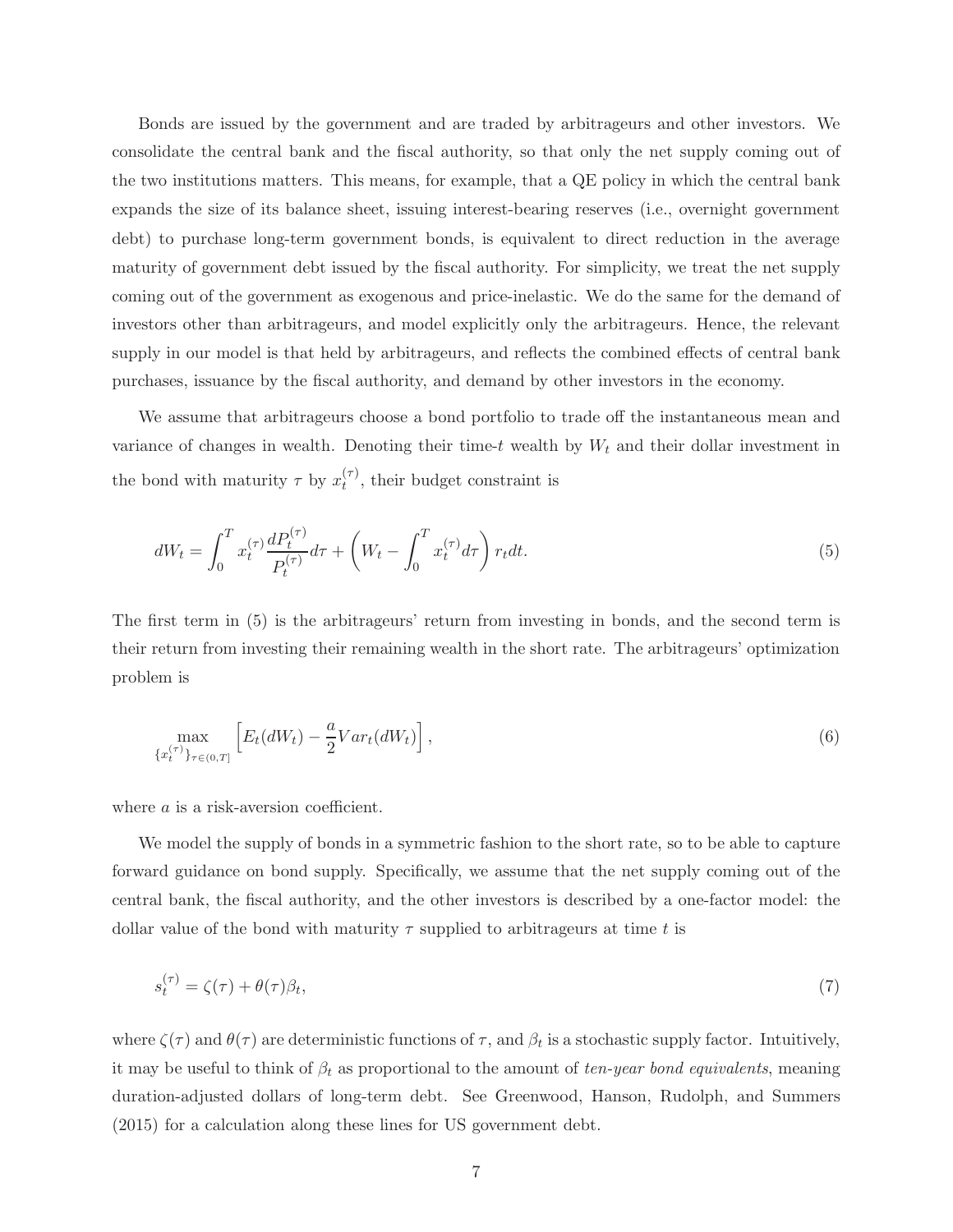Bonds are issued by the government and are traded by arbitrageurs and other investors. We consolidate the central bank and the fiscal authority, so that only the net supply coming out of the two institutions matters. This means, for example, that a QE policy in which the central bank expands the size of its balance sheet, issuing interest-bearing reserves (i.e., overnight government debt) to purchase long-term government bonds, is equivalent to direct reduction in the average maturity of government debt issued by the fiscal authority. For simplicity, we treat the net supply coming out of the government as exogenous and price-inelastic. We do the same for the demand of investors other than arbitrageurs, and model explicitly only the arbitrageurs. Hence, the relevant supply in our model is that held by arbitrageurs, and reflects the combined effects of central bank purchases, issuance by the fiscal authority, and demand by other investors in the economy.

We assume that arbitrageurs choose a bond portfolio to trade off the instantaneous mean and variance of changes in wealth. Denoting their time-$t$ wealth by $W_t$ and their dollar investment in the bond with maturity $\tau$ by $x_t^{(\tau)}$, their budget constraint is

$$dW_t = \int_0^T x_t^{(\tau)} \frac{dP_t^{(\tau)}}{P_t^{(\tau)}} d\tau + \left( W_t - \int_0^T x_t^{(\tau)} d\tau \right) r_t dt. \tag{5}$$

The first term in (5) is the arbitrageurs' return from investing in bonds, and the second term is their return from investing their remaining wealth in the short rate. The arbitrageurs' optimization problem is

$$\max_{\{x_t^{(\tau)}\}_{\tau \in (0,T]}} \left[ E_t(dW_t) - \frac{a}{2} Var_t(dW_t) \right], \tag{6}$$

where $a$ is a risk-aversion coefficient.

We model the supply of bonds in a symmetric fashion to the short rate, so to be able to capture forward guidance on bond supply. Specifically, we assume that the net supply coming out of the central bank, the fiscal authority, and the other investors is described by a one-factor model: the dollar value of the bond with maturity $\tau$ supplied to arbitrageurs at time $t$ is

$$s_t^{(\tau)} = \zeta(\tau) + \theta(\tau)\beta_t, \tag{7}$$

where $\zeta(\tau)$ and $\theta(\tau)$ are deterministic functions of $\tau$, and $\beta_t$ is a stochastic supply factor. Intuitively, it may be useful to think of $\beta_t$ as proportional to the amount of *ten-year bond equivalents*, meaning duration-adjusted dollars of long-term debt. See Greenwood, Hanson, Rudolph, and Summers (2015) for a calculation along these lines for US government debt.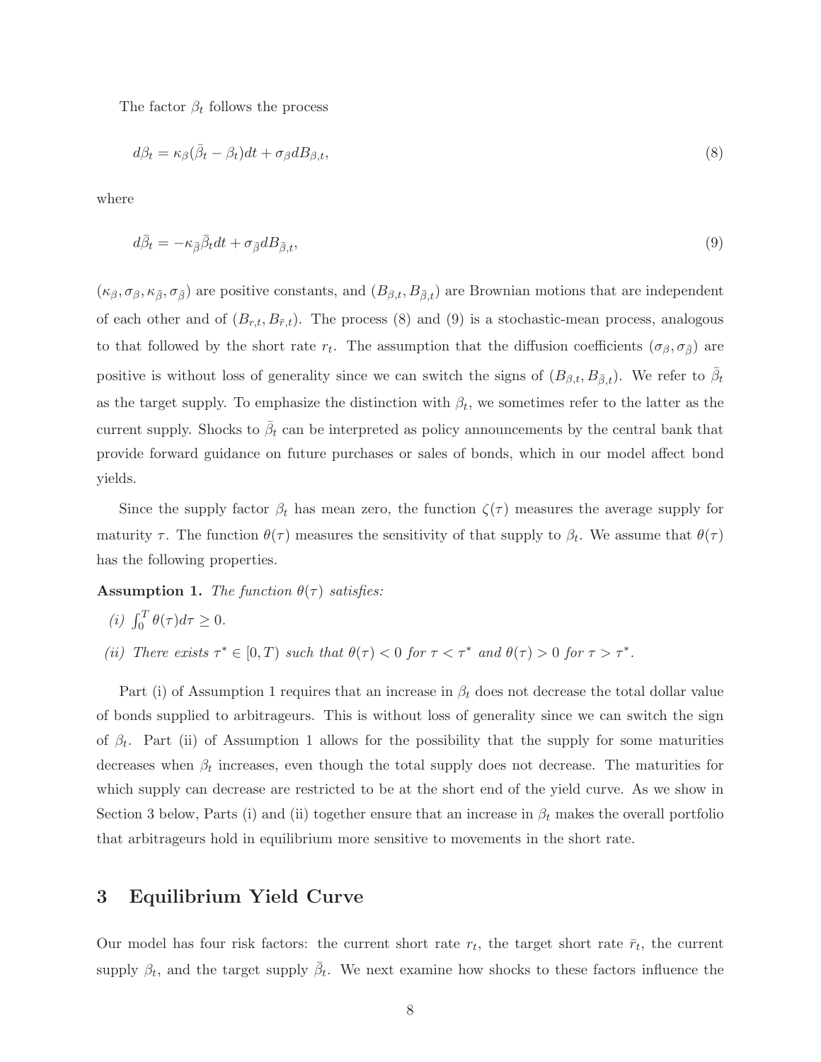The factor $\beta_t$ follows the process

$$d\beta_t = \kappa_\beta(\bar{\beta}_t - \beta_t)dt + \sigma_\beta dB_{\beta,t}, \tag{8}$$

where

$$d\bar{\beta}_t = -\kappa_{\bar{\beta}}\bar{\beta}_t dt + \sigma_{\bar{\beta}} dB_{\bar{\beta},t}, \tag{9}$$

$(\kappa_\beta, \sigma_\beta, \kappa_{\bar{\beta}}, \sigma_{\bar{\beta}})$ are positive constants, and $(B_{\beta,t}, B_{\bar{\beta},t})$ are Brownian motions that are independent of each other and of $(B_{r,t}, B_{\bar{r},t})$. The process (8) and (9) is a stochastic-mean process, analogous to that followed by the short rate $r_t$. The assumption that the diffusion coefficients $(\sigma_\beta, \sigma_{\bar{\beta}})$ are positive is without loss of generality since we can switch the signs of $(B_{\beta,t}, B_{\bar{\beta},t})$. We refer to $\bar{\beta}_t$ as the target supply. To emphasize the distinction with $\beta_t$, we sometimes refer to the latter as the current supply. Shocks to $\bar{\beta}_t$ can be interpreted as policy announcements by the central bank that provide forward guidance on future purchases or sales of bonds, which in our model affect bond yields.

Since the supply factor $\beta_t$ has mean zero, the function $\zeta(\tau)$ measures the average supply for maturity $\tau$. The function $\theta(\tau)$ measures the sensitivity of that supply to $\beta_t$. We assume that $\theta(\tau)$ has the following properties.

**Assumption 1.** *The function $\theta(\tau)$ satisfies:*

*(i) $\int_0^T \theta(\tau)d\tau \geq 0$.*

*(ii) There exists $\tau^* \in [0, T)$ such that $\theta(\tau) < 0$ for $\tau < \tau^*$ and $\theta(\tau) > 0$ for $\tau > \tau^*$.*

Part (i) of Assumption 1 requires that an increase in $\beta_t$ does not decrease the total dollar value of bonds supplied to arbitrageurs. This is without loss of generality since we can switch the sign of $\beta_t$. Part (ii) of Assumption 1 allows for the possibility that the supply for some maturities decreases when $\beta_t$ increases, even though the total supply does not decrease. The maturities for which supply can decrease are restricted to be at the short end of the yield curve. As we show in Section 3 below, Parts (i) and (ii) together ensure that an increase in $\beta_t$ makes the overall portfolio that arbitrageurs hold in equilibrium more sensitive to movements in the short rate.

# 3 Equilibrium Yield Curve

Our model has four risk factors: the current short rate $r_t$, the target short rate $\bar{r}_t$, the current supply $\beta_t$, and the target supply $\bar{\beta}_t$. We next examine how shocks to these factors influence the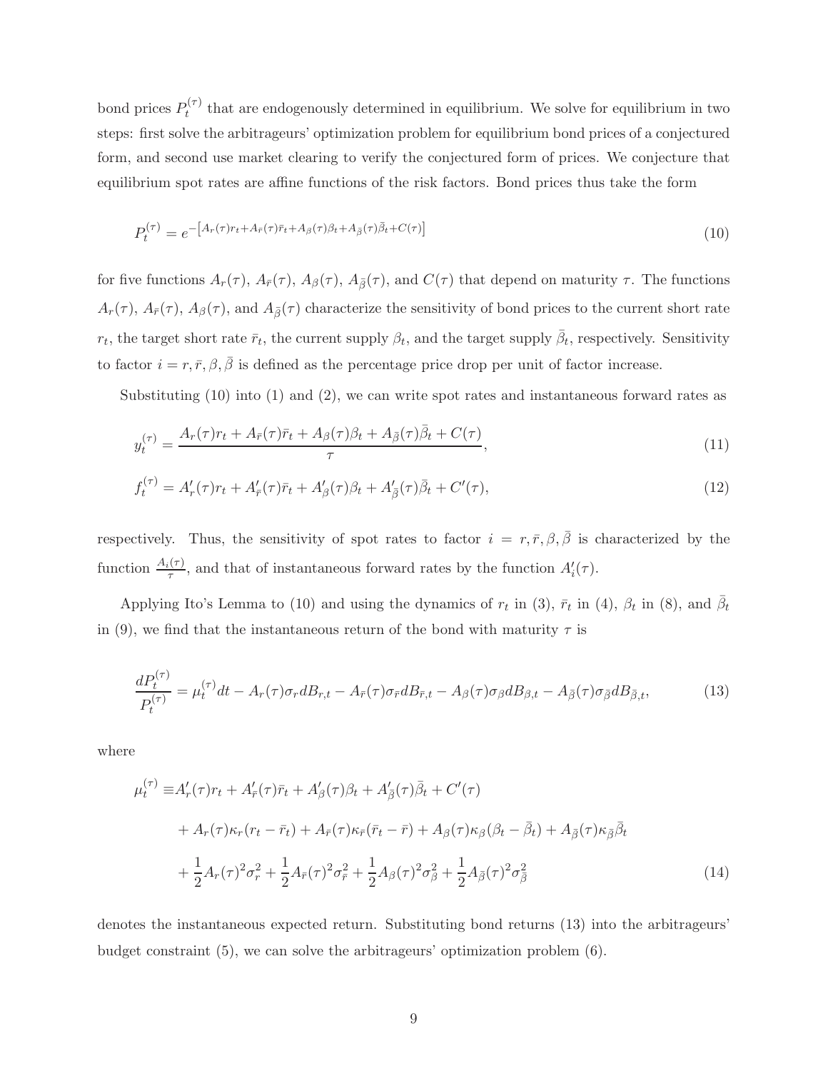bond prices $P_t^{(\tau)}$ that are endogenously determined in equilibrium. We solve for equilibrium in two steps: first solve the arbitrageurs' optimization problem for equilibrium bond prices of a conjectured form, and second use market clearing to verify the conjectured form of prices. We conjecture that equilibrium spot rates are affine functions of the risk factors. Bond prices thus take the form

$$P_t^{(\tau)} = e^{-\left[A_r(\tau)r_t + A_{\bar{r}}(\tau)\bar{r}_t + A_\beta(\tau)\beta_t + A_{\bar{\beta}}(\tau)\bar{\beta}_t + C(\tau)\right]} \tag{10}$$

for five functions $A_r(\tau)$, $A_{\bar{r}}(\tau)$, $A_\beta(\tau)$, $A_{\bar{\beta}}(\tau)$, and $C(\tau)$ that depend on maturity $\tau$. The functions $A_r(\tau)$, $A_{\bar{r}}(\tau)$, $A_\beta(\tau)$, and $A_{\bar{\beta}}(\tau)$ characterize the sensitivity of bond prices to the current short rate $r_t$, the target short rate $\bar{r}_t$, the current supply $\beta_t$, and the target supply $\bar{\beta}_t$, respectively. Sensitivity to factor $i = r, \bar{r}, \beta, \bar{\beta}$ is defined as the percentage price drop per unit of factor increase.

Substituting (10) into (1) and (2), we can write spot rates and instantaneous forward rates as

$$y_t^{(\tau)} = \frac{A_r(\tau)r_t + A_{\bar{r}}(\tau)\bar{r}_t + A_\beta(\tau)\beta_t + A_{\bar{\beta}}(\tau)\bar{\beta}_t + C(\tau)}{\tau}, \tag{11}$$

$$f_t^{(\tau)} = A_r'(\tau)r_t + A_{\bar{r}}'(\tau)\bar{r}_t + A_\beta'(\tau)\beta_t + A_{\bar{\beta}}'(\tau)\bar{\beta}_t + C'(\tau), \tag{12}$$

respectively. Thus, the sensitivity of spot rates to factor $i = r, \bar{r}, \beta, \bar{\beta}$ is characterized by the function $\frac{A_i(\tau)}{\tau}$, and that of instantaneous forward rates by the function $A_i'(\tau)$.

Applying Ito's Lemma to (10) and using the dynamics of $r_t$ in (3), $\bar{r}_t$ in (4), $\beta_t$ in (8), and $\bar{\beta}_t$ in (9), we find that the instantaneous return of the bond with maturity $\tau$ is

$$\frac{dP_t^{(\tau)}}{P_t^{(\tau)}} = \mu_t^{(\tau)}dt - A_r(\tau)\sigma_r dB_{r,t} - A_{\bar{r}}(\tau)\sigma_{\bar{r}} dB_{\bar{r},t} - A_\beta(\tau)\sigma_\beta dB_{\beta,t} - A_{\bar{\beta}}(\tau)\sigma_{\bar{\beta}} dB_{\bar{\beta},t}, \tag{13}$$

where

$$\begin{aligned}
\mu_t^{(\tau)} \equiv & A_r'(\tau)r_t + A_{\bar{r}}'(\tau)\bar{r}_t + A_\beta'(\tau)\beta_t + A_{\bar{\beta}}'(\tau)\bar{\beta}_t + C'(\tau) \\
& + A_r(\tau)\kappa_r(r_t - \bar{r}_t) + A_{\bar{r}}(\tau)\kappa_{\bar{r}}(\bar{r}_t - \bar{r}) + A_\beta(\tau)\kappa_\beta(\beta_t - \bar{\beta}_t) + A_{\bar{\beta}}(\tau)\kappa_{\bar{\beta}}\bar{\beta}_t \\
& + \frac{1}{2}A_r(\tau)^2\sigma_r^2 + \frac{1}{2}A_{\bar{r}}(\tau)^2\sigma_{\bar{r}}^2 + \frac{1}{2}A_\beta(\tau)^2\sigma_\beta^2 + \frac{1}{2}A_{\bar{\beta}}(\tau)^2\sigma_{\bar{\beta}}^2
\end{aligned} \tag{14}$$

denotes the instantaneous expected return. Substituting bond returns (13) into the arbitrageurs' budget constraint (5), we can solve the arbitrageurs' optimization problem (6).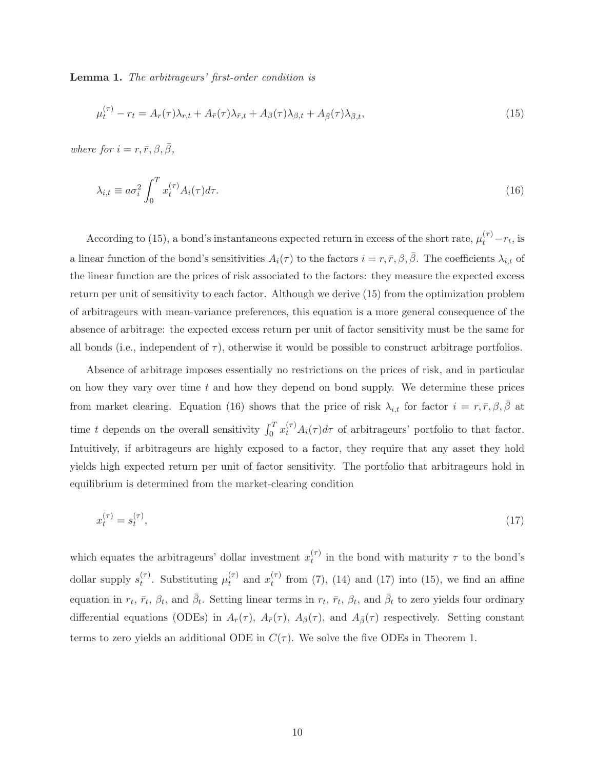**Lemma 1.** *The arbitrageurs' first-order condition is*

$$\mu_t^{(\tau)} - r_t = A_r(\tau)\lambda_{r,t} + A_{\bar{r}}(\tau)\lambda_{\bar{r},t} + A_\beta(\tau)\lambda_{\beta,t} + A_{\bar{\beta}}(\tau)\lambda_{\bar{\beta},t}, \tag{15}$$

*where for* $i = r, \bar{r}, \beta, \bar{\beta}$,

$$\lambda_{i,t} \equiv a\sigma_i^2 \int_0^T x_t^{(\tau)} A_i(\tau) d\tau. \tag{16}$$

According to (15), a bond's instantaneous expected return in excess of the short rate, $\mu_t^{(\tau)} - r_t$, is a linear function of the bond's sensitivities $A_i(\tau)$ to the factors $i = r, \bar{r}, \beta, \bar{\beta}$. The coefficients $\lambda_{i,t}$ of the linear function are the prices of risk associated to the factors: they measure the expected excess return per unit of sensitivity to each factor. Although we derive (15) from the optimization problem of arbitrageurs with mean-variance preferences, this equation is a more general consequence of the absence of arbitrage: the expected excess return per unit of factor sensitivity must be the same for all bonds (i.e., independent of $\tau$), otherwise it would be possible to construct arbitrage portfolios.

Absence of arbitrage imposes essentially no restrictions on the prices of risk, and in particular on how they vary over time $t$ and how they depend on bond supply. We determine these prices from market clearing. Equation (16) shows that the price of risk $\lambda_{i,t}$ for factor $i = r, \bar{r}, \beta, \bar{\beta}$ at time $t$ depends on the overall sensitivity $\int_0^T x_t^{(\tau)} A_i(\tau) d\tau$ of arbitrageurs' portfolio to that factor. Intuitively, if arbitrageurs are highly exposed to a factor, they require that any asset they hold yields high expected return per unit of factor sensitivity. The portfolio that arbitrageurs hold in equilibrium is determined from the market-clearing condition

$$x_t^{(\tau)} = s_t^{(\tau)}, \tag{17}$$

which equates the arbitrageurs' dollar investment $x_t^{(\tau)}$ in the bond with maturity $\tau$ to the bond's dollar supply $s_t^{(\tau)}$. Substituting $\mu_t^{(\tau)}$ and $x_t^{(\tau)}$ from (7), (14) and (17) into (15), we find an affine equation in $r_t$, $\bar{r}_t$, $\beta_t$, and $\bar{\beta}_t$. Setting linear terms in $r_t$, $\bar{r}_t$, $\beta_t$, and $\bar{\beta}_t$ to zero yields four ordinary differential equations (ODEs) in $A_r(\tau)$, $A_{\bar{r}}(\tau)$, $A_\beta(\tau)$, and $A_{\bar{\beta}}(\tau)$ respectively. Setting constant terms to zero yields an additional ODE in $C(\tau)$. We solve the five ODEs in Theorem 1.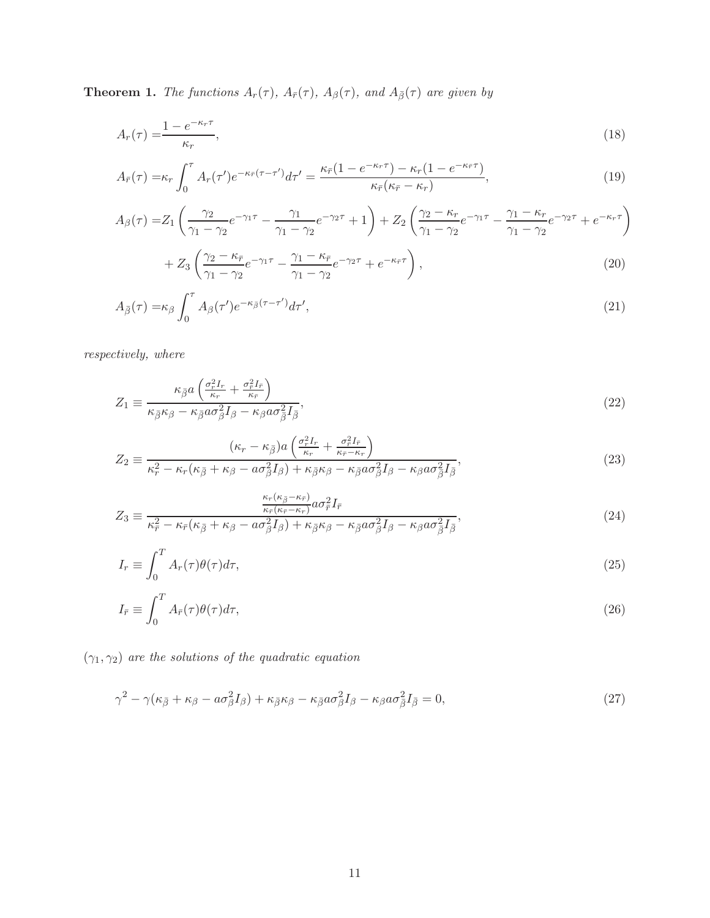**Theorem 1.** *The functions $A_r(\tau)$, $A_{\bar{r}}(\tau)$, $A_\beta(\tau)$, and $A_{\bar{\beta}}(\tau)$ are given by*

$$A_r(\tau) = \frac{1 - e^{-\kappa_r \tau}}{\kappa_r}, \tag{18}$$

$$A_{\bar{r}}(\tau) = \kappa_r \int_0^\tau A_r(\tau') e^{-\kappa_{\bar{r}}(\tau - \tau')} d\tau' = \frac{\kappa_{\bar{r}}(1 - e^{-\kappa_r \tau}) - \kappa_r(1 - e^{-\kappa_{\bar{r}} \tau})}{\kappa_{\bar{r}}(\kappa_{\bar{r}} - \kappa_r)}, \tag{19}$$

$$\begin{aligned} A_\beta(\tau) =& Z_1 \left( \frac{\gamma_2}{\gamma_1 - \gamma_2} e^{-\gamma_1 \tau} - \frac{\gamma_1}{\gamma_1 - \gamma_2} e^{-\gamma_2 \tau} + 1 \right) + Z_2 \left( \frac{\gamma_2 - \kappa_r}{\gamma_1 - \gamma_2} e^{-\gamma_1 \tau} - \frac{\gamma_1 - \kappa_r}{\gamma_1 - \gamma_2} e^{-\gamma_2 \tau} + e^{-\kappa_r \tau} \right) \\ &+ Z_3 \left( \frac{\gamma_2 - \kappa_{\bar{r}}}{\gamma_1 - \gamma_2} e^{-\gamma_1 \tau} - \frac{\gamma_1 - \kappa_{\bar{r}}}{\gamma_1 - \gamma_2} e^{-\gamma_2 \tau} + e^{-\kappa_{\bar{r}} \tau} \right), \end{aligned} \tag{20}$$

$$A_{\bar{\beta}}(\tau) = \kappa_\beta \int_0^\tau A_\beta(\tau') e^{-\kappa_{\bar{\beta}}(\tau - \tau')} d\tau', \tag{21}$$

*respectively, where*

$$Z_1 \equiv \frac{\kappa_{\bar{\beta}} a \left( \frac{\sigma_r^2 I_r}{\kappa_r} + \frac{\sigma_{\bar{r}}^2 I_{\bar{r}}}{\kappa_{\bar{r}}} \right)}{\kappa_{\bar{\beta}} \kappa_\beta - \kappa_{\bar{\beta}} a \sigma_\beta^2 I_\beta - \kappa_\beta a \sigma_{\bar{\beta}}^2 I_{\bar{\beta}}}, \tag{22}$$

$$Z_2 \equiv \frac{(\kappa_r - \kappa_{\bar{\beta}}) a \left( \frac{\sigma_r^2 I_r}{\kappa_r} + \frac{\sigma_{\bar{r}}^2 I_{\bar{r}}}{\kappa_{\bar{r}} - \kappa_r} \right)}{\kappa_r^2 - \kappa_r(\kappa_{\bar{\beta}} + \kappa_\beta - a\sigma_\beta^2 I_\beta) + \kappa_{\bar{\beta}} \kappa_\beta - \kappa_{\bar{\beta}} a \sigma_\beta^2 I_\beta - \kappa_\beta a \sigma_{\bar{\beta}}^2 I_{\bar{\beta}}}, \tag{23}$$

$$Z_3 \equiv \frac{\frac{\kappa_r(\kappa_{\bar{\beta}} - \kappa_{\bar{r}})}{\kappa_{\bar{r}}(\kappa_{\bar{r}} - \kappa_r)} a \sigma_{\bar{r}}^2 I_{\bar{r}}}{\kappa_{\bar{r}}^2 - \kappa_{\bar{r}}(\kappa_{\bar{\beta}} + \kappa_\beta - a\sigma_\beta^2 I_\beta) + \kappa_{\bar{\beta}} \kappa_\beta - \kappa_{\bar{\beta}} a \sigma_\beta^2 I_\beta - \kappa_\beta a \sigma_{\bar{\beta}}^2 I_{\bar{\beta}}}, \tag{24}$$

$$I_r \equiv \int_0^T A_r(\tau) \theta(\tau) d\tau, \tag{25}$$

$$I_{\bar{r}} \equiv \int_0^T A_{\bar{r}}(\tau) \theta(\tau) d\tau, \tag{26}$$

*$(\gamma_1, \gamma_2)$ are the solutions of the quadratic equation*

$$\gamma^2 - \gamma(\kappa_{\bar{\beta}} + \kappa_\beta - a\sigma_\beta^2 I_\beta) + \kappa_{\bar{\beta}} \kappa_\beta - \kappa_{\bar{\beta}} a \sigma_\beta^2 I_\beta - \kappa_\beta a \sigma_{\bar{\beta}}^2 I_{\bar{\beta}} = 0, \tag{27}$$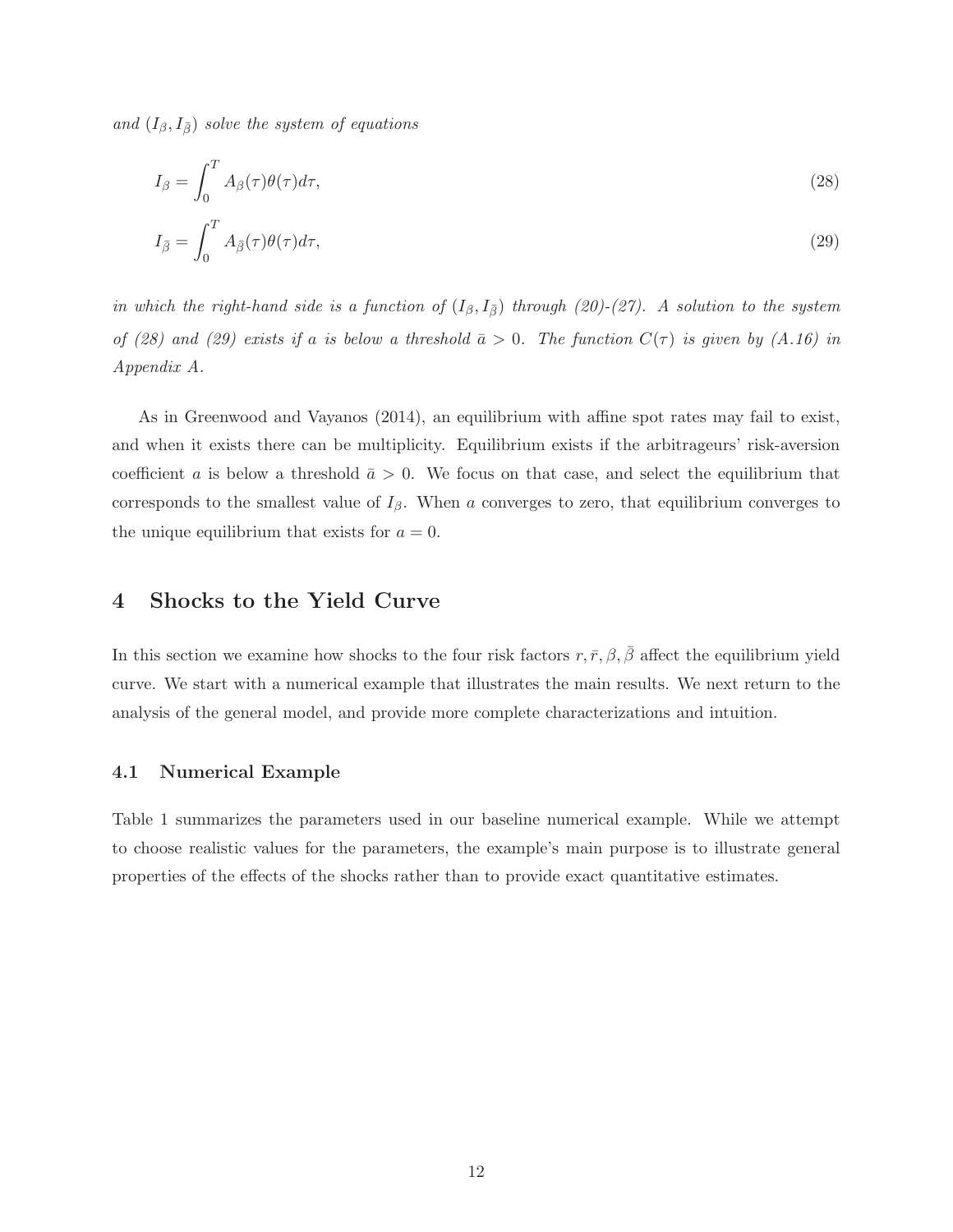*and $(I_\beta, I_{\bar{\beta}})$ solve the system of equations*

$$I_\beta = \int_0^T A_\beta(\tau)\theta(\tau)d\tau, \tag{28}$$

$$I_{\bar{\beta}} = \int_0^T A_{\bar{\beta}}(\tau)\theta(\tau)d\tau, \tag{29}$$

*in which the right-hand side is a function of $(I_\beta, I_{\bar{\beta}})$ through (20)-(27). A solution to the system of (28) and (29) exists if $a$ is below a threshold $\bar{a} > 0$. The function $C(\tau)$ is given by (A.16) in Appendix A.*

As in Greenwood and Vayanos (2014), an equilibrium with affine spot rates may fail to exist, and when it exists there can be multiplicity. Equilibrium exists if the arbitrageurs' risk-aversion coefficient $a$ is below a threshold $\bar{a} > 0$. We focus on that case, and select the equilibrium that corresponds to the smallest value of $I_\beta$. When $a$ converges to zero, that equilibrium converges to the unique equilibrium that exists for $a = 0$.

# 4 Shocks to the Yield Curve

In this section we examine how shocks to the four risk factors $r, \bar{r}, \beta, \bar{\beta}$ affect the equilibrium yield curve. We start with a numerical example that illustrates the main results. We next return to the analysis of the general model, and provide more complete characterizations and intuition.

## 4.1 Numerical Example

Table 1 summarizes the parameters used in our baseline numerical example. While we attempt to choose realistic values for the parameters, the example's main purpose is to illustrate general properties of the effects of the shocks rather than to provide exact quantitative estimates.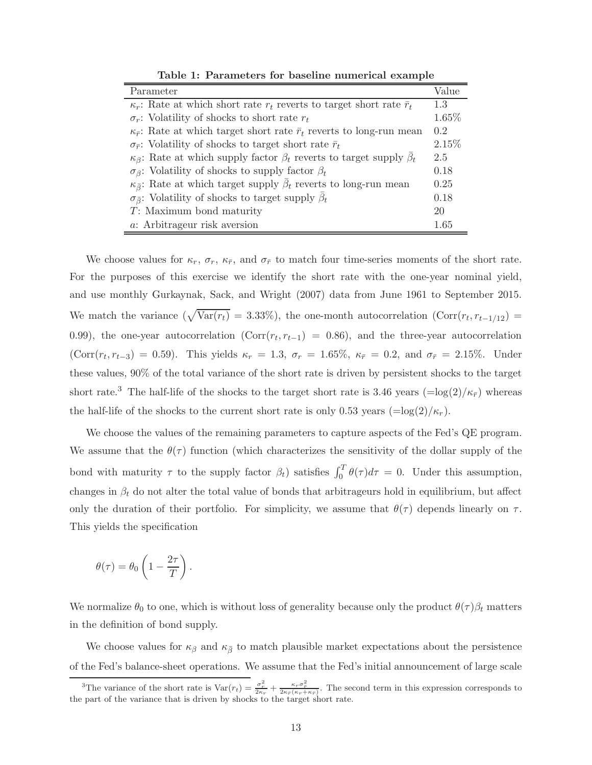**Table 1: Parameters for baseline numerical example**

| Parameter | Value |
|---|---|
| $\kappa_r$: Rate at which short rate $r_t$ reverts to target short rate $\bar{r}_t$ | 1.3 |
| $\sigma_r$: Volatility of shocks to short rate $r_t$ | 1.65% |
| $\kappa_{\bar{r}}$: Rate at which target short rate $\bar{r}_t$ reverts to long-run mean | 0.2 |
| $\sigma_{\bar{r}}$: Volatility of shocks to target short rate $\bar{r}_t$ | 2.15% |
| $\kappa_\beta$: Rate at which supply factor $\beta_t$ reverts to target supply $\bar{\beta}_t$ | 2.5 |
| $\sigma_\beta$: Volatility of shocks to supply factor $\beta_t$ | 0.18 |
| $\kappa_{\bar{\beta}}$: Rate at which target supply $\bar{\beta}_t$ reverts to long-run mean | 0.25 |
| $\sigma_{\bar{\beta}}$: Volatility of shocks to target supply $\bar{\beta}_t$ | 0.18 |
| $T$: Maximum bond maturity | 20 |
| $a$: Arbitrageur risk aversion | 1.65 |

We choose values for $\kappa_r$, $\sigma_r$, $\kappa_{\bar{r}}$, and $\sigma_{\bar{r}}$ to match four time-series moments of the short rate. For the purposes of this exercise we identify the short rate with the one-year nominal yield, and use monthly Gurkaynak, Sack, and Wright (2007) data from June 1961 to September 2015. We match the variance ($\sqrt{\text{Var}(r_t)} = 3.33\%$), the one-month autocorrelation ($\text{Corr}(r_t, r_{t-1/12}) = 0.99$), the one-year autocorrelation ($\text{Corr}(r_t, r_{t-1}) = 0.86$), and the three-year autocorrelation ($\text{Corr}(r_t, r_{t-3}) = 0.59$). This yields $\kappa_r = 1.3$, $\sigma_r = 1.65\%$, $\kappa_{\bar{r}} = 0.2$, and $\sigma_{\bar{r}} = 2.15\%$. Under these values, 90% of the total variance of the short rate is driven by persistent shocks to the target short rate.[3] The half-life of the shocks to the target short rate is 3.46 years ($=\log(2)/\kappa_{\bar{r}}$) whereas the half-life of the shocks to the current short rate is only 0.53 years ($=\log(2)/\kappa_r$).

We choose the values of the remaining parameters to capture aspects of the Fed's QE program. We assume that the $\theta(\tau)$ function (which characterizes the sensitivity of the dollar supply of the bond with maturity $\tau$ to the supply factor $\beta_t$) satisfies $\int_0^T \theta(\tau)d\tau = 0$. Under this assumption, changes in $\beta_t$ do not alter the total value of bonds that arbitrageurs hold in equilibrium, but affect only the duration of their portfolio. For simplicity, we assume that $\theta(\tau)$ depends linearly on $\tau$. This yields the specification

$$\theta(\tau) = \theta_0 \left(1 - \frac{2\tau}{T}\right).$$

We normalize $\theta_0$ to one, which is without loss of generality because only the product $\theta(\tau)\beta_t$ matters in the definition of bond supply.

We choose values for $\kappa_\beta$ and $\kappa_{\bar{\beta}}$ to match plausible market expectations about the persistence of the Fed's balance-sheet operations. We assume that the Fed's initial announcement of large scale

[3] The variance of the short rate is $\text{Var}(r_t) = \frac{\sigma_r^2}{2\kappa_r} + \frac{\kappa_r \sigma_{\bar{r}}^2}{2\kappa_{\bar{r}}(\kappa_r + \kappa_{\bar{r}})}$. The second term in this expression corresponds to the part of the variance that is driven by shocks to the target short rate.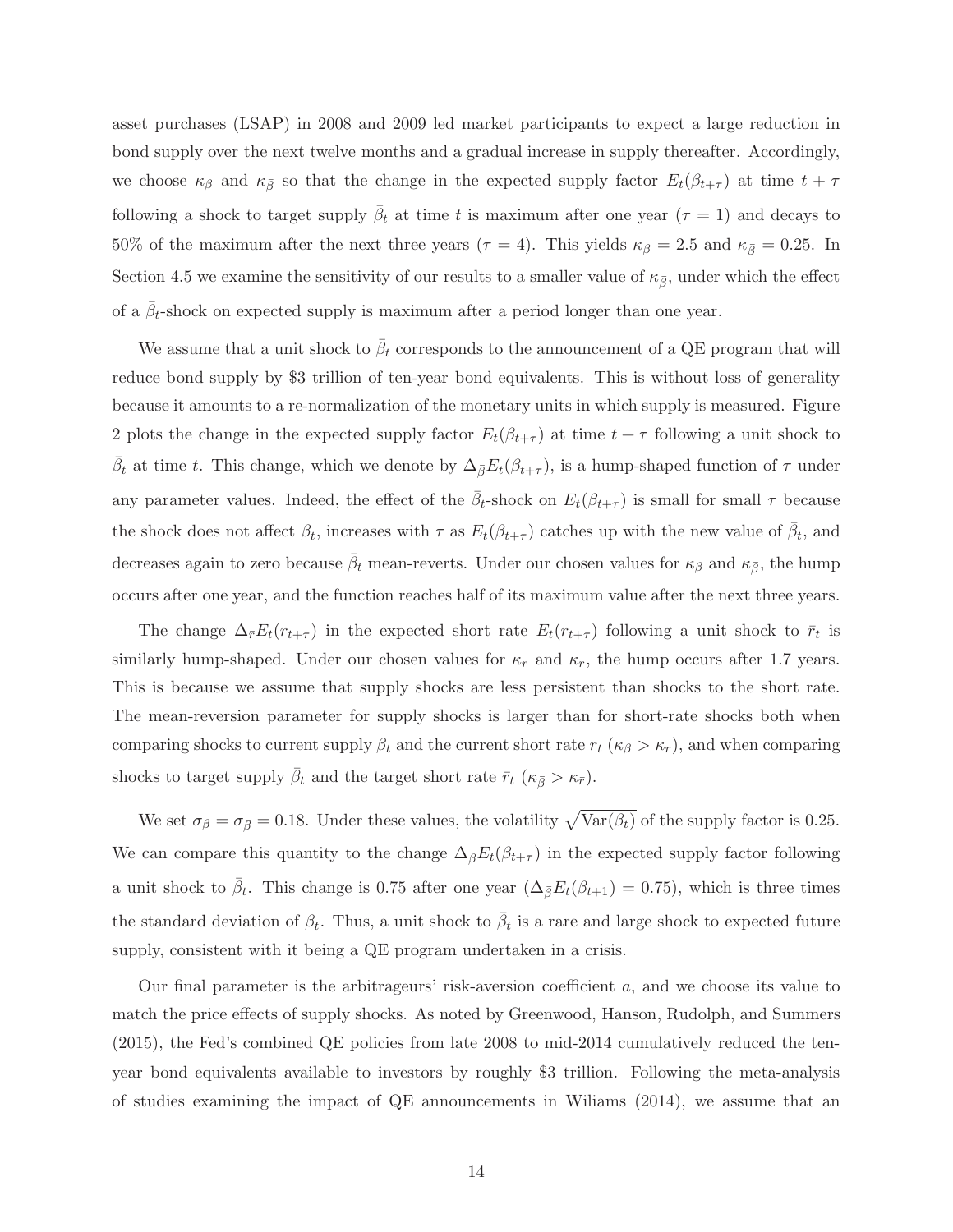asset purchases (LSAP) in 2008 and 2009 led market participants to expect a large reduction in bond supply over the next twelve months and a gradual increase in supply thereafter. Accordingly, we choose $\kappa_\beta$ and $\kappa_{\bar{\beta}}$ so that the change in the expected supply factor $E_t(\beta_{t+\tau})$ at time $t+\tau$ following a shock to target supply $\bar{\beta}_t$ at time $t$ is maximum after one year ($\tau = 1$) and decays to 50% of the maximum after the next three years ($\tau = 4$). This yields $\kappa_\beta = 2.5$ and $\kappa_{\bar{\beta}} = 0.25$. In Section 4.5 we examine the sensitivity of our results to a smaller value of $\kappa_{\bar{\beta}}$, under which the effect of a $\bar{\beta}_t$-shock on expected supply is maximum after a period longer than one year.

We assume that a unit shock to $\bar{\beta}_t$ corresponds to the announcement of a QE program that will reduce bond supply by \$3 trillion of ten-year bond equivalents. This is without loss of generality because it amounts to a re-normalization of the monetary units in which supply is measured. Figure 2 plots the change in the expected supply factor $E_t(\beta_{t+\tau})$ at time $t+\tau$ following a unit shock to $\bar{\beta}_t$ at time $t$. This change, which we denote by $\Delta_{\bar{\beta}} E_t(\beta_{t+\tau})$, is a hump-shaped function of $\tau$ under any parameter values. Indeed, the effect of the $\bar{\beta}_t$-shock on $E_t(\beta_{t+\tau})$ is small for small $\tau$ because the shock does not affect $\beta_t$, increases with $\tau$ as $E_t(\beta_{t+\tau})$ catches up with the new value of $\bar{\beta}_t$, and decreases again to zero because $\bar{\beta}_t$ mean-reverts. Under our chosen values for $\kappa_\beta$ and $\kappa_{\bar{\beta}}$, the hump occurs after one year, and the function reaches half of its maximum value after the next three years.

The change $\Delta_{\bar{r}} E_t(r_{t+\tau})$ in the expected short rate $E_t(r_{t+\tau})$ following a unit shock to $\bar{r}_t$ is similarly hump-shaped. Under our chosen values for $\kappa_r$ and $\kappa_{\bar{r}}$, the hump occurs after 1.7 years. This is because we assume that supply shocks are less persistent than shocks to the short rate. The mean-reversion parameter for supply shocks is larger than for short-rate shocks both when comparing shocks to current supply $\beta_t$ and the current short rate $r_t$ ($\kappa_\beta > \kappa_r$), and when comparing shocks to target supply $\bar{\beta}_t$ and the target short rate $\bar{r}_t$ ($\kappa_{\bar{\beta}} > \kappa_{\bar{r}}$).

We set $\sigma_\beta = \sigma_{\bar{\beta}} = 0.18$. Under these values, the volatility $\sqrt{\text{Var}(\beta_t)}$ of the supply factor is 0.25. We can compare this quantity to the change $\Delta_{\bar{\beta}} E_t(\beta_{t+\tau})$ in the expected supply factor following a unit shock to $\bar{\beta}_t$. This change is 0.75 after one year ($\Delta_{\bar{\beta}} E_t(\beta_{t+1}) = 0.75$), which is three times the standard deviation of $\beta_t$. Thus, a unit shock to $\bar{\beta}_t$ is a rare and large shock to expected future supply, consistent with it being a QE program undertaken in a crisis.

Our final parameter is the arbitrageurs' risk-aversion coefficient $a$, and we choose its value to match the price effects of supply shocks. As noted by Greenwood, Hanson, Rudolph, and Summers (2015), the Fed's combined QE policies from late 2008 to mid-2014 cumulatively reduced the ten-year bond equivalents available to investors by roughly \$3 trillion. Following the meta-analysis of studies examining the impact of QE announcements in Wiliams (2014), we assume that an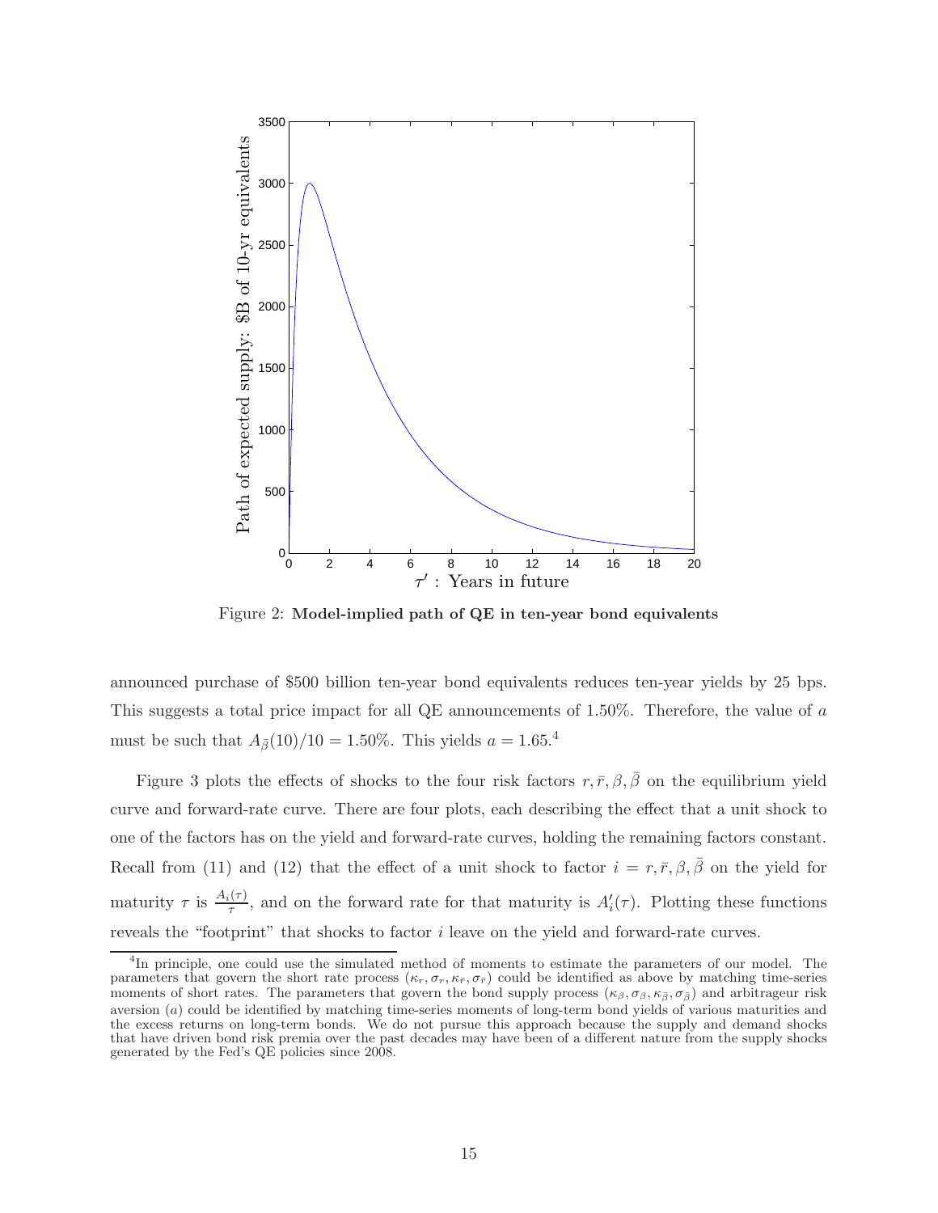Figure 2: **Model-implied path of QE in ten-year bond equivalents**

announced purchase of \$500 billion ten-year bond equivalents reduces ten-year yields by 25 bps. This suggests a total price impact for all QE announcements of 1.50%. Therefore, the value of $a$ must be such that $A_{\bar{\beta}}(10)/10 = 1.50\%$. This yields $a = 1.65$.[4]

Figure 3 plots the effects of shocks to the four risk factors $r, \bar{r}, \beta, \bar{\beta}$ on the equilibrium yield curve and forward-rate curve. There are four plots, each describing the effect that a unit shock to one of the factors has on the yield and forward-rate curves, holding the remaining factors constant. Recall from (11) and (12) that the effect of a unit shock to factor $i = r, \bar{r}, \beta, \bar{\beta}$ on the yield for maturity $\tau$ is $\frac{A_i(\tau)}{\tau}$, and on the forward rate for that maturity is $A_i'(\tau)$. Plotting these functions reveals the "footprint" that shocks to factor $i$ leave on the yield and forward-rate curves.

[4] In principle, one could use the simulated method of moments to estimate the parameters of our model. The parameters that govern the short rate process $(\kappa_r, \sigma_r, \kappa_{\bar{r}}, \sigma_{\bar{r}})$ could be identified as above by matching time-series moments of short rates. The parameters that govern the bond supply process $(\kappa_\beta, \sigma_\beta, \kappa_{\bar{\beta}}, \sigma_{\bar{\beta}})$ and arbitrageur risk aversion $(a)$ could be identified by matching time-series moments of long-term bond yields of various maturities and the excess returns on long-term bonds. We do not pursue this approach because the supply and demand shocks that have driven bond risk premia over the past decades may have been of a different nature from the supply shocks generated by the Fed's QE policies since 2008.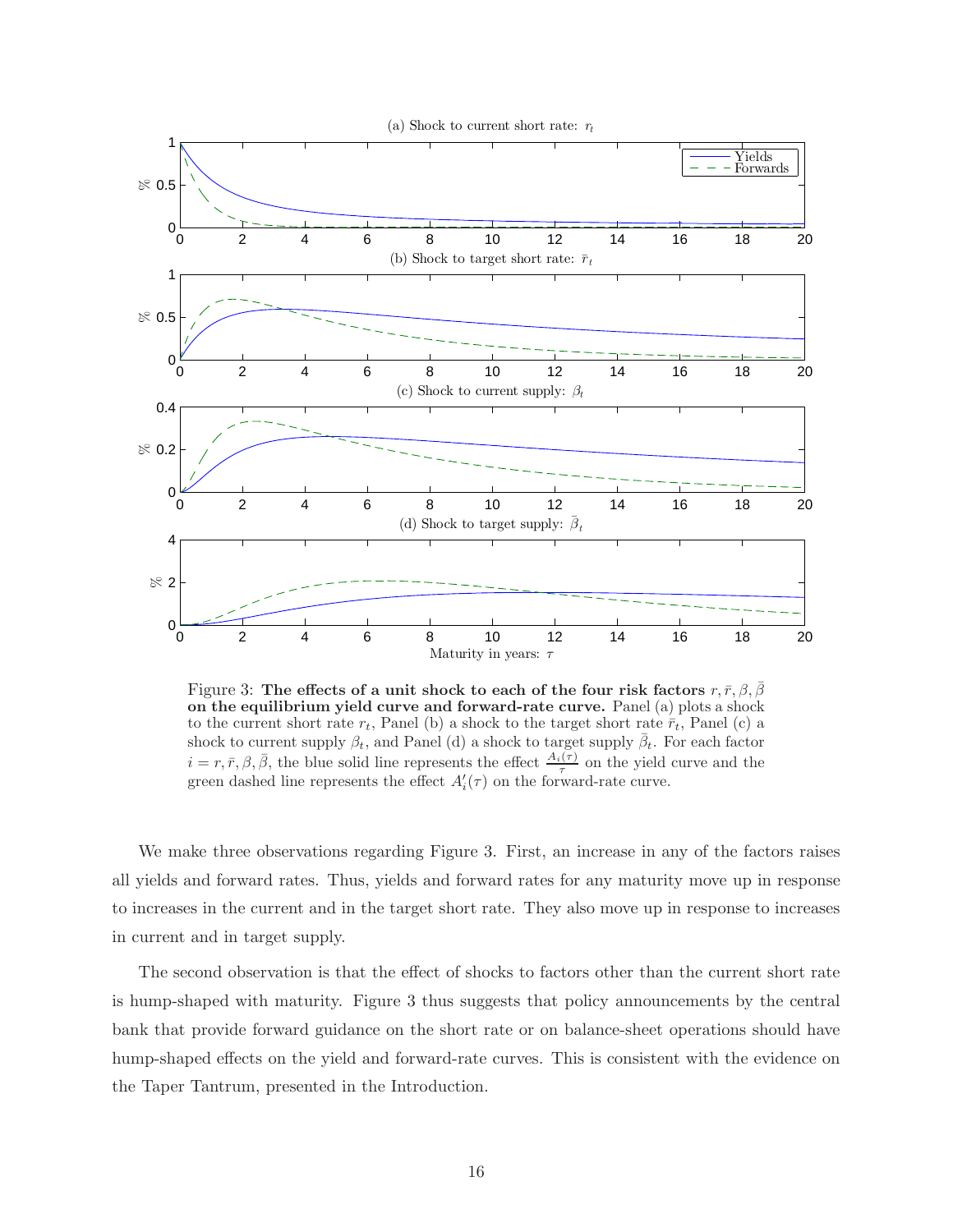Figure 3: **The effects of a unit shock to each of the four risk factors $r, \bar{r}, \beta, \bar{\beta}$ on the equilibrium yield curve and forward-rate curve.** Panel (a) plots a shock to the current short rate $r_t$, Panel (b) a shock to the target short rate $\bar{r}_t$, Panel (c) a shock to current supply $\beta_t$, and Panel (d) a shock to target supply $\bar{\beta}_t$. For each factor $i = r, \bar{r}, \beta, \bar{\beta}$, the blue solid line represents the effect $\frac{A_i(\tau)}{\tau}$ on the yield curve and the green dashed line represents the effect $A_i'(\tau)$ on the forward-rate curve.

We make three observations regarding Figure 3. First, an increase in any of the factors raises all yields and forward rates. Thus, yields and forward rates for any maturity move up in response to increases in the current and in the target short rate. They also move up in response to increases in current and in target supply.

The second observation is that the effect of shocks to factors other than the current short rate is hump-shaped with maturity. Figure 3 thus suggests that policy announcements by the central bank that provide forward guidance on the short rate or on balance-sheet operations should have hump-shaped effects on the yield and forward-rate curves. This is consistent with the evidence on the Taper Tantrum, presented in the Introduction.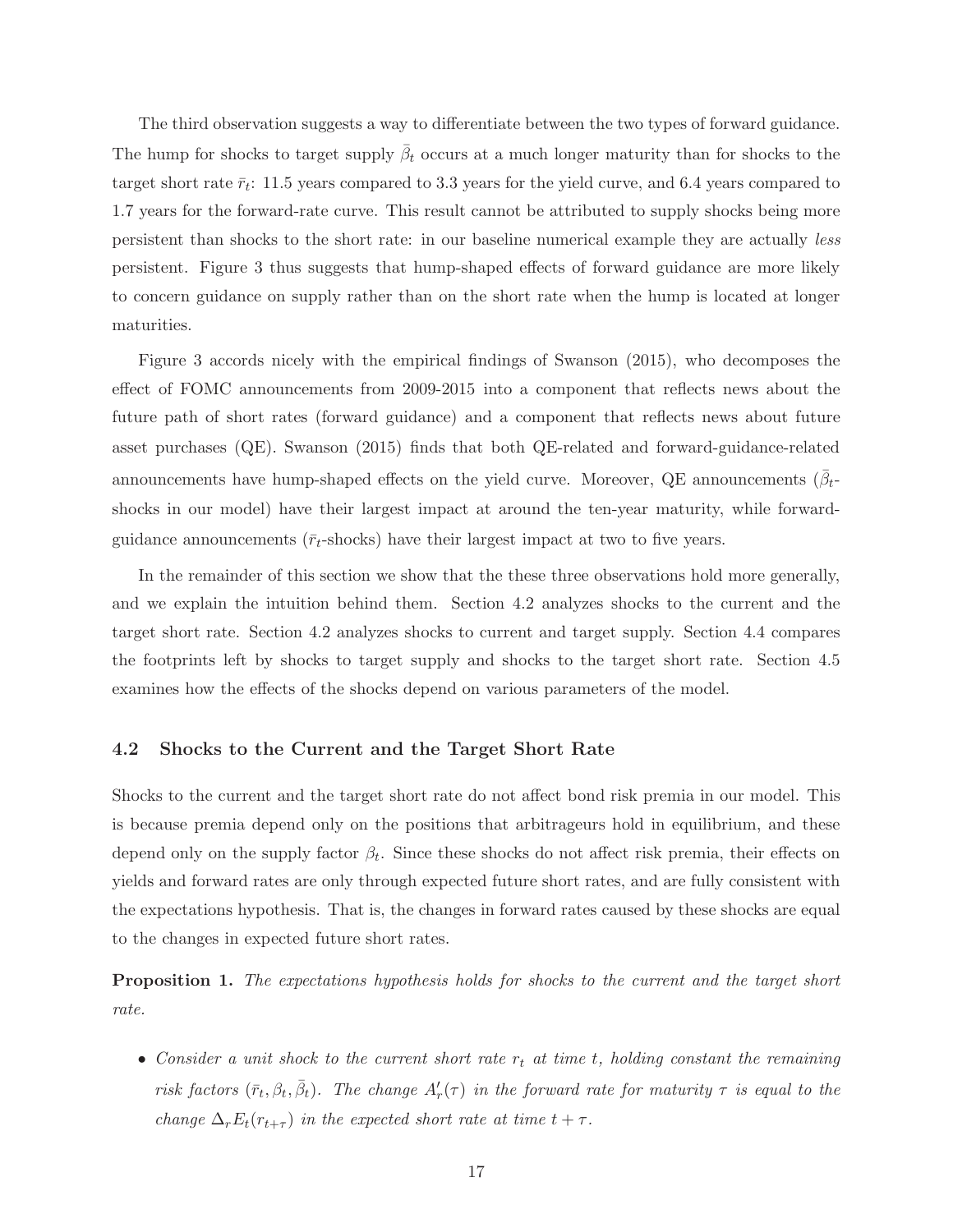The third observation suggests a way to differentiate between the two types of forward guidance. The hump for shocks to target supply $\bar{\beta}_t$ occurs at a much longer maturity than for shocks to the target short rate $\bar{r}_t$: 11.5 years compared to 3.3 years for the yield curve, and 6.4 years compared to 1.7 years for the forward-rate curve. This result cannot be attributed to supply shocks being more persistent than shocks to the short rate: in our baseline numerical example they are actually *less* persistent. Figure 3 thus suggests that hump-shaped effects of forward guidance are more likely to concern guidance on supply rather than on the short rate when the hump is located at longer maturities.

Figure 3 accords nicely with the empirical findings of Swanson (2015), who decomposes the effect of FOMC announcements from 2009-2015 into a component that reflects news about the future path of short rates (forward guidance) and a component that reflects news about future asset purchases (QE). Swanson (2015) finds that both QE-related and forward-guidance-related announcements have hump-shaped effects on the yield curve. Moreover, QE announcements ($\bar{\beta}_t$-shocks in our model) have their largest impact at around the ten-year maturity, while forward-guidance announcements ($\bar{r}_t$-shocks) have their largest impact at two to five years.

In the remainder of this section we show that the these three observations hold more generally, and we explain the intuition behind them. Section 4.2 analyzes shocks to the current and the target short rate. Section 4.2 analyzes shocks to current and target supply. Section 4.4 compares the footprints left by shocks to target supply and shocks to the target short rate. Section 4.5 examines how the effects of the shocks depend on various parameters of the model.

### 4.2 Shocks to the Current and the Target Short Rate

Shocks to the current and the target short rate do not affect bond risk premia in our model. This is because premia depend only on the positions that arbitrageurs hold in equilibrium, and these depend only on the supply factor $\beta_t$. Since these shocks do not affect risk premia, their effects on yields and forward rates are only through expected future short rates, and are fully consistent with the expectations hypothesis. That is, the changes in forward rates caused by these shocks are equal to the changes in expected future short rates.

**Proposition 1.** *The expectations hypothesis holds for shocks to the current and the target short rate.*

- *Consider a unit shock to the current short rate $r_t$ at time $t$, holding constant the remaining risk factors $(\bar{r}_t, \beta_t, \bar{\beta}_t)$. The change $A'_r(\tau)$ in the forward rate for maturity $\tau$ is equal to the change $\Delta_r E_t(r_{t+\tau})$ in the expected short rate at time $t+\tau$.*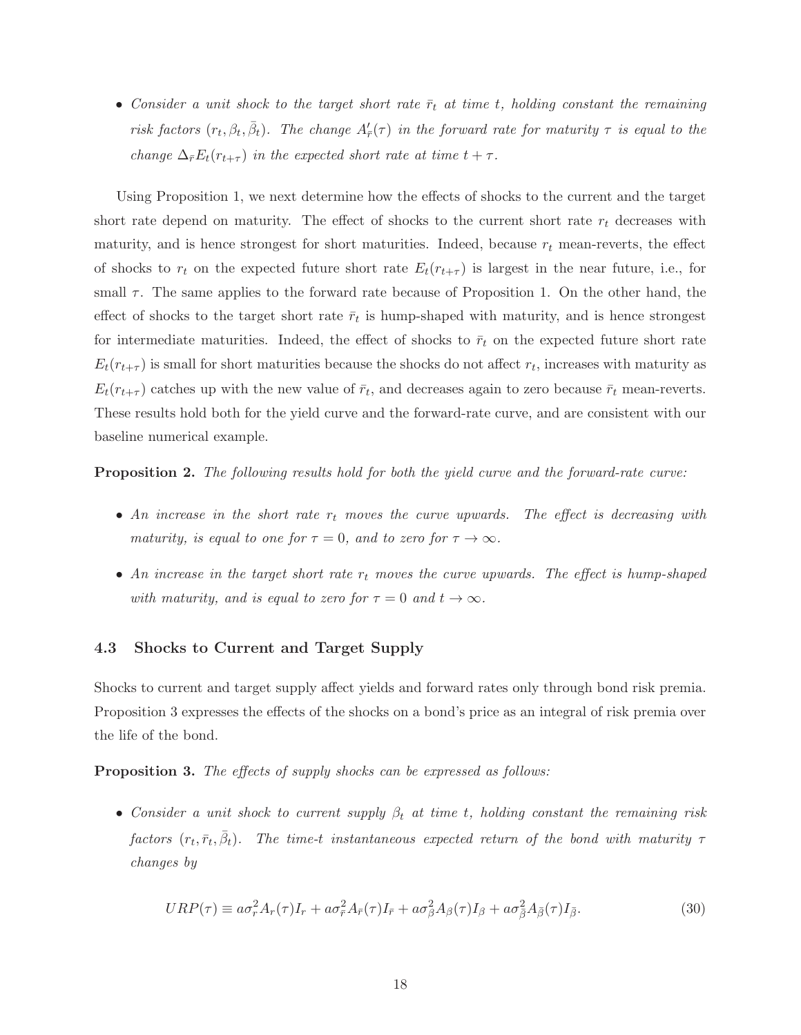- *Consider a unit shock to the target short rate $\bar{r}_t$ at time $t$, holding constant the remaining risk factors $(r_t, \beta_t, \bar{\beta}_t)$. The change $A'_{\bar{r}}(\tau)$ in the forward rate for maturity $\tau$ is equal to the change $\Delta_{\bar{r}} E_t(r_{t+\tau})$ in the expected short rate at time $t+\tau$.*

Using Proposition 1, we next determine how the effects of shocks to the current and the target short rate depend on maturity. The effect of shocks to the current short rate $r_t$ decreases with maturity, and is hence strongest for short maturities. Indeed, because $r_t$ mean-reverts, the effect of shocks to $r_t$ on the expected future short rate $E_t(r_{t+\tau})$ is largest in the near future, i.e., for small $\tau$. The same applies to the forward rate because of Proposition 1. On the other hand, the effect of shocks to the target short rate $\bar{r}_t$ is hump-shaped with maturity, and is hence strongest for intermediate maturities. Indeed, the effect of shocks to $\bar{r}_t$ on the expected future short rate $E_t(r_{t+\tau})$ is small for short maturities because the shocks do not affect $r_t$, increases with maturity as $E_t(r_{t+\tau})$ catches up with the new value of $\bar{r}_t$, and decreases again to zero because $\bar{r}_t$ mean-reverts. These results hold both for the yield curve and the forward-rate curve, and are consistent with our baseline numerical example.

**Proposition 2.** *The following results hold for both the yield curve and the forward-rate curve:*

- *An increase in the short rate $r_t$ moves the curve upwards. The effect is decreasing with maturity, is equal to one for $\tau = 0$, and to zero for $\tau \to \infty$.*
- *An increase in the target short rate $r_t$ moves the curve upwards. The effect is hump-shaped with maturity, and is equal to zero for $\tau = 0$ and $t \to \infty$.*

### 4.3 Shocks to Current and Target Supply

Shocks to current and target supply affect yields and forward rates only through bond risk premia. Proposition 3 expresses the effects of the shocks on a bond's price as an integral of risk premia over the life of the bond.

**Proposition 3.** *The effects of supply shocks can be expressed as follows:*

- *Consider a unit shock to current supply $\beta_t$ at time $t$, holding constant the remaining risk factors $(r_t, \bar{r}_t, \bar{\beta}_t)$. The time-$t$ instantaneous expected return of the bond with maturity $\tau$ changes by*

$$URP(\tau) \equiv a\sigma_r^2 A_r(\tau) I_r + a\sigma_{\bar{r}}^2 A_{\bar{r}}(\tau) I_{\bar{r}} + a\sigma_\beta^2 A_\beta(\tau) I_\beta + a\sigma_{\bar{\beta}}^2 A_{\bar{\beta}}(\tau) I_{\bar{\beta}}. \tag{30}$$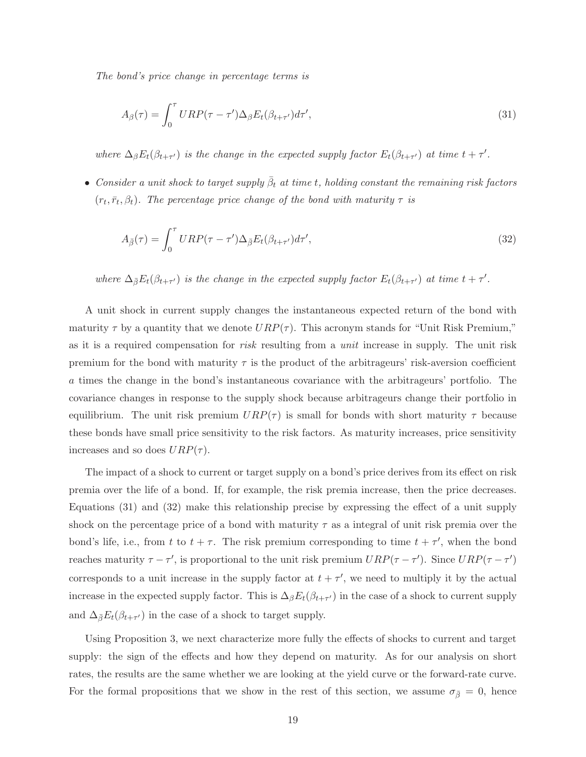*The bond's price change in percentage terms is*

$$A_\beta(\tau) = \int_0^\tau URP(\tau - \tau')\Delta_\beta E_t(\beta_{t+\tau'})d\tau', \tag{31}$$

*where $\Delta_\beta E_t(\beta_{t+\tau'})$ is the change in the expected supply factor $E_t(\beta_{t+\tau'})$ at time $t + \tau'$.*

- *Consider a unit shock to target supply $\bar{\beta}_t$ at time $t$, holding constant the remaining risk factors $(r_t, \bar{r}_t, \beta_t)$. The percentage price change of the bond with maturity $\tau$ is*

$$A_{\bar{\beta}}(\tau) = \int_0^\tau URP(\tau - \tau')\Delta_{\bar{\beta}} E_t(\beta_{t+\tau'})d\tau', \tag{32}$$

*where $\Delta_{\bar{\beta}} E_t(\beta_{t+\tau'})$ is the change in the expected supply factor $E_t(\beta_{t+\tau'})$ at time $t + \tau'$.*

A unit shock in current supply changes the instantaneous expected return of the bond with maturity $\tau$ by a quantity that we denote $URP(\tau)$. This acronym stands for "Unit Risk Premium," as it is a required compensation for *risk* resulting from a *unit* increase in supply. The unit risk premium for the bond with maturity $\tau$ is the product of the arbitrageurs' risk-aversion coefficient $a$ times the change in the bond's instantaneous covariance with the arbitrageurs' portfolio. The covariance changes in response to the supply shock because arbitrageurs change their portfolio in equilibrium. The unit risk premium $URP(\tau)$ is small for bonds with short maturity $\tau$ because these bonds have small price sensitivity to the risk factors. As maturity increases, price sensitivity increases and so does $URP(\tau)$.

The impact of a shock to current or target supply on a bond's price derives from its effect on risk premia over the life of a bond. If, for example, the risk premia increase, then the price decreases. Equations (31) and (32) make this relationship precise by expressing the effect of a unit supply shock on the percentage price of a bond with maturity $\tau$ as a integral of unit risk premia over the bond's life, i.e., from $t$ to $t + \tau$. The risk premium corresponding to time $t + \tau'$, when the bond reaches maturity $\tau - \tau'$, is proportional to the unit risk premium $URP(\tau - \tau')$. Since $URP(\tau - \tau')$ corresponds to a unit increase in the supply factor at $t + \tau'$, we need to multiply it by the actual increase in the expected supply factor. This is $\Delta_\beta E_t(\beta_{t+\tau'})$ in the case of a shock to current supply and $\Delta_{\bar{\beta}} E_t(\beta_{t+\tau'})$ in the case of a shock to target supply.

Using Proposition 3, we next characterize more fully the effects of shocks to current and target supply: the sign of the effects and how they depend on maturity. As for our analysis on short rates, the results are the same whether we are looking at the yield curve or the forward-rate curve. For the formal propositions that we show in the rest of this section, we assume $\sigma_{\bar{\beta}} = 0$, hence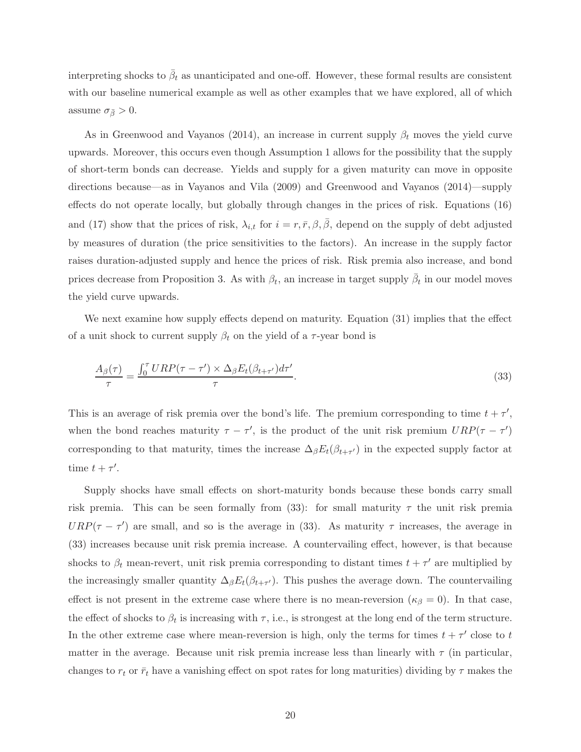interpreting shocks to $\bar{\beta}_t$ as unanticipated and one-off. However, these formal results are consistent with our baseline numerical example as well as other examples that we have explored, all of which assume $\sigma_{\bar{\beta}} > 0$.

As in Greenwood and Vayanos (2014), an increase in current supply $\beta_t$ moves the yield curve upwards. Moreover, this occurs even though Assumption 1 allows for the possibility that the supply of short-term bonds can decrease. Yields and supply for a given maturity can move in opposite directions because—as in Vayanos and Vila (2009) and Greenwood and Vayanos (2014)—supply effects do not operate locally, but globally through changes in the prices of risk. Equations (16) and (17) show that the prices of risk, $\lambda_{i,t}$ for $i = r, \bar{r}, \beta, \bar{\beta}$, depend on the supply of debt adjusted by measures of duration (the price sensitivities to the factors). An increase in the supply factor raises duration-adjusted supply and hence the prices of risk. Risk premia also increase, and bond prices decrease from Proposition 3. As with $\beta_t$, an increase in target supply $\bar{\beta}_t$ in our model moves the yield curve upwards.

We next examine how supply effects depend on maturity. Equation (31) implies that the effect of a unit shock to current supply $\beta_t$ on the yield of a $\tau$-year bond is

$$\frac{A_\beta(\tau)}{\tau} = \frac{\int_0^\tau URP(\tau - \tau') \times \Delta_\beta E_t(\beta_{t+\tau'}) d\tau'}{\tau}. \tag{33}$$

This is an average of risk premia over the bond's life. The premium corresponding to time $t + \tau'$, when the bond reaches maturity $\tau - \tau'$, is the product of the unit risk premium $URP(\tau - \tau')$ corresponding to that maturity, times the increase $\Delta_\beta E_t(\beta_{t+\tau'})$ in the expected supply factor at time $t + \tau'$.

Supply shocks have small effects on short-maturity bonds because these bonds carry small risk premia. This can be seen formally from (33): for small maturity $\tau$ the unit risk premia $URP(\tau - \tau')$ are small, and so is the average in (33). As maturity $\tau$ increases, the average in (33) increases because unit risk premia increase. A countervailing effect, however, is that because shocks to $\beta_t$ mean-revert, unit risk premia corresponding to distant times $t + \tau'$ are multiplied by the increasingly smaller quantity $\Delta_\beta E_t(\beta_{t+\tau'})$. This pushes the average down. The countervailing effect is not present in the extreme case where there is no mean-reversion ($\kappa_\beta = 0$). In that case, the effect of shocks to $\beta_t$ is increasing with $\tau$, i.e., is strongest at the long end of the term structure. In the other extreme case where mean-reversion is high, only the terms for times $t + \tau'$ close to $t$ matter in the average. Because unit risk premia increase less than linearly with $\tau$ (in particular, changes to $r_t$ or $\bar{r}_t$ have a vanishing effect on spot rates for long maturities) dividing by $\tau$ makes the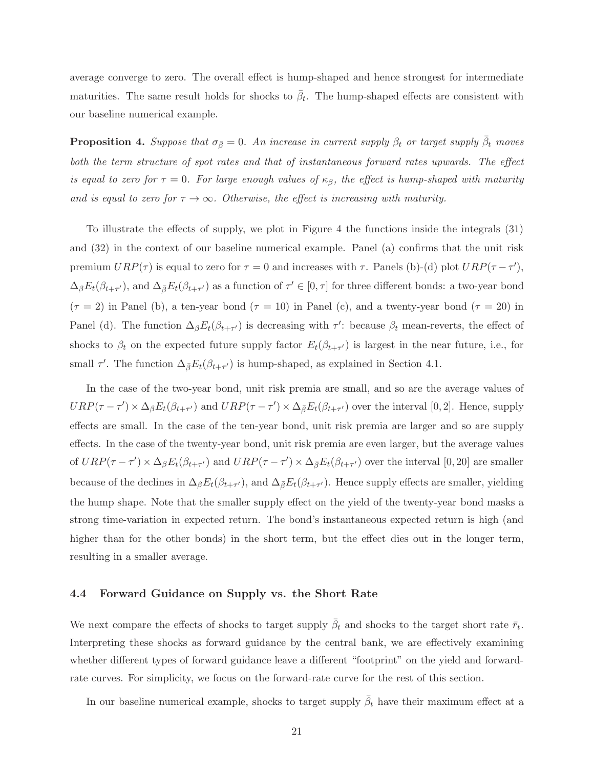average converge to zero. The overall effect is hump-shaped and hence strongest for intermediate maturities. The same result holds for shocks to $\bar{\beta}_t$. The hump-shaped effects are consistent with our baseline numerical example.

**Proposition 4.** *Suppose that $\sigma_{\bar{\beta}} = 0$. An increase in current supply $\beta_t$ or target supply $\bar{\beta}_t$ moves both the term structure of spot rates and that of instantaneous forward rates upwards. The effect is equal to zero for $\tau = 0$. For large enough values of $\kappa_\beta$, the effect is hump-shaped with maturity and is equal to zero for $\tau \to \infty$. Otherwise, the effect is increasing with maturity.*

To illustrate the effects of supply, we plot in Figure 4 the functions inside the integrals (31) and (32) in the context of our baseline numerical example. Panel (a) confirms that the unit risk premium $URP(\tau)$ is equal to zero for $\tau = 0$ and increases with $\tau$. Panels (b)-(d) plot $URP(\tau - \tau')$, $\Delta_\beta E_t(\beta_{t+\tau'})$, and $\Delta_{\bar{\beta}} E_t(\beta_{t+\tau'})$ as a function of $\tau' \in [0, \tau]$ for three different bonds: a two-year bond ($\tau = 2$) in Panel (b), a ten-year bond ($\tau = 10$) in Panel (c), and a twenty-year bond ($\tau = 20$) in Panel (d). The function $\Delta_\beta E_t(\beta_{t+\tau'})$ is decreasing with $\tau'$: because $\beta_t$ mean-reverts, the effect of shocks to $\beta_t$ on the expected future supply factor $E_t(\beta_{t+\tau'})$ is largest in the near future, i.e., for small $\tau'$. The function $\Delta_{\bar{\beta}} E_t(\beta_{t+\tau'})$ is hump-shaped, as explained in Section 4.1.

In the case of the two-year bond, unit risk premia are small, and so are the average values of $URP(\tau - \tau') \times \Delta_\beta E_t(\beta_{t+\tau'})$ and $URP(\tau - \tau') \times \Delta_{\bar{\beta}} E_t(\beta_{t+\tau'})$ over the interval $[0, 2]$. Hence, supply effects are small. In the case of the ten-year bond, unit risk premia are larger and so are supply effects. In the case of the twenty-year bond, unit risk premia are even larger, but the average values of $URP(\tau - \tau') \times \Delta_\beta E_t(\beta_{t+\tau'})$ and $URP(\tau - \tau') \times \Delta_{\bar{\beta}} E_t(\beta_{t+\tau'})$ over the interval $[0, 20]$ are smaller because of the declines in $\Delta_\beta E_t(\beta_{t+\tau'})$, and $\Delta_{\bar{\beta}} E_t(\beta_{t+\tau'})$. Hence supply effects are smaller, yielding the hump shape. Note that the smaller supply effect on the yield of the twenty-year bond masks a strong time-variation in expected return. The bond's instantaneous expected return is high (and higher than for the other bonds) in the short term, but the effect dies out in the longer term, resulting in a smaller average.

### 4.4 Forward Guidance on Supply vs. the Short Rate

We next compare the effects of shocks to target supply $\bar{\beta}_t$ and shocks to the target short rate $\bar{r}_t$. Interpreting these shocks as forward guidance by the central bank, we are effectively examining whether different types of forward guidance leave a different "footprint" on the yield and forward-rate curves. For simplicity, we focus on the forward-rate curve for the rest of this section.

In our baseline numerical example, shocks to target supply $\bar{\beta}_t$ have their maximum effect at a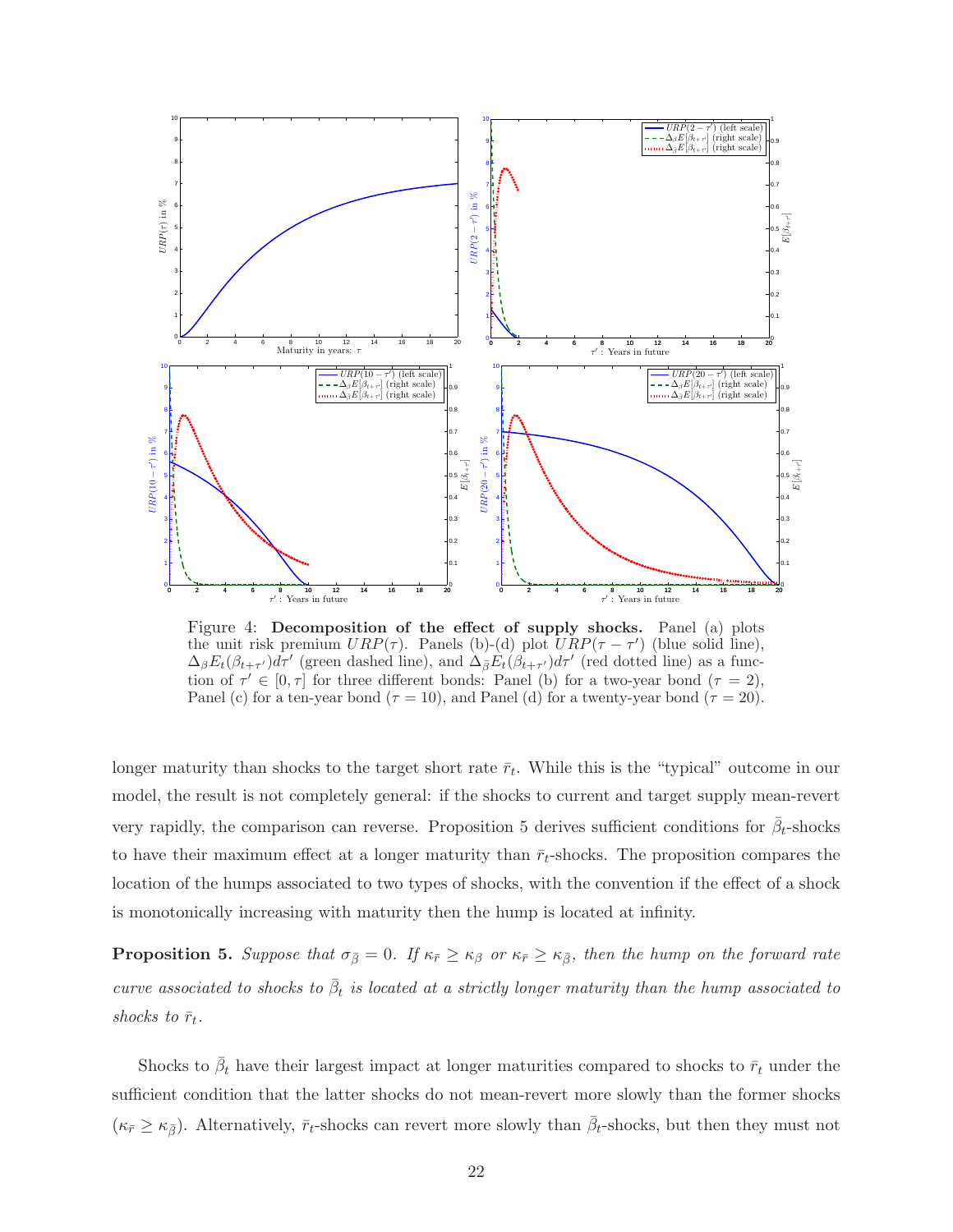Figure 4: **Decomposition of the effect of supply shocks.** Panel (a) plots the unit risk premium $URP(\tau)$. Panels (b)-(d) plot $URP(\tau - \tau')$ (blue solid line), $\Delta_{\beta} E_t(\beta_{t+\tau'})d\tau'$ (green dashed line), and $\Delta_{\bar{\beta}} E_t(\beta_{t+\tau'})d\tau'$ (red dotted line) as a function of $\tau' \in [0, \tau]$ for three different bonds: Panel (b) for a two-year bond ($\tau = 2$), Panel (c) for a ten-year bond ($\tau = 10$), and Panel (d) for a twenty-year bond ($\tau = 20$).

longer maturity than shocks to the target short rate $\bar{r}_t$. While this is the "typical" outcome in our model, the result is not completely general: if the shocks to current and target supply mean-revert very rapidly, the comparison can reverse. Proposition 5 derives sufficient conditions for $\bar{\beta}_t$-shocks to have their maximum effect at a longer maturity than $\bar{r}_t$-shocks. The proposition compares the location of the humps associated to two types of shocks, with the convention if the effect of a shock is monotonically increasing with maturity then the hump is located at infinity.

**Proposition 5.** *Suppose that $\sigma_{\bar{\beta}} = 0$. If $\kappa_{\bar{r}} \geq \kappa_{\beta}$ or $\kappa_{\bar{r}} \geq \kappa_{\bar{\beta}}$, then the hump on the forward rate curve associated to shocks to $\bar{\beta}_t$ is located at a strictly longer maturity than the hump associated to shocks to $\bar{r}_t$.*

Shocks to $\bar{\beta}_t$ have their largest impact at longer maturities compared to shocks to $\bar{r}_t$ under the sufficient condition that the latter shocks do not mean-revert more slowly than the former shocks ($\kappa_{\bar{r}} \geq \kappa_{\bar{\beta}}$). Alternatively, $\bar{r}_t$-shocks can revert more slowly than $\bar{\beta}_t$-shocks, but then they must not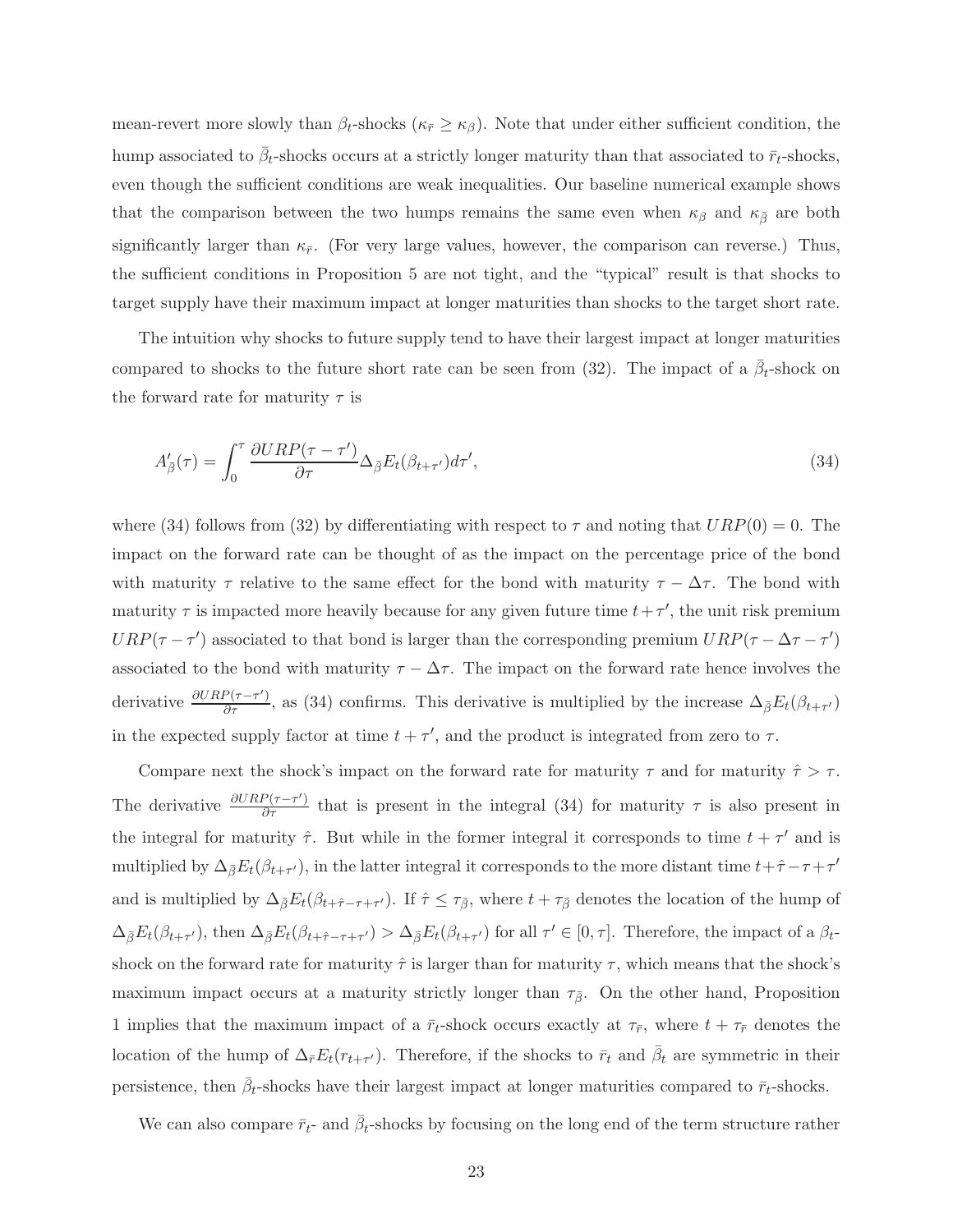mean-revert more slowly than $\beta_t$-shocks ($\kappa_{\bar{r}} \geq \kappa_\beta$). Note that under either sufficient condition, the hump associated to $\bar{\beta}_t$-shocks occurs at a strictly longer maturity than that associated to $\bar{r}_t$-shocks, even though the sufficient conditions are weak inequalities. Our baseline numerical example shows that the comparison between the two humps remains the same even when $\kappa_\beta$ and $\kappa_{\bar{\beta}}$ are both significantly larger than $\kappa_{\bar{r}}$. (For very large values, however, the comparison can reverse.) Thus, the sufficient conditions in Proposition 5 are not tight, and the "typical" result is that shocks to target supply have their maximum impact at longer maturities than shocks to the target short rate.

The intuition why shocks to future supply tend to have their largest impact at longer maturities compared to shocks to the future short rate can be seen from (32). The impact of a $\bar{\beta}_t$-shock on the forward rate for maturity $\tau$ is

$$A'_{\bar{\beta}}(\tau) = \int_0^\tau \frac{\partial URP(\tau - \tau')}{\partial \tau} \Delta_{\bar{\beta}} E_t(\beta_{t+\tau'}) d\tau', \tag{34}$$

where (34) follows from (32) by differentiating with respect to $\tau$ and noting that $URP(0) = 0$. The impact on the forward rate can be thought of as the impact on the percentage price of the bond with maturity $\tau$ relative to the same effect for the bond with maturity $\tau - \Delta\tau$. The bond with maturity $\tau$ is impacted more heavily because for any given future time $t + \tau'$, the unit risk premium $URP(\tau - \tau')$ associated to that bond is larger than the corresponding premium $URP(\tau - \Delta\tau - \tau')$ associated to the bond with maturity $\tau - \Delta\tau$. The impact on the forward rate hence involves the derivative $\frac{\partial URP(\tau-\tau')}{\partial \tau}$, as (34) confirms. This derivative is multiplied by the increase $\Delta_{\bar{\beta}} E_t(\beta_{t+\tau'})$ in the expected supply factor at time $t + \tau'$, and the product is integrated from zero to $\tau$.

Compare next the shock's impact on the forward rate for maturity $\tau$ and for maturity $\hat{\tau} > \tau$. The derivative $\frac{\partial URP(\tau-\tau')}{\partial \tau}$ that is present in the integral (34) for maturity $\tau$ is also present in the integral for maturity $\hat{\tau}$. But while in the former integral it corresponds to time $t + \tau'$ and is multiplied by $\Delta_{\bar{\beta}} E_t(\beta_{t+\tau'})$, in the latter integral it corresponds to the more distant time $t + \hat{\tau} - \tau + \tau'$ and is multiplied by $\Delta_{\bar{\beta}} E_t(\beta_{t+\hat{\tau}-\tau+\tau'})$. If $\hat{\tau} \leq \tau_{\bar{\beta}}$, where $t + \tau_{\bar{\beta}}$ denotes the location of the hump of $\Delta_{\bar{\beta}} E_t(\beta_{t+\tau'})$, then $\Delta_{\bar{\beta}} E_t(\beta_{t+\hat{\tau}-\tau+\tau'}) > \Delta_{\bar{\beta}} E_t(\beta_{t+\tau'})$ for all $\tau' \in [0, \tau]$. Therefore, the impact of a $\beta_t$-shock on the forward rate for maturity $\hat{\tau}$ is larger than for maturity $\tau$, which means that the shock's maximum impact occurs at a maturity strictly longer than $\tau_{\bar{\beta}}$. On the other hand, Proposition 1 implies that the maximum impact of a $\bar{r}_t$-shock occurs exactly at $\tau_{\bar{r}}$, where $t + \tau_{\bar{r}}$ denotes the location of the hump of $\Delta_{\bar{r}} E_t(r_{t+\tau'})$. Therefore, if the shocks to $\bar{r}_t$ and $\bar{\beta}_t$ are symmetric in their persistence, then $\bar{\beta}_t$-shocks have their largest impact at longer maturities compared to $\bar{r}_t$-shocks.

We can also compare $\bar{r}_t$- and $\bar{\beta}_t$-shocks by focusing on the long end of the term structure rather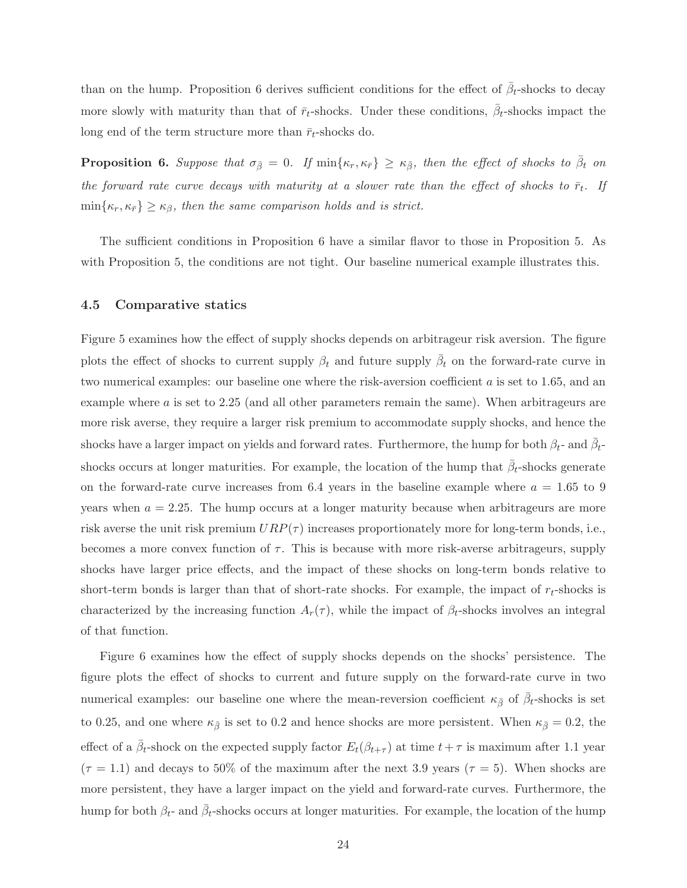than on the hump. Proposition 6 derives sufficient conditions for the effect of $\bar{\beta}_t$-shocks to decay more slowly with maturity than that of $\bar{r}_t$-shocks. Under these conditions, $\bar{\beta}_t$-shocks impact the long end of the term structure more than $\bar{r}_t$-shocks do.

**Proposition 6.** *Suppose that $\sigma_{\bar{\beta}} = 0$. If $\min\{\kappa_r, \kappa_{\bar{r}}\} \geq \kappa_{\bar{\beta}}$, then the effect of shocks to $\bar{\beta}_t$ on the forward rate curve decays with maturity at a slower rate than the effect of shocks to $\bar{r}_t$. If $\min\{\kappa_r, \kappa_{\bar{r}}\} \geq \kappa_{\beta}$, then the same comparison holds and is strict.*

The sufficient conditions in Proposition 6 have a similar flavor to those in Proposition 5. As with Proposition 5, the conditions are not tight. Our baseline numerical example illustrates this.

### 4.5 Comparative statics

Figure 5 examines how the effect of supply shocks depends on arbitrageur risk aversion. The figure plots the effect of shocks to current supply $\beta_t$ and future supply $\bar{\beta}_t$ on the forward-rate curve in two numerical examples: our baseline one where the risk-aversion coefficient $a$ is set to 1.65, and an example where $a$ is set to 2.25 (and all other parameters remain the same). When arbitrageurs are more risk averse, they require a larger risk premium to accommodate supply shocks, and hence the shocks have a larger impact on yields and forward rates. Furthermore, the hump for both $\beta_t$- and $\bar{\beta}_t$-shocks occurs at longer maturities. For example, the location of the hump that $\bar{\beta}_t$-shocks generate on the forward-rate curve increases from 6.4 years in the baseline example where $a = 1.65$ to 9 years when $a = 2.25$. The hump occurs at a longer maturity because when arbitrageurs are more risk averse the unit risk premium $URP(\tau)$ increases proportionately more for long-term bonds, i.e., becomes a more convex function of $\tau$. This is because with more risk-averse arbitrageurs, supply shocks have larger price effects, and the impact of these shocks on long-term bonds relative to short-term bonds is larger than that of short-rate shocks. For example, the impact of $r_t$-shocks is characterized by the increasing function $A_r(\tau)$, while the impact of $\beta_t$-shocks involves an integral of that function.

Figure 6 examines how the effect of supply shocks depends on the shocks' persistence. The figure plots the effect of shocks to current and future supply on the forward-rate curve in two numerical examples: our baseline one where the mean-reversion coefficient $\kappa_{\bar{\beta}}$ of $\bar{\beta}_t$-shocks is set to 0.25, and one where $\kappa_{\bar{\beta}}$ is set to 0.2 and hence shocks are more persistent. When $\kappa_{\bar{\beta}} = 0.2$, the effect of a $\bar{\beta}_t$-shock on the expected supply factor $E_t(\beta_{t+\tau})$ at time $t + \tau$ is maximum after 1.1 year ($\tau = 1.1$) and decays to 50% of the maximum after the next 3.9 years ($\tau = 5$). When shocks are more persistent, they have a larger impact on the yield and forward-rate curves. Furthermore, the hump for both $\beta_t$- and $\bar{\beta}_t$-shocks occurs at longer maturities. For example, the location of the hump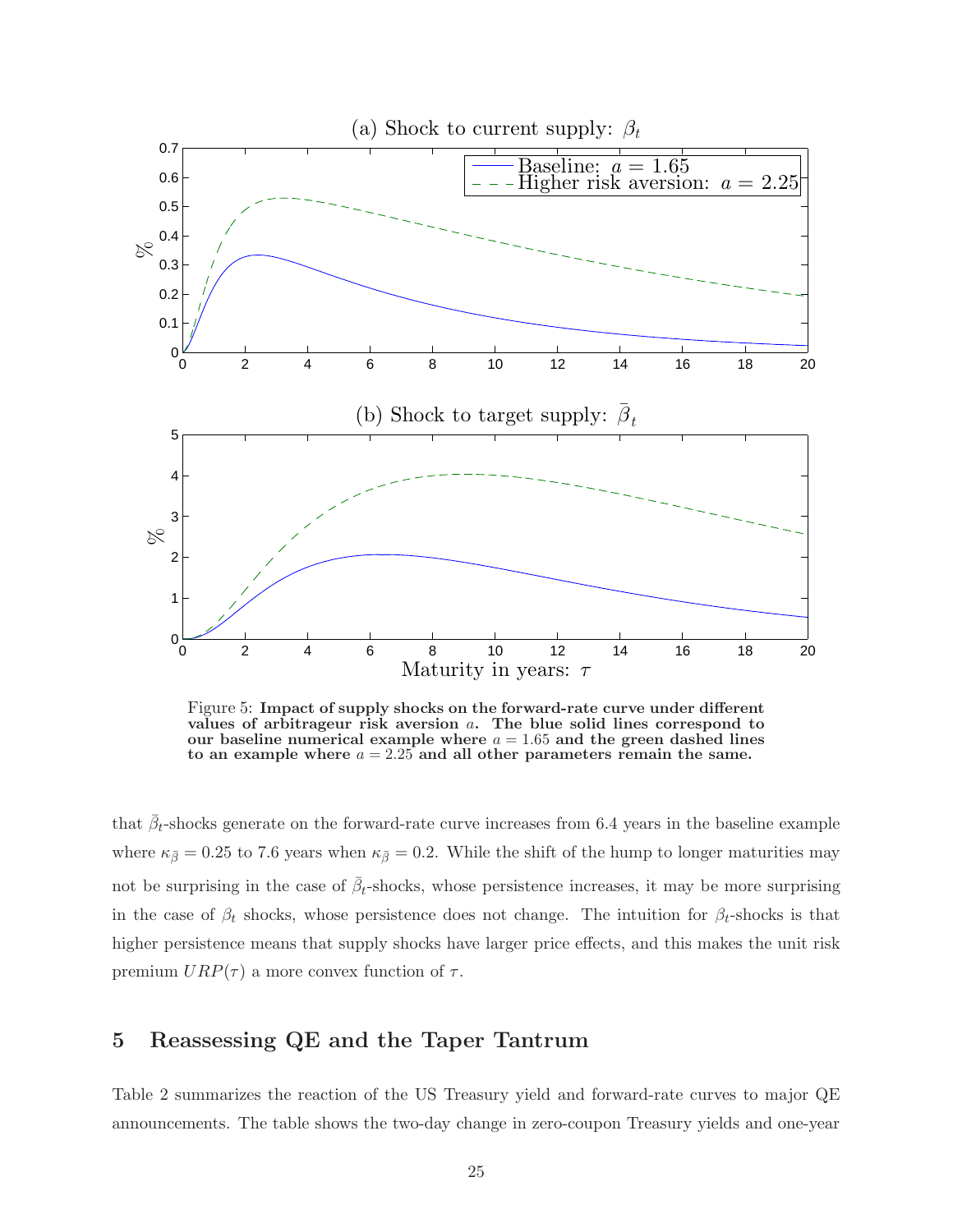Figure 5: **Impact of supply shocks on the forward-rate curve under different values of arbitrageur risk aversion $a$. The blue solid lines correspond to our baseline numerical example where $a = 1.65$ and the green dashed lines to an example where $a = 2.25$ and all other parameters remain the same.**

that $\bar{\beta}_t$-shocks generate on the forward-rate curve increases from 6.4 years in the baseline example where $\kappa_{\bar{\beta}} = 0.25$ to 7.6 years when $\kappa_{\bar{\beta}} = 0.2$. While the shift of the hump to longer maturities may not be surprising in the case of $\bar{\beta}_t$-shocks, whose persistence increases, it may be more surprising in the case of $\beta_t$ shocks, whose persistence does not change. The intuition for $\beta_t$-shocks is that higher persistence means that supply shocks have larger price effects, and this makes the unit risk premium $URP(\tau)$ a more convex function of $\tau$.

# 5 Reassessing QE and the Taper Tantrum

Table 2 summarizes the reaction of the US Treasury yield and forward-rate curves to major QE announcements. The table shows the two-day change in zero-coupon Treasury yields and one-year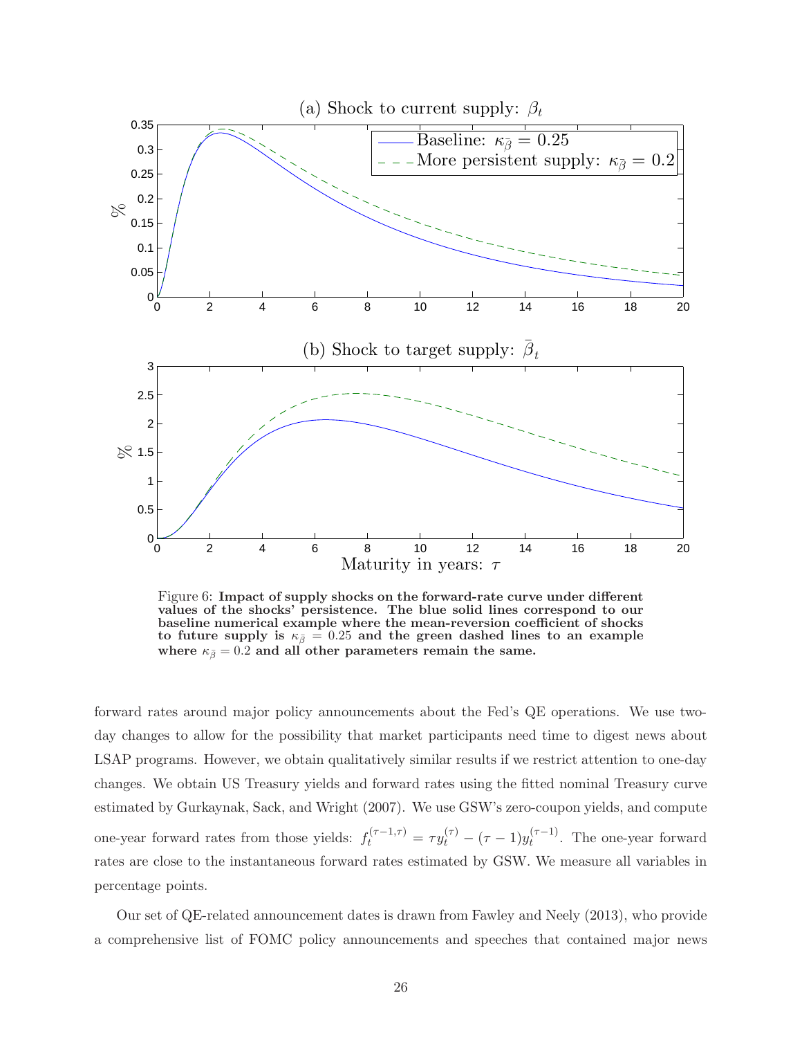Figure 6: **Impact of supply shocks on the forward-rate curve under different values of the shocks' persistence. The blue solid lines correspond to our baseline numerical example where the mean-reversion coefficient of shocks to future supply is $\kappa_{\bar{\beta}} = 0.25$ and the green dashed lines to an example where $\kappa_{\bar{\beta}} = 0.2$ and all other parameters remain the same.**

forward rates around major policy announcements about the Fed's QE operations. We use two-day changes to allow for the possibility that market participants need time to digest news about LSAP programs. However, we obtain qualitatively similar results if we restrict attention to one-day changes. We obtain US Treasury yields and forward rates using the fitted nominal Treasury curve estimated by Gurkaynak, Sack, and Wright (2007). We use GSW's zero-coupon yields, and compute one-year forward rates from those yields: $f_t^{(\tau-1,\tau)} = \tau y_t^{(\tau)} - (\tau - 1) y_t^{(\tau-1)}$. The one-year forward rates are close to the instantaneous forward rates estimated by GSW. We measure all variables in percentage points.

Our set of QE-related announcement dates is drawn from Fawley and Neely (2013), who provide a comprehensive list of FOMC policy announcements and speeches that contained major news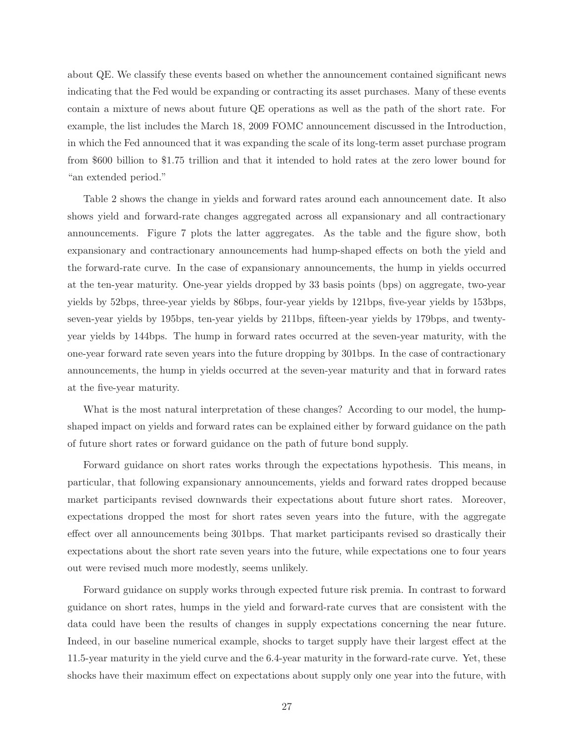about QE. We classify these events based on whether the announcement contained significant news indicating that the Fed would be expanding or contracting its asset purchases. Many of these events contain a mixture of news about future QE operations as well as the path of the short rate. For example, the list includes the March 18, 2009 FOMC announcement discussed in the Introduction, in which the Fed announced that it was expanding the scale of its long-term asset purchase program from \$600 billion to \$1.75 trillion and that it intended to hold rates at the zero lower bound for "an extended period."

Table 2 shows the change in yields and forward rates around each announcement date. It also shows yield and forward-rate changes aggregated across all expansionary and all contractionary announcements. Figure 7 plots the latter aggregates. As the table and the figure show, both expansionary and contractionary announcements had hump-shaped effects on both the yield and the forward-rate curve. In the case of expansionary announcements, the hump in yields occurred at the ten-year maturity. One-year yields dropped by 33 basis points (bps) on aggregate, two-year yields by 52bps, three-year yields by 86bps, four-year yields by 121bps, five-year yields by 153bps, seven-year yields by 195bps, ten-year yields by 211bps, fifteen-year yields by 179bps, and twenty-year yields by 144bps. The hump in forward rates occurred at the seven-year maturity, with the one-year forward rate seven years into the future dropping by 301bps. In the case of contractionary announcements, the hump in yields occurred at the seven-year maturity and that in forward rates at the five-year maturity.

What is the most natural interpretation of these changes? According to our model, the hump-shaped impact on yields and forward rates can be explained either by forward guidance on the path of future short rates or forward guidance on the path of future bond supply.

Forward guidance on short rates works through the expectations hypothesis. This means, in particular, that following expansionary announcements, yields and forward rates dropped because market participants revised downwards their expectations about future short rates. Moreover, expectations dropped the most for short rates seven years into the future, with the aggregate effect over all announcements being 301bps. That market participants revised so drastically their expectations about the short rate seven years into the future, while expectations one to four years out were revised much more modestly, seems unlikely.

Forward guidance on supply works through expected future risk premia. In contrast to forward guidance on short rates, humps in the yield and forward-rate curves that are consistent with the data could have been the results of changes in supply expectations concerning the near future. Indeed, in our baseline numerical example, shocks to target supply have their largest effect at the 11.5-year maturity in the yield curve and the 6.4-year maturity in the forward-rate curve. Yet, these shocks have their maximum effect on expectations about supply only one year into the future, with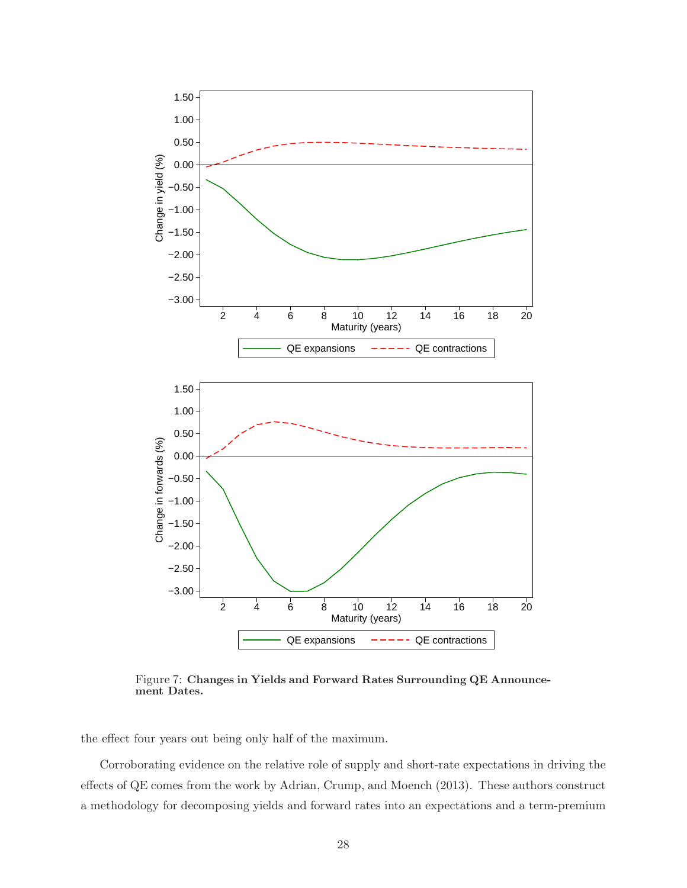Figure 7: **Changes in Yields and Forward Rates Surrounding QE Announcement Dates.**

the effect four years out being only half of the maximum.

Corroborating evidence on the relative role of supply and short-rate expectations in driving the effects of QE comes from the work by Adrian, Crump, and Moench (2013). These authors construct a methodology for decomposing yields and forward rates into an expectations and a term-premium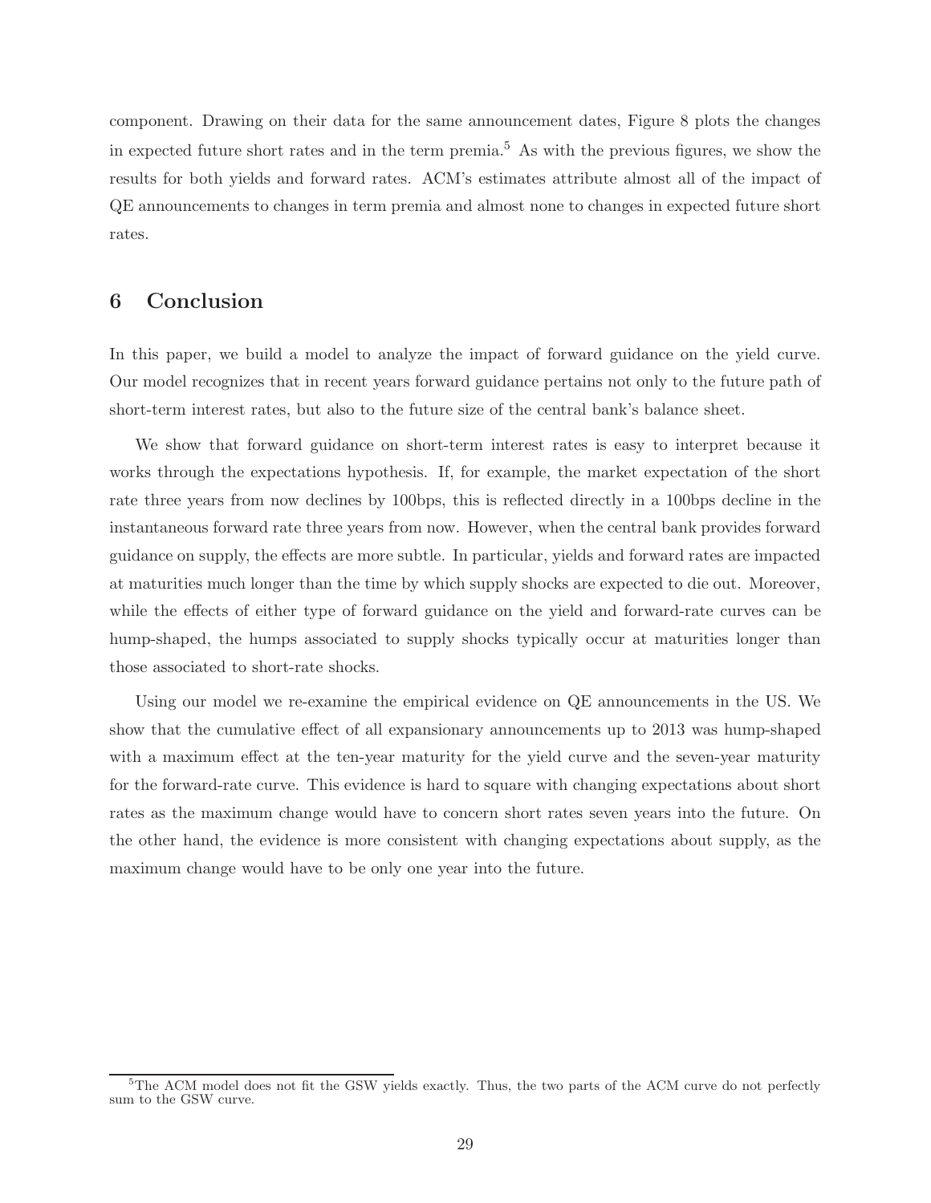component. Drawing on their data for the same announcement dates, Figure 8 plots the changes in expected future short rates and in the term premia.[5] As with the previous figures, we show the results for both yields and forward rates. ACM's estimates attribute almost all of the impact of QE announcements to changes in term premia and almost none to changes in expected future short rates.

## 6 Conclusion

In this paper, we build a model to analyze the impact of forward guidance on the yield curve. Our model recognizes that in recent years forward guidance pertains not only to the future path of short-term interest rates, but also to the future size of the central bank's balance sheet.

We show that forward guidance on short-term interest rates is easy to interpret because it works through the expectations hypothesis. If, for example, the market expectation of the short rate three years from now declines by 100bps, this is reflected directly in a 100bps decline in the instantaneous forward rate three years from now. However, when the central bank provides forward guidance on supply, the effects are more subtle. In particular, yields and forward rates are impacted at maturities much longer than the time by which supply shocks are expected to die out. Moreover, while the effects of either type of forward guidance on the yield and forward-rate curves can be hump-shaped, the humps associated to supply shocks typically occur at maturities longer than those associated to short-rate shocks.

Using our model we re-examine the empirical evidence on QE announcements in the US. We show that the cumulative effect of all expansionary announcements up to 2013 was hump-shaped with a maximum effect at the ten-year maturity for the yield curve and the seven-year maturity for the forward-rate curve. This evidence is hard to square with changing expectations about short rates as the maximum change would have to concern short rates seven years into the future. On the other hand, the evidence is more consistent with changing expectations about supply, as the maximum change would have to be only one year into the future.

[5] The ACM model does not fit the GSW yields exactly. Thus, the two parts of the ACM curve do not perfectly sum to the GSW curve.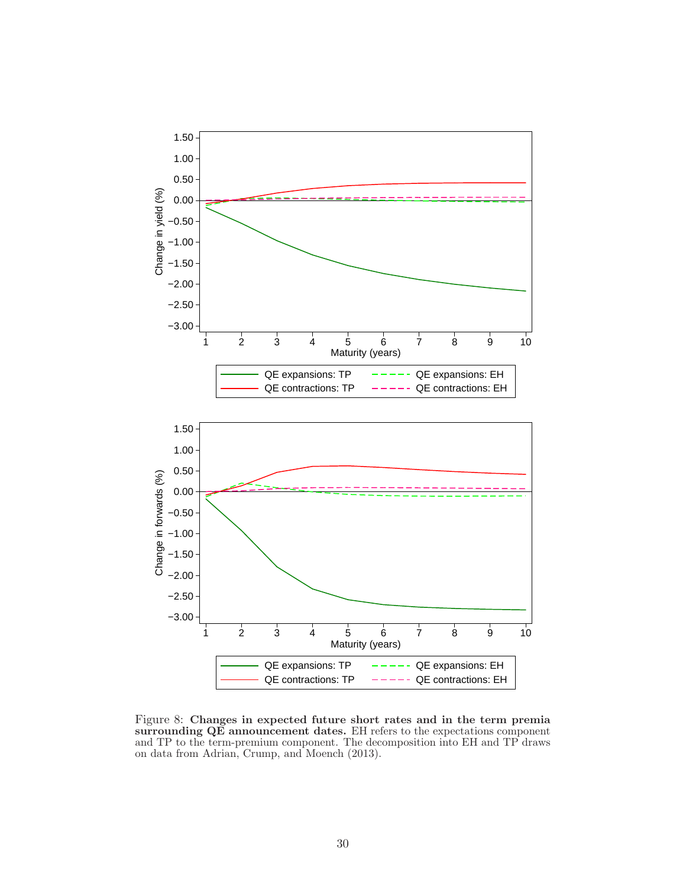Figure 8: **Changes in expected future short rates and in the term premia surrounding QE announcement dates.** EH refers to the expectations component and TP to the term-premium component. The decomposition into EH and TP draws on data from Adrian, Crump, and Moench (2013).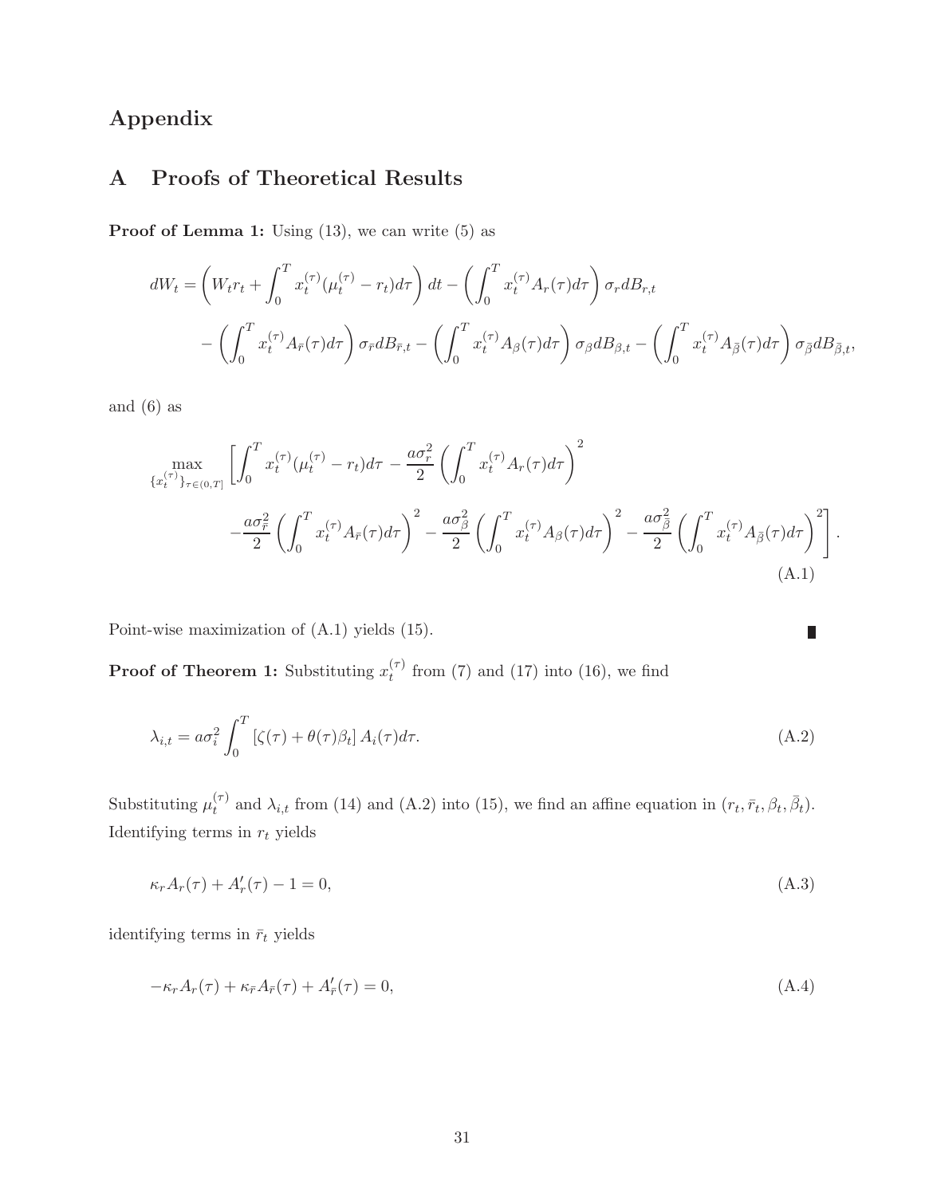# Appendix

## A Proofs of Theoretical Results

**Proof of Lemma 1:** Using (13), we can write (5) as

$$
\begin{aligned}
dW_t = &\left(W_t r_t + \int_0^T x_t^{(\tau)}(\mu_t^{(\tau)} - r_t)d\tau\right)dt - \left(\int_0^T x_t^{(\tau)} A_r(\tau)d\tau\right)\sigma_r dB_{r,t} \\
&- \left(\int_0^T x_t^{(\tau)} A_{\bar{r}}(\tau)d\tau\right)\sigma_{\bar{r}} dB_{\bar{r},t} - \left(\int_0^T x_t^{(\tau)} A_\beta(\tau)d\tau\right)\sigma_\beta dB_{\beta,t} - \left(\int_0^T x_t^{(\tau)} A_{\bar{\beta}}(\tau)d\tau\right)\sigma_{\bar{\beta}} dB_{\bar{\beta},t},
\end{aligned}
$$

and (6) as

$$
\begin{aligned}
\max_{\{x_t^{(\tau)}\}_{\tau\in(0,T]}} \Bigg[&\int_0^T x_t^{(\tau)}(\mu_t^{(\tau)} - r_t)d\tau - \frac{a\sigma_r^2}{2}\left(\int_0^T x_t^{(\tau)} A_r(\tau)d\tau\right)^2 \\
&- \frac{a\sigma_{\bar{r}}^2}{2}\left(\int_0^T x_t^{(\tau)} A_{\bar{r}}(\tau)d\tau\right)^2 - \frac{a\sigma_\beta^2}{2}\left(\int_0^T x_t^{(\tau)} A_\beta(\tau)d\tau\right)^2 - \frac{a\sigma_{\bar{\beta}}^2}{2}\left(\int_0^T x_t^{(\tau)} A_{\bar{\beta}}(\tau)d\tau\right)^2\Bigg].
\end{aligned}
\tag{A.1}
$$

Point-wise maximization of (A.1) yields (15). ∎

**Proof of Theorem 1:** Substituting $x_t^{(\tau)}$ from (7) and (17) into (16), we find

$$
\lambda_{i,t} = a\sigma_i^2 \int_0^T \left[\zeta(\tau) + \theta(\tau)\beta_t\right] A_i(\tau)d\tau. \tag{A.2}
$$

Substituting $\mu_t^{(\tau)}$ and $\lambda_{i,t}$ from (14) and (A.2) into (15), we find an affine equation in $(r_t, \bar{r}_t, \beta_t, \bar{\beta}_t)$. Identifying terms in $r_t$ yields

$$
\kappa_r A_r(\tau) + A_r'(\tau) - 1 = 0, \tag{A.3}
$$

identifying terms in $\bar{r}_t$ yields

$$
-\kappa_r A_r(\tau) + \kappa_{\bar{r}} A_{\bar{r}}(\tau) + A_{\bar{r}}'(\tau) = 0, \tag{A.4}
$$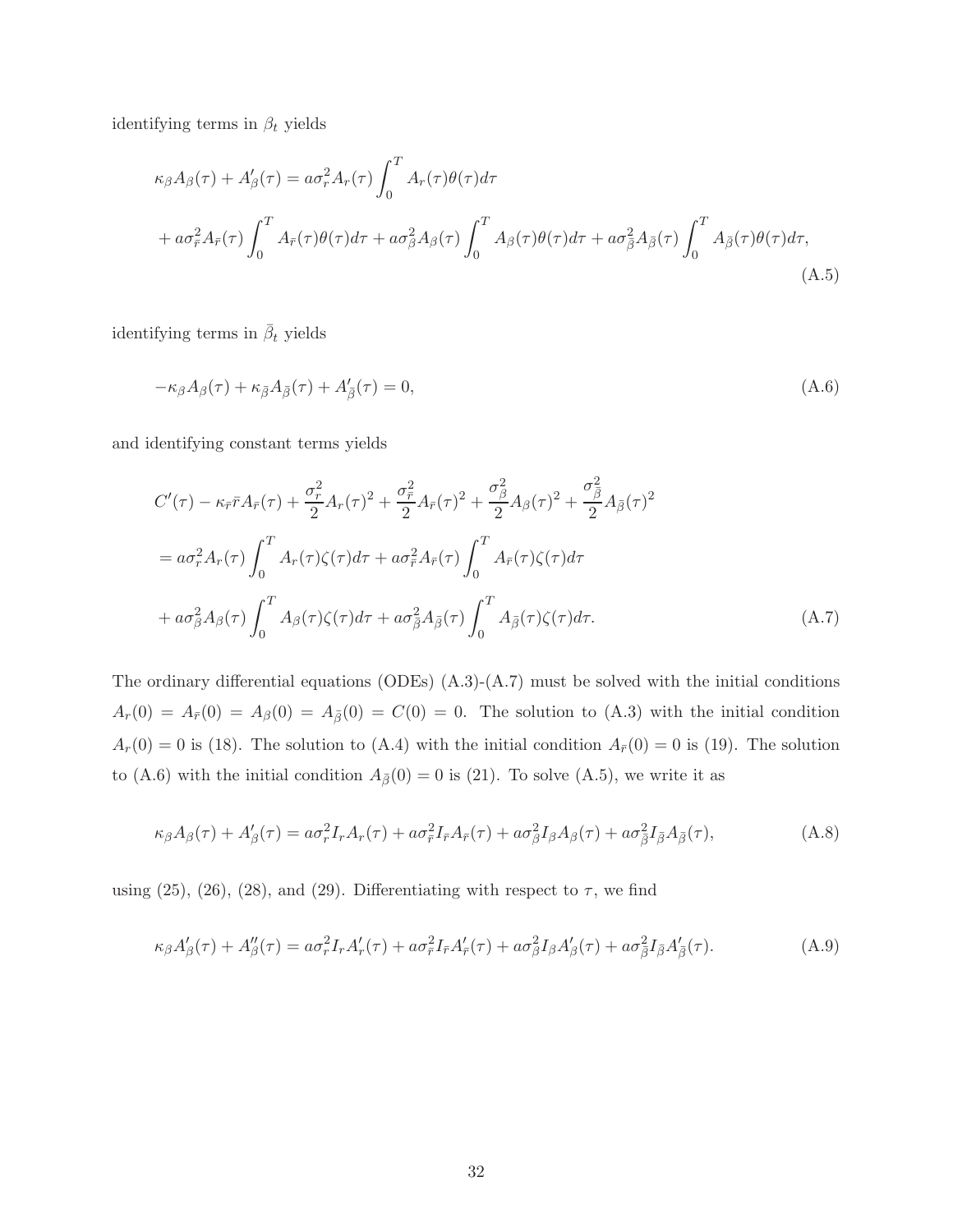identifying terms in $\beta_t$ yields

$$
\kappa_\beta A_\beta(\tau) + A'_\beta(\tau) = a\sigma_r^2 A_r(\tau)\int_0^T A_r(\tau)\theta(\tau)d\tau
$$
$$
+ a\sigma_{\bar{r}}^2 A_{\bar{r}}(\tau)\int_0^T A_{\bar{r}}(\tau)\theta(\tau)d\tau + a\sigma_\beta^2 A_\beta(\tau)\int_0^T A_\beta(\tau)\theta(\tau)d\tau + a\sigma_{\bar{\beta}}^2 A_{\bar{\beta}}(\tau)\int_0^T A_{\bar{\beta}}(\tau)\theta(\tau)d\tau, \tag{A.5}
$$

identifying terms in $\bar{\beta}_t$ yields

$$
-\kappa_\beta A_\beta(\tau) + \kappa_{\bar{\beta}} A_{\bar{\beta}}(\tau) + A'_{\bar{\beta}}(\tau) = 0, \tag{A.6}
$$

and identifying constant terms yields

$$
C'(\tau) - \kappa_{\bar{r}}\bar{r}A_{\bar{r}}(\tau) + \frac{\sigma_r^2}{2}A_r(\tau)^2 + \frac{\sigma_{\bar{r}}^2}{2}A_{\bar{r}}(\tau)^2 + \frac{\sigma_\beta^2}{2}A_\beta(\tau)^2 + \frac{\sigma_{\bar{\beta}}^2}{2}A_{\bar{\beta}}(\tau)^2
$$
$$
= a\sigma_r^2 A_r(\tau)\int_0^T A_r(\tau)\zeta(\tau)d\tau + a\sigma_{\bar{r}}^2 A_{\bar{r}}(\tau)\int_0^T A_{\bar{r}}(\tau)\zeta(\tau)d\tau
$$
$$
+ a\sigma_\beta^2 A_\beta(\tau)\int_0^T A_\beta(\tau)\zeta(\tau)d\tau + a\sigma_{\bar{\beta}}^2 A_{\bar{\beta}}(\tau)\int_0^T A_{\bar{\beta}}(\tau)\zeta(\tau)d\tau. \tag{A.7}
$$

The ordinary differential equations (ODEs) (A.3)-(A.7) must be solved with the initial conditions $A_r(0) = A_{\bar{r}}(0) = A_\beta(0) = A_{\bar{\beta}}(0) = C(0) = 0$. The solution to (A.3) with the initial condition $A_r(0) = 0$ is (18). The solution to (A.4) with the initial condition $A_{\bar{r}}(0) = 0$ is (19). The solution to (A.6) with the initial condition $A_{\bar{\beta}}(0) = 0$ is (21). To solve (A.5), we write it as

$$
\kappa_\beta A_\beta(\tau) + A'_\beta(\tau) = a\sigma_r^2 I_r A_r(\tau) + a\sigma_{\bar{r}}^2 I_{\bar{r}} A_{\bar{r}}(\tau) + a\sigma_\beta^2 I_\beta A_\beta(\tau) + a\sigma_{\bar{\beta}}^2 I_{\bar{\beta}} A_{\bar{\beta}}(\tau), \tag{A.8}
$$

using (25), (26), (28), and (29). Differentiating with respect to $\tau$, we find

$$
\kappa_\beta A'_\beta(\tau) + A''_\beta(\tau) = a\sigma_r^2 I_r A'_r(\tau) + a\sigma_{\bar{r}}^2 I_{\bar{r}} A'_{\bar{r}}(\tau) + a\sigma_\beta^2 I_\beta A'_\beta(\tau) + a\sigma_{\bar{\beta}}^2 I_{\bar{\beta}} A'_{\bar{\beta}}(\tau). \tag{A.9}
$$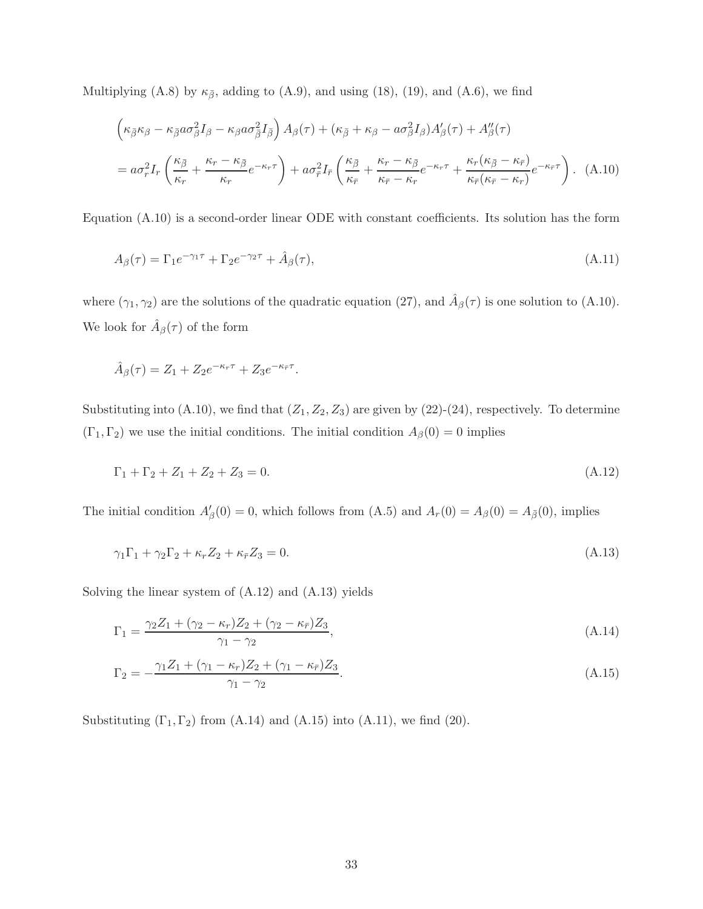Multiplying (A.8) by $\kappa_{\bar{\beta}}$, adding to (A.9), and using (18), (19), and (A.6), we find

$$
\begin{aligned}
&\left(\kappa_{\bar{\beta}}\kappa_\beta - \kappa_{\bar{\beta}} a\sigma_\beta^2 I_\beta - \kappa_\beta a\sigma_{\bar{\beta}}^2 I_{\bar{\beta}}\right) A_\beta(\tau) + (\kappa_{\bar{\beta}} + \kappa_\beta - a\sigma_\beta^2 I_\beta) A'_\beta(\tau) + A''_\beta(\tau) \\
&= a\sigma_r^2 I_r \left(\frac{\kappa_{\bar{\beta}}}{\kappa_r} + \frac{\kappa_r - \kappa_{\bar{\beta}}}{\kappa_r} e^{-\kappa_r \tau}\right) + a\sigma_{\bar{r}}^2 I_{\bar{r}} \left(\frac{\kappa_{\bar{\beta}}}{\kappa_{\bar{r}}} + \frac{\kappa_r - \kappa_{\bar{\beta}}}{\kappa_{\bar{r}} - \kappa_r} e^{-\kappa_r \tau} + \frac{\kappa_r(\kappa_{\bar{\beta}} - \kappa_{\bar{r}})}{\kappa_{\bar{r}}(\kappa_{\bar{r}} - \kappa_r)} e^{-\kappa_{\bar{r}}\tau}\right). \quad \text{(A.10)}
\end{aligned}
$$

Equation (A.10) is a second-order linear ODE with constant coefficients. Its solution has the form

$$
A_\beta(\tau) = \Gamma_1 e^{-\gamma_1 \tau} + \Gamma_2 e^{-\gamma_2 \tau} + \hat{A}_\beta(\tau), \quad \text{(A.11)}
$$

where $(\gamma_1, \gamma_2)$ are the solutions of the quadratic equation (27), and $\hat{A}_\beta(\tau)$ is one solution to (A.10). We look for $\hat{A}_\beta(\tau)$ of the form

$$
\hat{A}_\beta(\tau) = Z_1 + Z_2 e^{-\kappa_r \tau} + Z_3 e^{-\kappa_{\bar{r}} \tau}.
$$

Substituting into (A.10), we find that $(Z_1, Z_2, Z_3)$ are given by (22)-(24), respectively. To determine $(\Gamma_1, \Gamma_2)$ we use the initial conditions. The initial condition $A_\beta(0) = 0$ implies

$$
\Gamma_1 + \Gamma_2 + Z_1 + Z_2 + Z_3 = 0. \quad \text{(A.12)}
$$

The initial condition $A'_\beta(0) = 0$, which follows from (A.5) and $A_r(0) = A_\beta(0) = A_{\bar{\beta}}(0)$, implies

$$
\gamma_1 \Gamma_1 + \gamma_2 \Gamma_2 + \kappa_r Z_2 + \kappa_{\bar{r}} Z_3 = 0. \quad \text{(A.13)}
$$

Solving the linear system of (A.12) and (A.13) yields

$$
\Gamma_1 = \frac{\gamma_2 Z_1 + (\gamma_2 - \kappa_r) Z_2 + (\gamma_2 - \kappa_{\bar{r}}) Z_3}{\gamma_1 - \gamma_2}, \quad \text{(A.14)}
$$

$$
\Gamma_2 = -\frac{\gamma_1 Z_1 + (\gamma_1 - \kappa_r) Z_2 + (\gamma_1 - \kappa_{\bar{r}}) Z_3}{\gamma_1 - \gamma_2}. \quad \text{(A.15)}
$$

Substituting $(\Gamma_1, \Gamma_2)$ from (A.14) and (A.15) into (A.11), we find (20).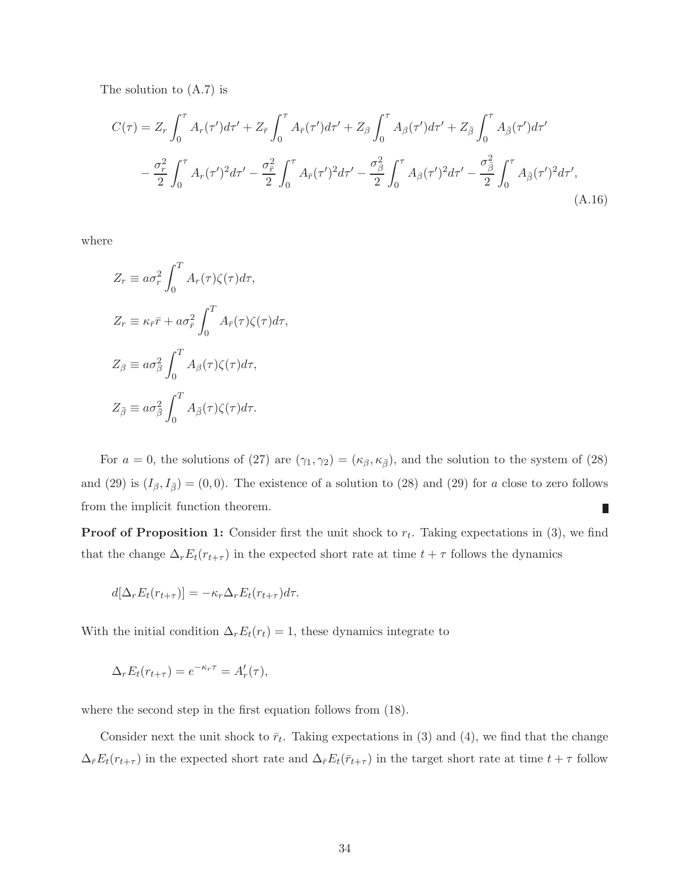The solution to (A.7) is

$$
\begin{aligned}
C(\tau) = {} & Z_r \int_0^\tau A_r(\tau')d\tau' + Z_{\bar{r}} \int_0^\tau A_{\bar{r}}(\tau')d\tau' + Z_\beta \int_0^\tau A_\beta(\tau')d\tau' + Z_{\bar{\beta}} \int_0^\tau A_{\bar{\beta}}(\tau')d\tau' \\
& - \frac{\sigma_r^2}{2} \int_0^\tau A_r(\tau')^2 d\tau' - \frac{\sigma_{\bar{r}}^2}{2} \int_0^\tau A_{\bar{r}}(\tau')^2 d\tau' - \frac{\sigma_\beta^2}{2} \int_0^\tau A_\beta(\tau')^2 d\tau' - \frac{\sigma_{\bar{\beta}}^2}{2} \int_0^\tau A_{\bar{\beta}}(\tau')^2 d\tau',
\end{aligned}
\tag{A.16}
$$

where

$$
Z_r \equiv a\sigma_r^2 \int_0^T A_r(\tau)\zeta(\tau)d\tau,
$$

$$
Z_r \equiv \kappa_{\bar{r}}\bar{r} + a\sigma_{\bar{r}}^2 \int_0^T A_{\bar{r}}(\tau)\zeta(\tau)d\tau,
$$

$$
Z_\beta \equiv a\sigma_\beta^2 \int_0^T A_\beta(\tau)\zeta(\tau)d\tau,
$$

$$
Z_{\bar{\beta}} \equiv a\sigma_{\bar{\beta}}^2 \int_0^T A_{\bar{\beta}}(\tau)\zeta(\tau)d\tau.
$$

For $a = 0$, the solutions of (27) are $(\gamma_1, \gamma_2) = (\kappa_\beta, \kappa_{\bar{\beta}})$, and the solution to the system of (28) and (29) is $(I_\beta, I_{\bar{\beta}}) = (0, 0)$. The existence of a solution to (28) and (29) for $a$ close to zero follows from the implicit function theorem. ∎

**Proof of Proposition 1:** Consider first the unit shock to $r_t$. Taking expectations in (3), we find that the change $\Delta_r E_t(r_{t+\tau})$ in the expected short rate at time $t + \tau$ follows the dynamics

$$
d[\Delta_r E_t(r_{t+\tau})] = -\kappa_r \Delta_r E_t(r_{t+\tau})d\tau.
$$

With the initial condition $\Delta_r E_t(r_t) = 1$, these dynamics integrate to

$$
\Delta_r E_t(r_{t+\tau}) = e^{-\kappa_r \tau} = A_r'(\tau),
$$

where the second step in the first equation follows from (18).

Consider next the unit shock to $\bar{r}_t$. Taking expectations in (3) and (4), we find that the change $\Delta_{\bar{r}} E_t(r_{t+\tau})$ in the expected short rate and $\Delta_{\bar{r}} E_t(\bar{r}_{t+\tau})$ in the target short rate at time $t + \tau$ follow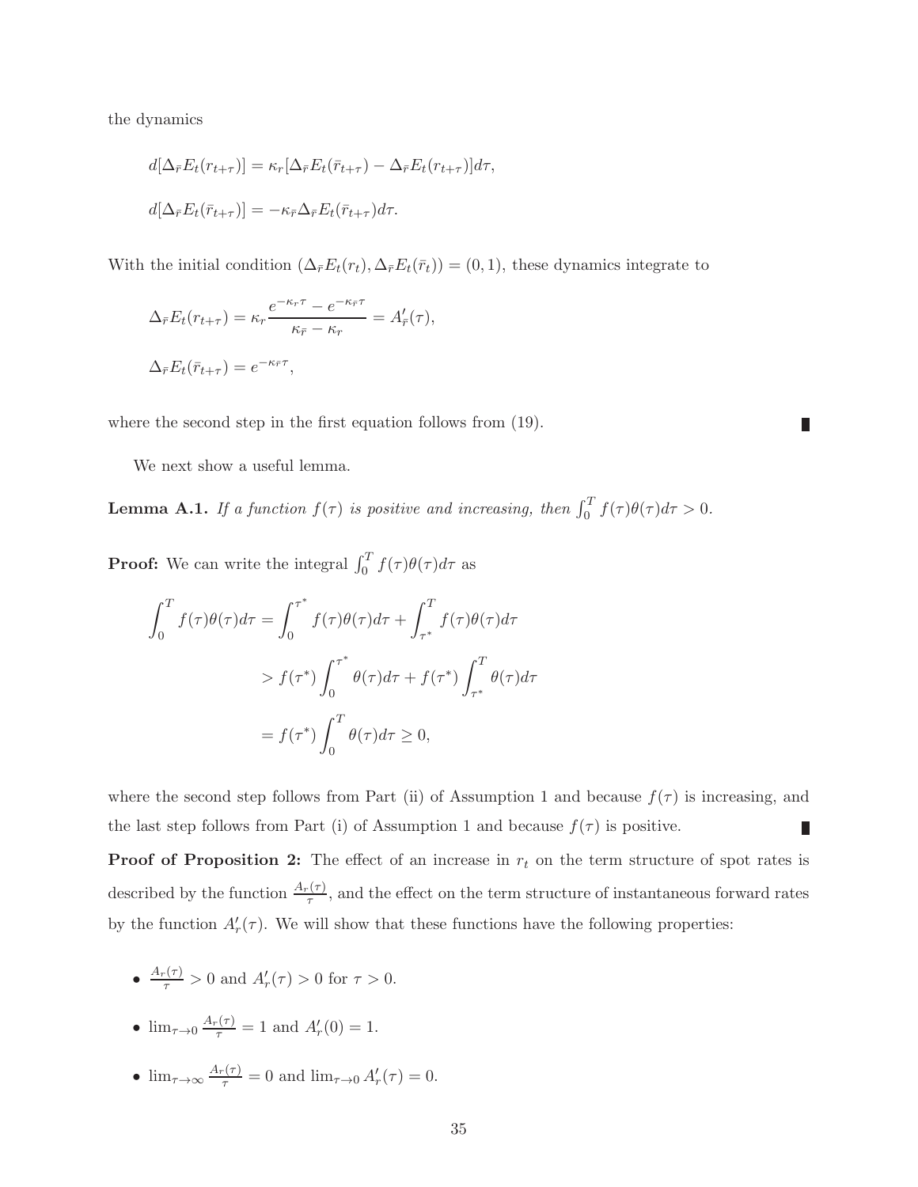the dynamics

$$d[\Delta_{\bar{r}} E_t(r_{t+\tau})] = \kappa_r [\Delta_{\bar{r}} E_t(\bar{r}_{t+\tau}) - \Delta_{\bar{r}} E_t(r_{t+\tau})] d\tau,$$

$$d[\Delta_{\bar{r}} E_t(\bar{r}_{t+\tau})] = -\kappa_{\bar{r}} \Delta_{\bar{r}} E_t(\bar{r}_{t+\tau}) d\tau.$$

With the initial condition $(\Delta_{\bar{r}} E_t(r_t), \Delta_{\bar{r}} E_t(\bar{r}_t)) = (0, 1)$, these dynamics integrate to

$$\Delta_{\bar{r}} E_t(r_{t+\tau}) = \kappa_r \frac{e^{-\kappa_r \tau} - e^{-\kappa_{\bar{r}} \tau}}{\kappa_{\bar{r}} - \kappa_r} = A'_{\bar{r}}(\tau),$$

$$\Delta_{\bar{r}} E_t(\bar{r}_{t+\tau}) = e^{-\kappa_{\bar{r}} \tau},$$

where the second step in the first equation follows from (19). ∎

We next show a useful lemma.

**Lemma A.1.** *If a function $f(\tau)$ is positive and increasing, then $\int_0^T f(\tau)\theta(\tau) d\tau > 0$.*

**Proof:** We can write the integral $\int_0^T f(\tau)\theta(\tau) d\tau$ as

$$\begin{aligned}
\int_0^T f(\tau)\theta(\tau) d\tau &= \int_0^{\tau^*} f(\tau)\theta(\tau) d\tau + \int_{\tau^*}^T f(\tau)\theta(\tau) d\tau \\
&> f(\tau^*) \int_0^{\tau^*} \theta(\tau) d\tau + f(\tau^*) \int_{\tau^*}^T \theta(\tau) d\tau \\
&= f(\tau^*) \int_0^T \theta(\tau) d\tau \geq 0,
\end{aligned}$$

where the second step follows from Part (ii) of Assumption 1 and because $f(\tau)$ is increasing, and the last step follows from Part (i) of Assumption 1 and because $f(\tau)$ is positive. ∎

**Proof of Proposition 2:** The effect of an increase in $r_t$ on the term structure of spot rates is described by the function $\frac{A_r(\tau)}{\tau}$, and the effect on the term structure of instantaneous forward rates by the function $A'_r(\tau)$. We will show that these functions have the following properties:

- $\frac{A_r(\tau)}{\tau} > 0$ and $A'_r(\tau) > 0$ for $\tau > 0$.
- $\lim_{\tau \to 0} \frac{A_r(\tau)}{\tau} = 1$ and $A'_r(0) = 1$.
- $\lim_{\tau \to \infty} \frac{A_r(\tau)}{\tau} = 0$ and $\lim_{\tau \to 0} A'_r(\tau) = 0$.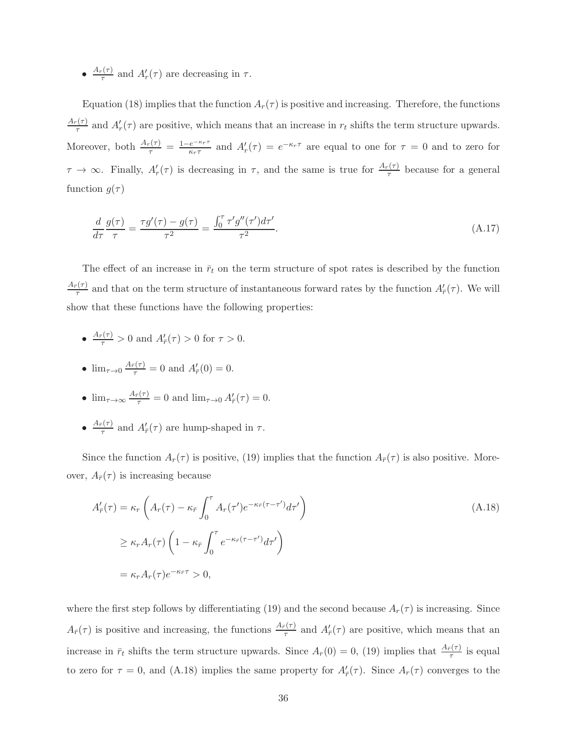- $\frac{A_r(\tau)}{\tau}$ and $A'_r(\tau)$ are decreasing in $\tau$.

Equation (18) implies that the function $A_r(\tau)$ is positive and increasing. Therefore, the functions $\frac{A_r(\tau)}{\tau}$ and $A'_r(\tau)$ are positive, which means that an increase in $r_t$ shifts the term structure upwards. Moreover, both $\frac{A_r(\tau)}{\tau} = \frac{1-e^{-\kappa_r \tau}}{\kappa_r \tau}$ and $A'_r(\tau) = e^{-\kappa_r \tau}$ are equal to one for $\tau = 0$ and to zero for $\tau \to \infty$. Finally, $A'_r(\tau)$ is decreasing in $\tau$, and the same is true for $\frac{A_r(\tau)}{\tau}$ because for a general function $g(\tau)$

$$\frac{d}{d\tau}\frac{g(\tau)}{\tau} = \frac{\tau g'(\tau) - g(\tau)}{\tau^2} = \frac{\int_0^\tau \tau' g''(\tau') d\tau'}{\tau^2}. \tag{A.17}$$

The effect of an increase in $\bar{r}_t$ on the term structure of spot rates is described by the function $\frac{A_{\bar{r}}(\tau)}{\tau}$ and that on the term structure of instantaneous forward rates by the function $A'_{\bar{r}}(\tau)$. We will show that these functions have the following properties:

- $\frac{A_{\bar{r}}(\tau)}{\tau} > 0$ and $A'_{\bar{r}}(\tau) > 0$ for $\tau > 0$.
- $\lim_{\tau \to 0} \frac{A_{\bar{r}}(\tau)}{\tau} = 0$ and $A'_{\bar{r}}(0) = 0$.
- $\lim_{\tau \to \infty} \frac{A_{\bar{r}}(\tau)}{\tau} = 0$ and $\lim_{\tau \to 0} A'_{\bar{r}}(\tau) = 0$.
- $\frac{A_{\bar{r}}(\tau)}{\tau}$ and $A'_{\bar{r}}(\tau)$ are hump-shaped in $\tau$.

Since the function $A_r(\tau)$ is positive, (19) implies that the function $A_{\bar{r}}(\tau)$ is also positive. Moreover, $A_{\bar{r}}(\tau)$ is increasing because

$$\begin{aligned}
A'_{\bar{r}}(\tau) &= \kappa_r \left( A_r(\tau) - \kappa_{\bar{r}} \int_0^\tau A_r(\tau') e^{-\kappa_{\bar{r}}(\tau - \tau')} d\tau' \right) \\
&\geq \kappa_r A_r(\tau) \left( 1 - \kappa_{\bar{r}} \int_0^\tau e^{-\kappa_{\bar{r}}(\tau - \tau')} d\tau' \right) \\
&= \kappa_r A_r(\tau) e^{-\kappa_{\bar{r}} \tau} > 0,
\end{aligned} \tag{A.18}$$

where the first step follows by differentiating (19) and the second because $A_r(\tau)$ is increasing. Since $A_{\bar{r}}(\tau)$ is positive and increasing, the functions $\frac{A_{\bar{r}}(\tau)}{\tau}$ and $A'_{\bar{r}}(\tau)$ are positive, which means that an increase in $\bar{r}_t$ shifts the term structure upwards. Since $A_r(0) = 0$, (19) implies that $\frac{A_{\bar{r}}(\tau)}{\tau}$ is equal to zero for $\tau = 0$, and (A.18) implies the same property for $A'_{\bar{r}}(\tau)$. Since $A_r(\tau)$ converges to the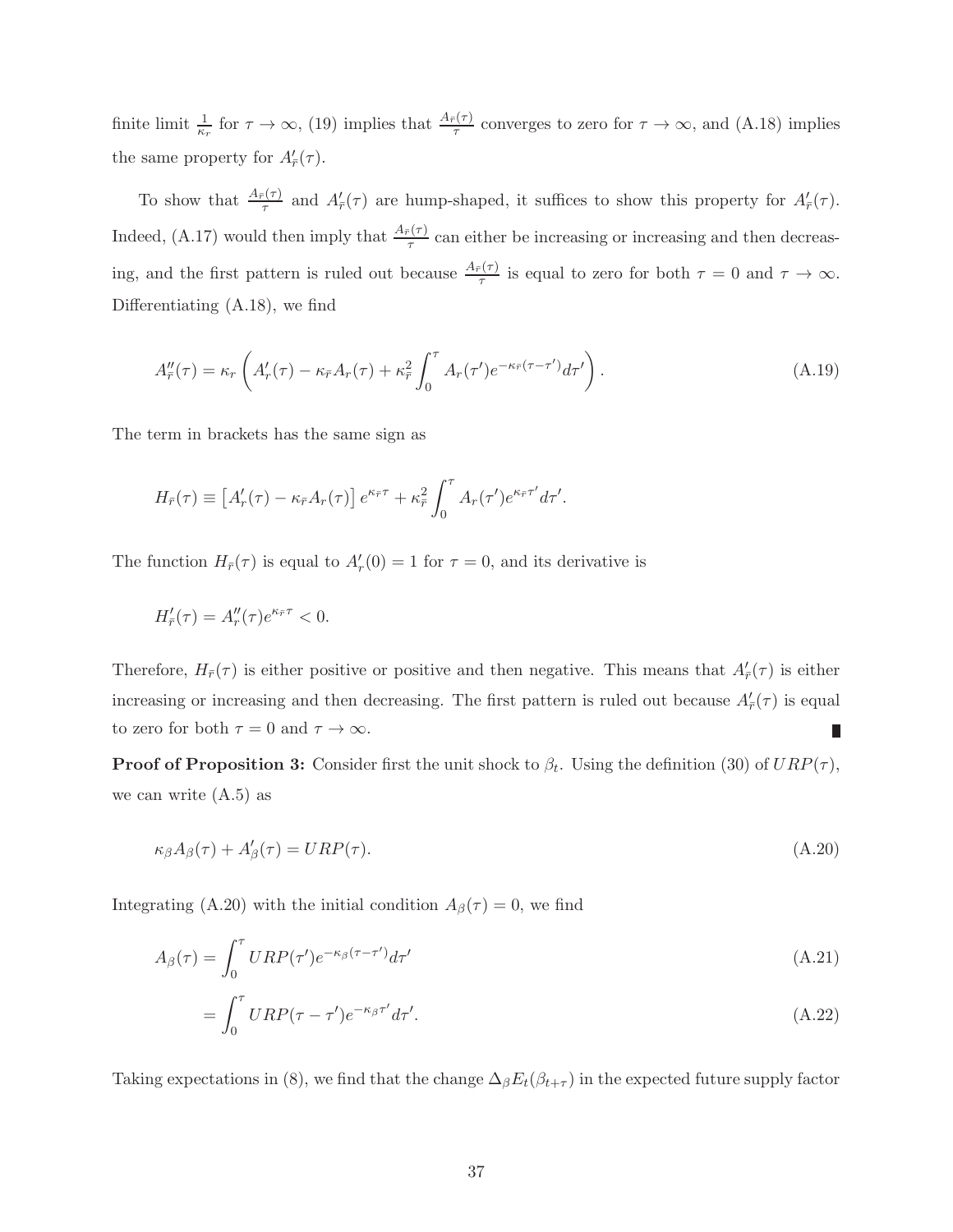finite limit $\frac{1}{\kappa_r}$ for $\tau \to \infty$, (19) implies that $\frac{A_{\bar{r}}(\tau)}{\tau}$ converges to zero for $\tau \to \infty$, and (A.18) implies the same property for $A'_{\bar{r}}(\tau)$.

To show that $\frac{A_{\bar{r}}(\tau)}{\tau}$ and $A'_{\bar{r}}(\tau)$ are hump-shaped, it suffices to show this property for $A'_{\bar{r}}(\tau)$. Indeed, (A.17) would then imply that $\frac{A_{\bar{r}}(\tau)}{\tau}$ can either be increasing or increasing and then decreasing, and the first pattern is ruled out because $\frac{A_{\bar{r}}(\tau)}{\tau}$ is equal to zero for both $\tau = 0$ and $\tau \to \infty$. Differentiating (A.18), we find

$$A''_{\bar{r}}(\tau) = \kappa_r \left( A'_r(\tau) - \kappa_{\bar{r}} A_r(\tau) + \kappa_{\bar{r}}^2 \int_0^\tau A_r(\tau') e^{-\kappa_{\bar{r}}(\tau - \tau')} d\tau' \right). \tag{A.19}$$

The term in brackets has the same sign as

$$H_{\bar{r}}(\tau) \equiv \left[ A'_r(\tau) - \kappa_{\bar{r}} A_r(\tau) \right] e^{\kappa_{\bar{r}}\tau} + \kappa_{\bar{r}}^2 \int_0^\tau A_r(\tau') e^{\kappa_{\bar{r}}\tau'} d\tau'.$$

The function $H_{\bar{r}}(\tau)$ is equal to $A'_r(0) = 1$ for $\tau = 0$, and its derivative is

$$H'_{\bar{r}}(\tau) = A''_r(\tau) e^{\kappa_{\bar{r}}\tau} < 0.$$

Therefore, $H_{\bar{r}}(\tau)$ is either positive or positive and then negative. This means that $A'_{\bar{r}}(\tau)$ is either increasing or increasing and then decreasing. The first pattern is ruled out because $A'_{\bar{r}}(\tau)$ is equal to zero for both $\tau = 0$ and $\tau \to \infty$. ∎

**Proof of Proposition 3:** Consider first the unit shock to $\beta_t$. Using the definition (30) of $URP(\tau)$, we can write (A.5) as

$$\kappa_\beta A_\beta(\tau) + A'_\beta(\tau) = URP(\tau). \tag{A.20}$$

Integrating (A.20) with the initial condition $A_\beta(\tau) = 0$, we find

$$A_\beta(\tau) = \int_0^\tau URP(\tau') e^{-\kappa_\beta(\tau - \tau')} d\tau' \tag{A.21}$$

$$= \int_0^\tau URP(\tau - \tau') e^{-\kappa_\beta \tau'} d\tau'. \tag{A.22}$$

Taking expectations in (8), we find that the change $\Delta_\beta E_t(\beta_{t+\tau})$ in the expected future supply factor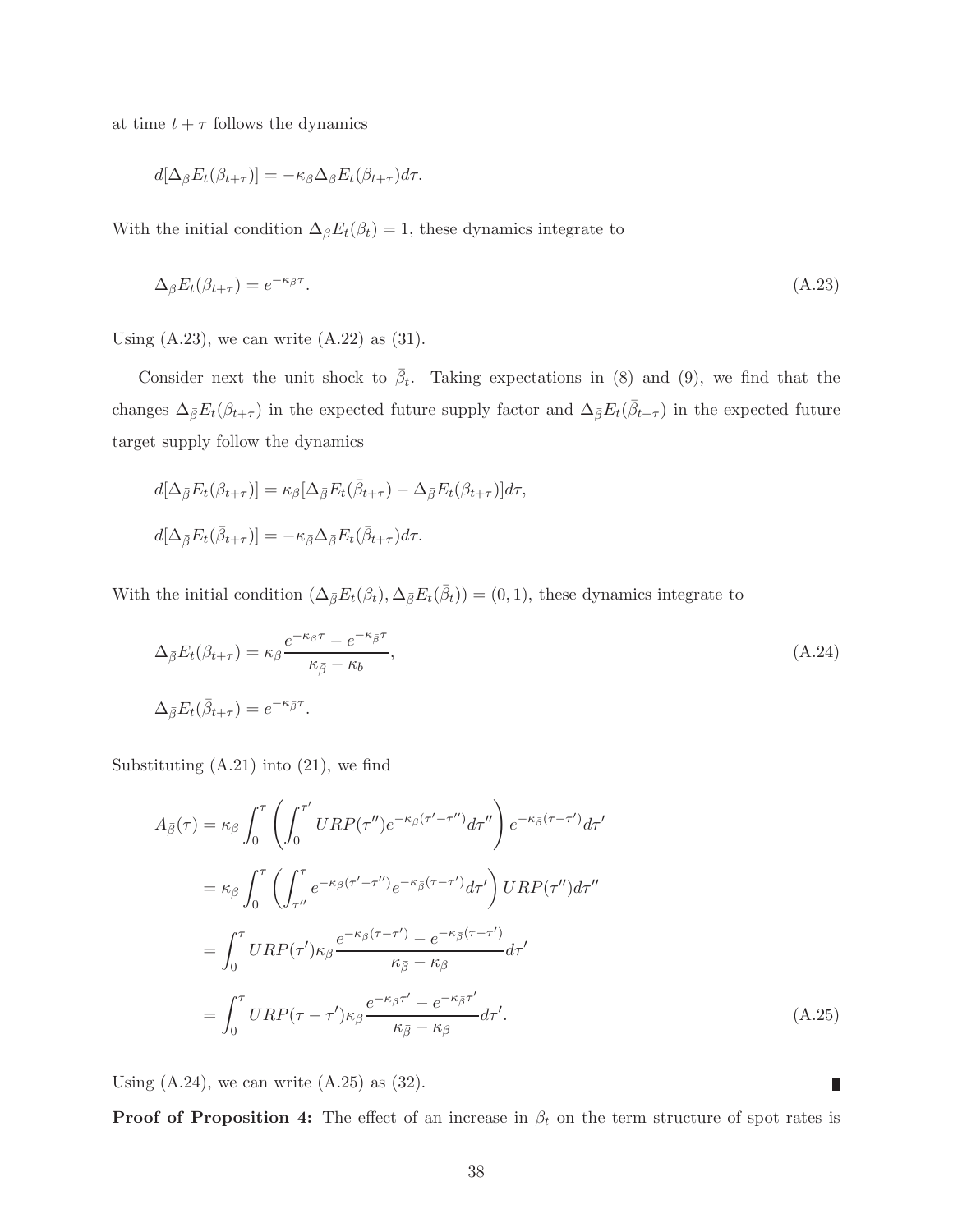at time $t + \tau$ follows the dynamics

$$d[\Delta_\beta E_t(\beta_{t+\tau})] = -\kappa_\beta \Delta_\beta E_t(\beta_{t+\tau}) d\tau.$$

With the initial condition $\Delta_\beta E_t(\beta_t) = 1$, these dynamics integrate to

$$\Delta_\beta E_t(\beta_{t+\tau}) = e^{-\kappa_\beta \tau}. \tag{A.23}$$

Using (A.23), we can write (A.22) as (31).

Consider next the unit shock to $\bar{\beta}_t$. Taking expectations in (8) and (9), we find that the changes $\Delta_{\bar{\beta}} E_t(\beta_{t+\tau})$ in the expected future supply factor and $\Delta_{\bar{\beta}} E_t(\bar{\beta}_{t+\tau})$ in the expected future target supply follow the dynamics

$$d[\Delta_{\bar{\beta}} E_t(\beta_{t+\tau})] = \kappa_\beta [\Delta_{\bar{\beta}} E_t(\bar{\beta}_{t+\tau}) - \Delta_{\bar{\beta}} E_t(\beta_{t+\tau})] d\tau,$$

$$d[\Delta_{\bar{\beta}} E_t(\bar{\beta}_{t+\tau})] = -\kappa_{\bar{\beta}} \Delta_{\bar{\beta}} E_t(\bar{\beta}_{t+\tau}) d\tau.$$

With the initial condition $(\Delta_{\bar{\beta}} E_t(\beta_t), \Delta_{\bar{\beta}} E_t(\bar{\beta}_t)) = (0, 1)$, these dynamics integrate to

$$\Delta_{\bar{\beta}} E_t(\beta_{t+\tau}) = \kappa_\beta \frac{e^{-\kappa_\beta \tau} - e^{-\kappa_{\bar{\beta}} \tau}}{\kappa_{\bar{\beta}} - \kappa_b}, \tag{A.24}$$

$$\Delta_{\bar{\beta}} E_t(\bar{\beta}_{t+\tau}) = e^{-\kappa_{\bar{\beta}} \tau}.$$

Substituting (A.21) into (21), we find

$$\begin{aligned}
A_{\bar{\beta}}(\tau) &= \kappa_\beta \int_0^\tau \left( \int_0^{\tau'} URP(\tau'') e^{-\kappa_\beta (\tau' - \tau'')} d\tau'' \right) e^{-\kappa_{\bar{\beta}} (\tau - \tau')} d\tau' \\
&= \kappa_\beta \int_0^\tau \left( \int_{\tau''}^\tau e^{-\kappa_\beta (\tau' - \tau'')} e^{-\kappa_{\bar{\beta}} (\tau - \tau')} d\tau' \right) URP(\tau'') d\tau'' \\
&= \int_0^\tau URP(\tau') \kappa_\beta \frac{e^{-\kappa_\beta (\tau - \tau')} - e^{-\kappa_{\bar{\beta}} (\tau - \tau')}}{\kappa_{\bar{\beta}} - \kappa_\beta} d\tau' \\
&= \int_0^\tau URP(\tau - \tau') \kappa_\beta \frac{e^{-\kappa_\beta \tau'} - e^{-\kappa_{\bar{\beta}} \tau'}}{\kappa_{\bar{\beta}} - \kappa_\beta} d\tau'.
\end{aligned} \tag{A.25}$$

Using (A.24), we can write (A.25) as (32). ∎

**Proof of Proposition 4:** The effect of an increase in $\beta_t$ on the term structure of spot rates is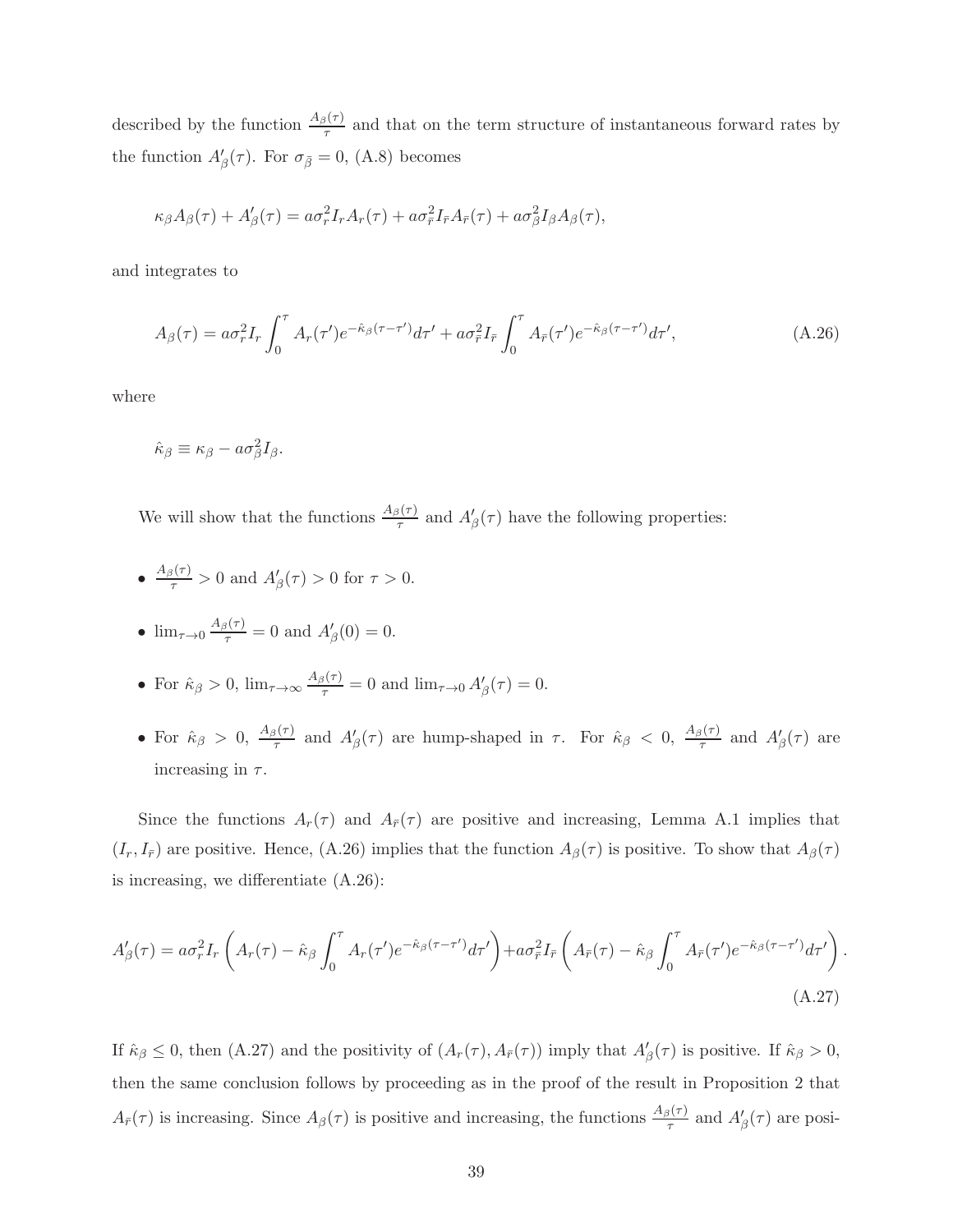described by the function $\frac{A_\beta(\tau)}{\tau}$ and that on the term structure of instantaneous forward rates by the function $A'_\beta(\tau)$. For $\sigma_{\bar{\beta}} = 0$, (A.8) becomes

$$\kappa_\beta A_\beta(\tau) + A'_\beta(\tau) = a\sigma_r^2 I_r A_r(\tau) + a\sigma_{\bar{r}}^2 I_{\bar{r}} A_{\bar{r}}(\tau) + a\sigma_\beta^2 I_\beta A_\beta(\tau),$$

and integrates to

$$A_\beta(\tau) = a\sigma_r^2 I_r \int_0^\tau A_r(\tau')e^{-\hat{\kappa}_\beta(\tau-\tau')}d\tau' + a\sigma_{\bar{r}}^2 I_{\bar{r}} \int_0^\tau A_{\bar{r}}(\tau')e^{-\hat{\kappa}_\beta(\tau-\tau')}d\tau', \tag{A.26}$$

where

$$\hat{\kappa}_\beta \equiv \kappa_\beta - a\sigma_\beta^2 I_\beta.$$

We will show that the functions $\frac{A_\beta(\tau)}{\tau}$ and $A'_\beta(\tau)$ have the following properties:

- $\frac{A_\beta(\tau)}{\tau} > 0$ and $A'_\beta(\tau) > 0$ for $\tau > 0$.
- $\lim_{\tau\to 0} \frac{A_\beta(\tau)}{\tau} = 0$ and $A'_\beta(0) = 0$.
- For $\hat{\kappa}_\beta > 0$, $\lim_{\tau\to\infty} \frac{A_\beta(\tau)}{\tau} = 0$ and $\lim_{\tau\to 0} A'_\beta(\tau) = 0$.
- For $\hat{\kappa}_\beta > 0$, $\frac{A_\beta(\tau)}{\tau}$ and $A'_\beta(\tau)$ are hump-shaped in $\tau$. For $\hat{\kappa}_\beta < 0$, $\frac{A_\beta(\tau)}{\tau}$ and $A'_\beta(\tau)$ are increasing in $\tau$.

Since the functions $A_r(\tau)$ and $A_{\bar{r}}(\tau)$ are positive and increasing, Lemma A.1 implies that $(I_r, I_{\bar{r}})$ are positive. Hence, (A.26) implies that the function $A_\beta(\tau)$ is positive. To show that $A_\beta(\tau)$ is increasing, we differentiate (A.26):

$$A'_\beta(\tau) = a\sigma_r^2 I_r \left( A_r(\tau) - \hat{\kappa}_\beta \int_0^\tau A_r(\tau')e^{-\hat{\kappa}_\beta(\tau-\tau')}d\tau' \right) + a\sigma_{\bar{r}}^2 I_{\bar{r}} \left( A_{\bar{r}}(\tau) - \hat{\kappa}_\beta \int_0^\tau A_{\bar{r}}(\tau')e^{-\hat{\kappa}_\beta(\tau-\tau')}d\tau' \right). \tag{A.27}$$

If $\hat{\kappa}_\beta \leq 0$, then (A.27) and the positivity of $(A_r(\tau), A_{\bar{r}}(\tau))$ imply that $A'_\beta(\tau)$ is positive. If $\hat{\kappa}_\beta > 0$, then the same conclusion follows by proceeding as in the proof of the result in Proposition 2 that $A_{\bar{r}}(\tau)$ is increasing. Since $A_\beta(\tau)$ is positive and increasing, the functions $\frac{A_\beta(\tau)}{\tau}$ and $A'_\beta(\tau)$ are posi-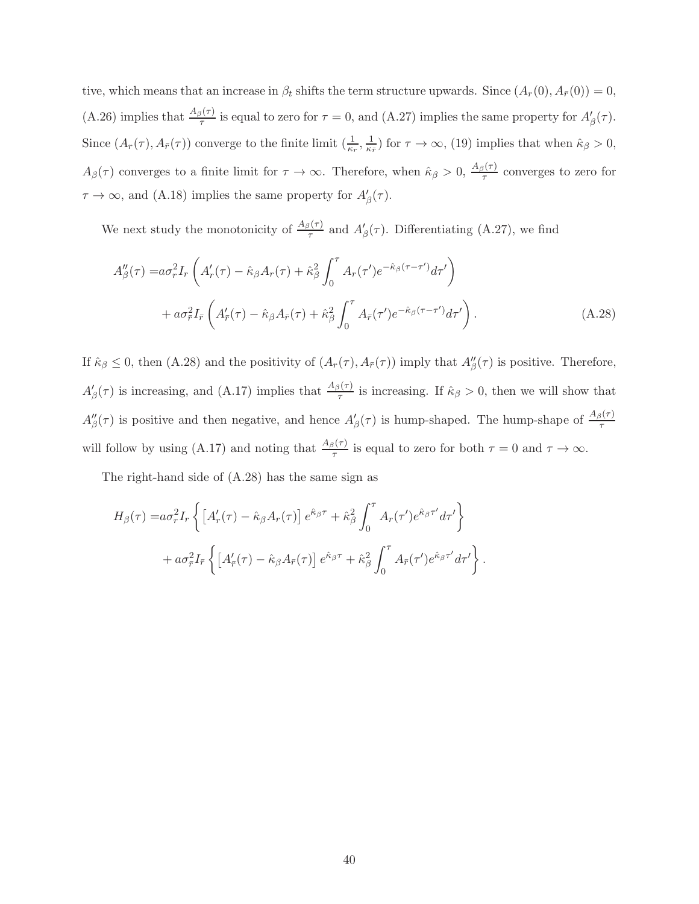tive, which means that an increase in $\beta_t$ shifts the term structure upwards. Since $(A_r(0), A_{\bar{r}}(0)) = 0$, (A.26) implies that $\frac{A_\beta(\tau)}{\tau}$ is equal to zero for $\tau = 0$, and (A.27) implies the same property for $A'_\beta(\tau)$. Since $(A_r(\tau), A_{\bar{r}}(\tau))$ converge to the finite limit $(\frac{1}{\kappa_r}, \frac{1}{\kappa_{\bar{r}}})$ for $\tau \to \infty$, (19) implies that when $\hat{\kappa}_\beta > 0$, $A_\beta(\tau)$ converges to a finite limit for $\tau \to \infty$. Therefore, when $\hat{\kappa}_\beta > 0$, $\frac{A_\beta(\tau)}{\tau}$ converges to zero for $\tau \to \infty$, and (A.18) implies the same property for $A'_\beta(\tau)$.

We next study the monotonicity of $\frac{A_\beta(\tau)}{\tau}$ and $A'_\beta(\tau)$. Differentiating (A.27), we find

$$
\begin{aligned}
A''_\beta(\tau) =& a\sigma_r^2 I_r \left( A'_r(\tau) - \hat{\kappa}_\beta A_r(\tau) + \hat{\kappa}_\beta^2 \int_0^\tau A_r(\tau') e^{-\hat{\kappa}_\beta(\tau - \tau')} d\tau' \right) \\
&+ a\sigma_{\bar{r}}^2 I_{\bar{r}} \left( A'_{\bar{r}}(\tau) - \hat{\kappa}_\beta A_{\bar{r}}(\tau) + \hat{\kappa}_\beta^2 \int_0^\tau A_{\bar{r}}(\tau') e^{-\hat{\kappa}_\beta(\tau - \tau')} d\tau' \right). \qquad \text{(A.28)}
\end{aligned}
$$

If $\hat{\kappa}_\beta \leq 0$, then (A.28) and the positivity of $(A_r(\tau), A_{\bar{r}}(\tau))$ imply that $A''_\beta(\tau)$ is positive. Therefore, $A'_\beta(\tau)$ is increasing, and (A.17) implies that $\frac{A_\beta(\tau)}{\tau}$ is increasing. If $\hat{\kappa}_\beta > 0$, then we will show that $A''_\beta(\tau)$ is positive and then negative, and hence $A'_\beta(\tau)$ is hump-shaped. The hump-shape of $\frac{A_\beta(\tau)}{\tau}$ will follow by using (A.17) and noting that $\frac{A_\beta(\tau)}{\tau}$ is equal to zero for both $\tau = 0$ and $\tau \to \infty$.

The right-hand side of (A.28) has the same sign as

$$
\begin{aligned}
H_\beta(\tau) =& a\sigma_r^2 I_r \left\{ \left[ A'_r(\tau) - \hat{\kappa}_\beta A_r(\tau) \right] e^{\hat{\kappa}_\beta \tau} + \hat{\kappa}_\beta^2 \int_0^\tau A_r(\tau') e^{\hat{\kappa}_\beta \tau'} d\tau' \right\} \\
&+ a\sigma_{\bar{r}}^2 I_{\bar{r}} \left\{ \left[ A'_{\bar{r}}(\tau) - \hat{\kappa}_\beta A_{\bar{r}}(\tau) \right] e^{\hat{\kappa}_\beta \tau} + \hat{\kappa}_\beta^2 \int_0^\tau A_{\bar{r}}(\tau') e^{\hat{\kappa}_\beta \tau'} d\tau' \right\}.
\end{aligned}
$$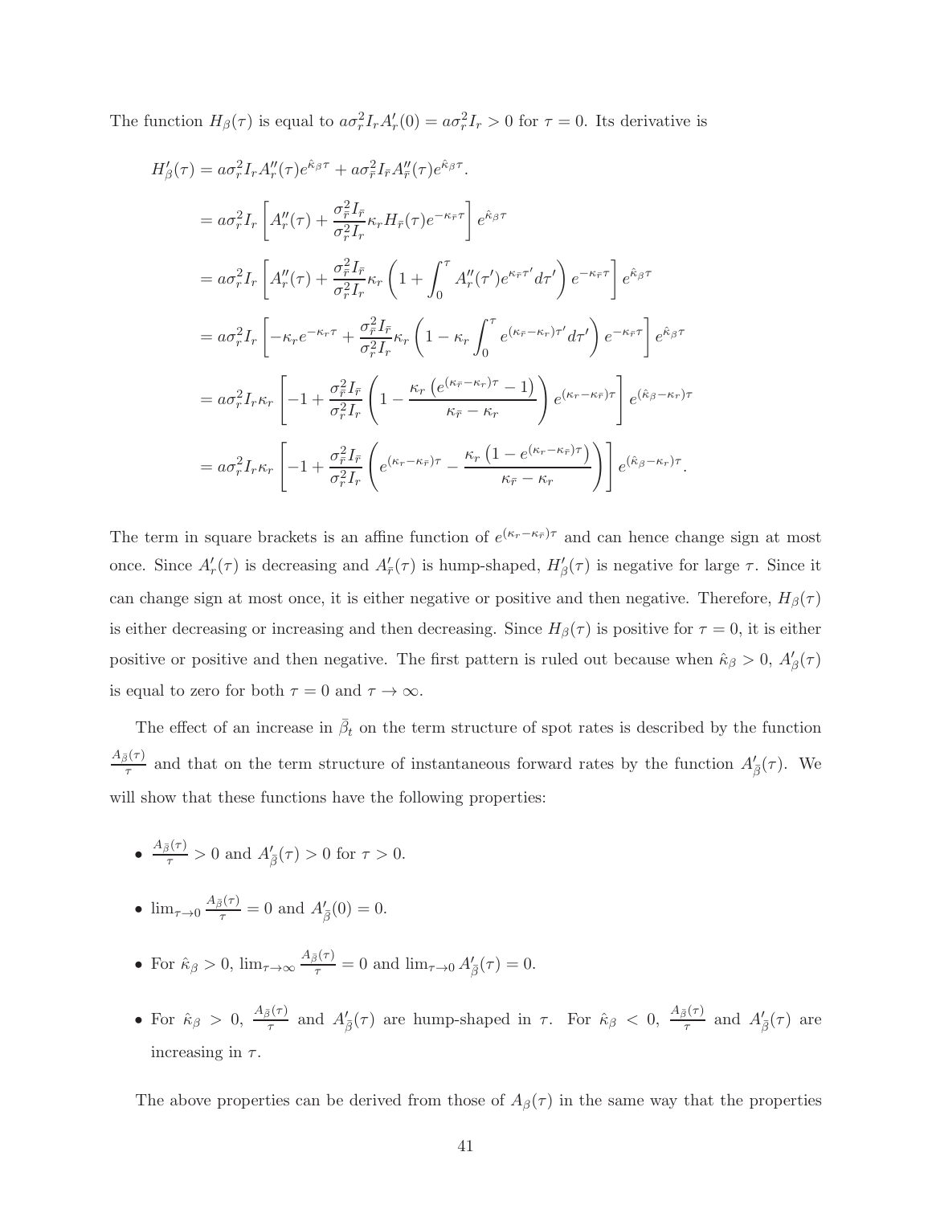The function $H_\beta(\tau)$ is equal to $a\sigma_r^2 I_r A_r'(0) = a\sigma_r^2 I_r > 0$ for $\tau = 0$. Its derivative is

$$
\begin{aligned}
H_\beta'(\tau) &= a\sigma_r^2 I_r A_r''(\tau) e^{\hat{\kappa}_\beta \tau} + a\sigma_{\bar{r}}^2 I_{\bar{r}} A_{\bar{r}}''(\tau) e^{\hat{\kappa}_\beta \tau}. \\
&= a\sigma_r^2 I_r \left[ A_r''(\tau) + \frac{\sigma_{\bar{r}}^2 I_{\bar{r}}}{\sigma_r^2 I_r} \kappa_r H_{\bar{r}}(\tau) e^{-\kappa_{\bar{r}}\tau} \right] e^{\hat{\kappa}_\beta \tau} \\
&= a\sigma_r^2 I_r \left[ A_r''(\tau) + \frac{\sigma_{\bar{r}}^2 I_{\bar{r}}}{\sigma_r^2 I_r} \kappa_r \left( 1 + \int_0^\tau A_r''(\tau') e^{\kappa_{\bar{r}}\tau'} d\tau' \right) e^{-\kappa_{\bar{r}}\tau} \right] e^{\hat{\kappa}_\beta \tau} \\
&= a\sigma_r^2 I_r \left[ -\kappa_r e^{-\kappa_r \tau} + \frac{\sigma_{\bar{r}}^2 I_{\bar{r}}}{\sigma_r^2 I_r} \kappa_r \left( 1 - \kappa_r \int_0^\tau e^{(\kappa_{\bar{r}} - \kappa_r)\tau'} d\tau' \right) e^{-\kappa_{\bar{r}}\tau} \right] e^{\hat{\kappa}_\beta \tau} \\
&= a\sigma_r^2 I_r \kappa_r \left[ -1 + \frac{\sigma_{\bar{r}}^2 I_{\bar{r}}}{\sigma_r^2 I_r} \left( 1 - \frac{\kappa_r \left( e^{(\kappa_{\bar{r}} - \kappa_r)\tau} - 1 \right)}{\kappa_{\bar{r}} - \kappa_r} \right) e^{(\kappa_r - \kappa_{\bar{r}})\tau} \right] e^{(\hat{\kappa}_\beta - \kappa_r)\tau} \\
&= a\sigma_r^2 I_r \kappa_r \left[ -1 + \frac{\sigma_{\bar{r}}^2 I_{\bar{r}}}{\sigma_r^2 I_r} \left( e^{(\kappa_r - \kappa_{\bar{r}})\tau} - \frac{\kappa_r \left( 1 - e^{(\kappa_r - \kappa_{\bar{r}})\tau} \right)}{\kappa_{\bar{r}} - \kappa_r} \right) \right] e^{(\hat{\kappa}_\beta - \kappa_r)\tau}.
\end{aligned}
$$

The term in square brackets is an affine function of $e^{(\kappa_r - \kappa_{\bar{r}})\tau}$ and can hence change sign at most once. Since $A_r'(\tau)$ is decreasing and $A_{\bar{r}}'(\tau)$ is hump-shaped, $H_\beta'(\tau)$ is negative for large $\tau$. Since it can change sign at most once, it is either negative or positive and then negative. Therefore, $H_\beta(\tau)$ is either decreasing or increasing and then decreasing. Since $H_\beta(\tau)$ is positive for $\tau = 0$, it is either positive or positive and then negative. The first pattern is ruled out because when $\hat{\kappa}_\beta > 0$, $A_\beta'(\tau)$ is equal to zero for both $\tau = 0$ and $\tau \to \infty$.

The effect of an increase in $\bar{\beta}_t$ on the term structure of spot rates is described by the function $\frac{A_{\bar{\beta}}(\tau)}{\tau}$ and that on the term structure of instantaneous forward rates by the function $A_{\bar{\beta}}'(\tau)$. We will show that these functions have the following properties:

- $\frac{A_{\bar{\beta}}(\tau)}{\tau} > 0$ and $A_{\bar{\beta}}'(\tau) > 0$ for $\tau > 0$.
- $\lim_{\tau \to 0} \frac{A_{\bar{\beta}}(\tau)}{\tau} = 0$ and $A_{\bar{\beta}}'(0) = 0$.
- For $\hat{\kappa}_\beta > 0$, $\lim_{\tau \to \infty} \frac{A_{\bar{\beta}}(\tau)}{\tau} = 0$ and $\lim_{\tau \to 0} A_{\bar{\beta}}'(\tau) = 0$.
- For $\hat{\kappa}_\beta > 0$, $\frac{A_{\bar{\beta}}(\tau)}{\tau}$ and $A_{\bar{\beta}}'(\tau)$ are hump-shaped in $\tau$. For $\hat{\kappa}_\beta < 0$, $\frac{A_{\bar{\beta}}(\tau)}{\tau}$ and $A_{\bar{\beta}}'(\tau)$ are increasing in $\tau$.

The above properties can be derived from those of $A_\beta(\tau)$ in the same way that the properties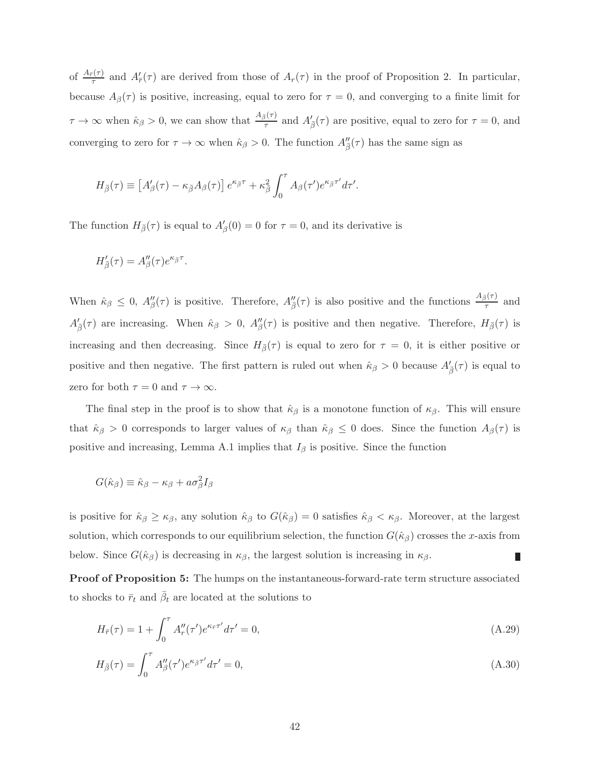of $\frac{A_{\bar{r}}(\tau)}{\tau}$ and $A'_{\bar{r}}(\tau)$ are derived from those of $A_r(\tau)$ in the proof of Proposition 2. In particular, because $A_\beta(\tau)$ is positive, increasing, equal to zero for $\tau = 0$, and converging to a finite limit for $\tau \to \infty$ when $\hat{\kappa}_\beta > 0$, we can show that $\frac{A_{\bar{\beta}}(\tau)}{\tau}$ and $A'_{\bar{\beta}}(\tau)$ are positive, equal to zero for $\tau = 0$, and converging to zero for $\tau \to \infty$ when $\hat{\kappa}_\beta > 0$. The function $A''_{\bar{\beta}}(\tau)$ has the same sign as

$$H_{\bar{\beta}}(\tau) \equiv \left[A'_\beta(\tau) - \kappa_{\bar{\beta}} A_\beta(\tau)\right] e^{\kappa_{\bar{\beta}}\tau} + \kappa_{\bar{\beta}}^2 \int_0^\tau A_\beta(\tau') e^{\kappa_{\bar{\beta}}\tau'} d\tau'.$$

The function $H_{\bar{\beta}}(\tau)$ is equal to $A'_\beta(0) = 0$ for $\tau = 0$, and its derivative is

$$H'_{\bar{\beta}}(\tau) = A''_\beta(\tau) e^{\kappa_{\bar{\beta}}\tau}.$$

When $\hat{\kappa}_\beta \leq 0$, $A''_\beta(\tau)$ is positive. Therefore, $A''_{\bar{\beta}}(\tau)$ is also positive and the functions $\frac{A_{\bar{\beta}}(\tau)}{\tau}$ and $A'_{\bar{\beta}}(\tau)$ are increasing. When $\hat{\kappa}_\beta > 0$, $A''_\beta(\tau)$ is positive and then negative. Therefore, $H_{\bar{\beta}}(\tau)$ is increasing and then decreasing. Since $H_{\bar{\beta}}(\tau)$ is equal to zero for $\tau = 0$, it is either positive or positive and then negative. The first pattern is ruled out when $\hat{\kappa}_\beta > 0$ because $A'_{\bar{\beta}}(\tau)$ is equal to zero for both $\tau = 0$ and $\tau \to \infty$.

The final step in the proof is to show that $\hat{\kappa}_\beta$ is a monotone function of $\kappa_\beta$. This will ensure that $\hat{\kappa}_\beta > 0$ corresponds to larger values of $\kappa_\beta$ than $\hat{\kappa}_\beta \leq 0$ does. Since the function $A_\beta(\tau)$ is positive and increasing, Lemma A.1 implies that $I_\beta$ is positive. Since the function

$$G(\hat{\kappa}_\beta) \equiv \hat{\kappa}_\beta - \kappa_\beta + a\sigma_\beta^2 I_\beta$$

is positive for $\hat{\kappa}_\beta \geq \kappa_\beta$, any solution $\hat{\kappa}_\beta$ to $G(\hat{\kappa}_\beta) = 0$ satisfies $\hat{\kappa}_\beta < \kappa_\beta$. Moreover, at the largest solution, which corresponds to our equilibrium selection, the function $G(\hat{\kappa}_\beta)$ crosses the $x$-axis from below. Since $G(\hat{\kappa}_\beta)$ is decreasing in $\kappa_\beta$, the largest solution is increasing in $\kappa_\beta$. ■

**Proof of Proposition 5:** The humps on the instantaneous-forward-rate term structure associated to shocks to $\bar{r}_t$ and $\bar{\beta}_t$ are located at the solutions to

$$H_{\bar{r}}(\tau) = 1 + \int_0^\tau A''_r(\tau') e^{\kappa_{\bar{r}}\tau'} d\tau' = 0, \tag{A.29}$$

$$H_{\bar{\beta}}(\tau) = \int_0^\tau A''_\beta(\tau') e^{\kappa_{\bar{\beta}}\tau'} d\tau' = 0, \tag{A.30}$$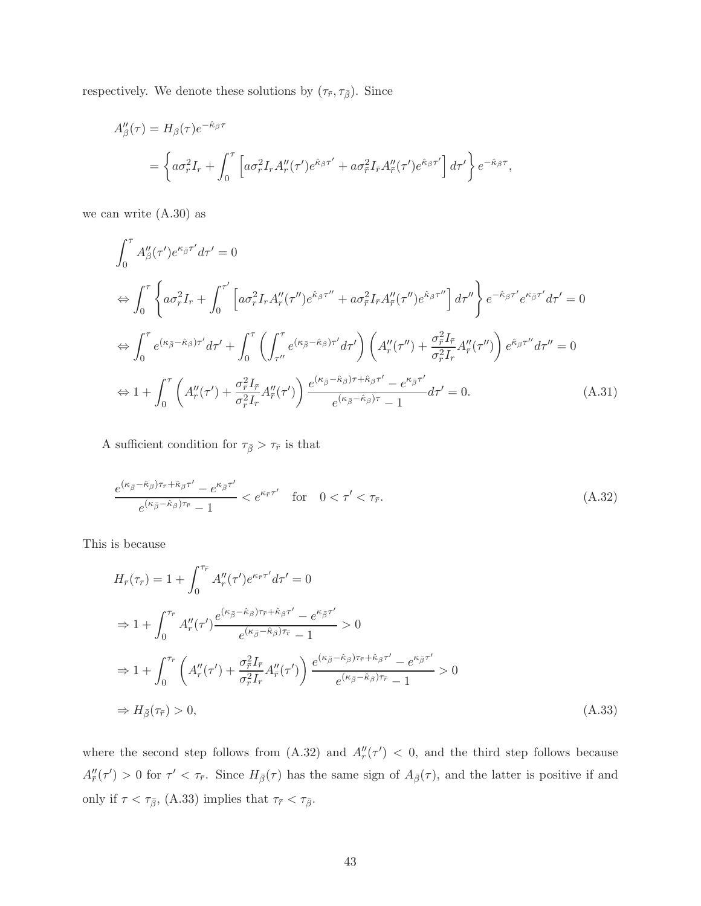respectively. We denote these solutions by $(\tau_{\bar{r}}, \tau_{\bar{\beta}})$. Since

$$
\begin{aligned}
A''_{\beta}(\tau) &= H_{\beta}(\tau) e^{-\hat{\kappa}_{\beta}\tau} \\
&= \left\{ a\sigma_r^2 I_r + \int_0^{\tau} \left[ a\sigma_r^2 I_r A''_r(\tau') e^{\hat{\kappa}_{\beta}\tau'} + a\sigma_{\bar{r}}^2 I_{\bar{r}} A''_{\bar{r}}(\tau') e^{\hat{\kappa}_{\beta}\tau'} \right] d\tau' \right\} e^{-\hat{\kappa}_{\beta}\tau},
\end{aligned}
$$

we can write (A.30) as

$$
\begin{aligned}
& \int_0^{\tau} A''_{\beta}(\tau') e^{\kappa_{\bar{\beta}}\tau'} d\tau' = 0 \\
\Leftrightarrow & \int_0^{\tau} \left\{ a\sigma_r^2 I_r + \int_0^{\tau'} \left[ a\sigma_r^2 I_r A''_r(\tau'') e^{\hat{\kappa}_{\beta}\tau''} + a\sigma_{\bar{r}}^2 I_{\bar{r}} A''_{\bar{r}}(\tau'') e^{\hat{\kappa}_{\beta}\tau''} \right] d\tau'' \right\} e^{-\hat{\kappa}_{\beta}\tau'} e^{\kappa_{\bar{\beta}}\tau'} d\tau' = 0 \\
\Leftrightarrow & \int_0^{\tau} e^{(\kappa_{\bar{\beta}} - \hat{\kappa}_{\beta})\tau'} d\tau' + \int_0^{\tau} \left( \int_{\tau''}^{\tau} e^{(\kappa_{\bar{\beta}} - \hat{\kappa}_{\beta})\tau'} d\tau' \right) \left( A''_r(\tau'') + \frac{\sigma_{\bar{r}}^2 I_{\bar{r}}}{\sigma_r^2 I_r} A''_{\bar{r}}(\tau'') \right) e^{\hat{\kappa}_{\beta}\tau''} d\tau'' = 0 \\
\Leftrightarrow & 1 + \int_0^{\tau} \left( A''_r(\tau') + \frac{\sigma_{\bar{r}}^2 I_{\bar{r}}}{\sigma_r^2 I_r} A''_{\bar{r}}(\tau') \right) \frac{e^{(\kappa_{\bar{\beta}} - \hat{\kappa}_{\beta})\tau + \hat{\kappa}_{\beta}\tau'} - e^{\kappa_{\bar{\beta}}\tau'}}{e^{(\kappa_{\bar{\beta}} - \hat{\kappa}_{\beta})\tau} - 1} d\tau' = 0.
\end{aligned} \tag{A.31}
$$

A sufficient condition for $\tau_{\bar{\beta}} > \tau_{\bar{r}}$ is that

$$
\frac{e^{(\kappa_{\bar{\beta}} - \hat{\kappa}_{\beta})\tau_{\bar{r}} + \hat{\kappa}_{\beta}\tau'} - e^{\kappa_{\bar{\beta}}\tau'}}{e^{(\kappa_{\bar{\beta}} - \hat{\kappa}_{\beta})\tau_{\bar{r}}} - 1} < e^{\kappa_{\bar{r}}\tau'} \quad \text{for} \quad 0 < \tau' < \tau_{\bar{r}}. \tag{A.32}
$$

This is because

$$
\begin{aligned}
& H_{\bar{r}}(\tau_{\bar{r}}) = 1 + \int_0^{\tau_{\bar{r}}} A''_r(\tau') e^{\kappa_{\bar{r}}\tau'} d\tau' = 0 \\
\Rightarrow & 1 + \int_0^{\tau_{\bar{r}}} A''_r(\tau') \frac{e^{(\kappa_{\bar{\beta}} - \hat{\kappa}_{\beta})\tau_{\bar{r}} + \hat{\kappa}_{\beta}\tau'} - e^{\kappa_{\bar{\beta}}\tau'}}{e^{(\kappa_{\bar{\beta}} - \hat{\kappa}_{\beta})\tau_{\bar{r}}} - 1} > 0 \\
\Rightarrow & 1 + \int_0^{\tau_{\bar{r}}} \left( A''_r(\tau') + \frac{\sigma_{\bar{r}}^2 I_{\bar{r}}}{\sigma_r^2 I_r} A''_{\bar{r}}(\tau') \right) \frac{e^{(\kappa_{\bar{\beta}} - \hat{\kappa}_{\beta})\tau_{\bar{r}} + \hat{\kappa}_{\beta}\tau'} - e^{\kappa_{\bar{\beta}}\tau'}}{e^{(\kappa_{\bar{\beta}} - \hat{\kappa}_{\beta})\tau_{\bar{r}}} - 1} > 0 \\
\Rightarrow & H_{\bar{\beta}}(\tau_{\bar{r}}) > 0,
\end{aligned} \tag{A.33}
$$

where the second step follows from (A.32) and $A''_r(\tau') < 0$, and the third step follows because $A''_{\bar{r}}(\tau') > 0$ for $\tau' < \tau_{\bar{r}}$. Since $H_{\bar{\beta}}(\tau)$ has the same sign of $A_{\bar{\beta}}(\tau)$, and the latter is positive if and only if $\tau < \tau_{\bar{\beta}}$, (A.33) implies that $\tau_{\bar{r}} < \tau_{\bar{\beta}}$.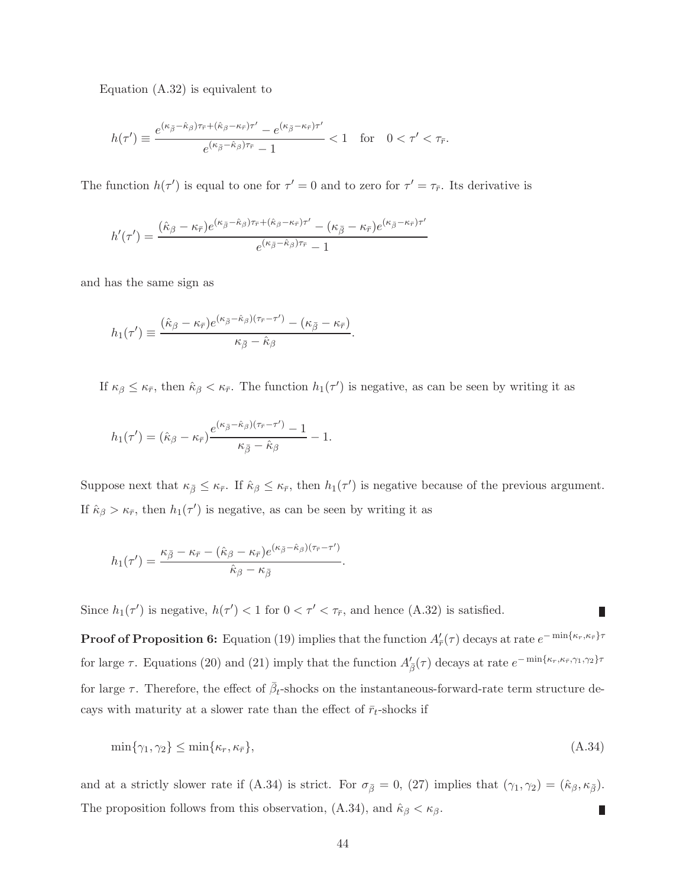Equation (A.32) is equivalent to

$$h(\tau') \equiv \frac{e^{(\kappa_{\bar{\beta}}-\hat{\kappa}_\beta)\tau_{\bar{r}}+(\hat{\kappa}_\beta-\kappa_{\bar{r}})\tau'} - e^{(\kappa_{\bar{\beta}}-\kappa_{\bar{r}})\tau'}}{e^{(\kappa_{\bar{\beta}}-\hat{\kappa}_\beta)\tau_{\bar{r}}} - 1} < 1 \quad \text{for} \quad 0 < \tau' < \tau_{\bar{r}}.$$

The function $h(\tau')$ is equal to one for $\tau' = 0$ and to zero for $\tau' = \tau_{\bar{r}}$. Its derivative is

$$h'(\tau') = \frac{(\hat{\kappa}_\beta - \kappa_{\bar{r}})e^{(\kappa_{\bar{\beta}}-\hat{\kappa}_\beta)\tau_{\bar{r}}+(\hat{\kappa}_\beta-\kappa_{\bar{r}})\tau'} - (\kappa_{\bar{\beta}} - \kappa_{\bar{r}})e^{(\kappa_{\bar{\beta}}-\kappa_{\bar{r}})\tau'}}{e^{(\kappa_{\bar{\beta}}-\hat{\kappa}_\beta)\tau_{\bar{r}}} - 1}$$

and has the same sign as

$$h_1(\tau') \equiv \frac{(\hat{\kappa}_\beta - \kappa_{\bar{r}})e^{(\kappa_{\bar{\beta}}-\hat{\kappa}_\beta)(\tau_{\bar{r}}-\tau')} - (\kappa_{\bar{\beta}} - \kappa_{\bar{r}})}{\kappa_{\bar{\beta}} - \hat{\kappa}_\beta}.$$

If $\kappa_\beta \leq \kappa_{\bar{r}}$, then $\hat{\kappa}_\beta < \kappa_{\bar{r}}$. The function $h_1(\tau')$ is negative, as can be seen by writing it as

$$h_1(\tau') = (\hat{\kappa}_\beta - \kappa_{\bar{r}})\frac{e^{(\kappa_{\bar{\beta}}-\hat{\kappa}_\beta)(\tau_{\bar{r}}-\tau')} - 1}{\kappa_{\bar{\beta}} - \hat{\kappa}_\beta} - 1.$$

Suppose next that $\kappa_{\bar{\beta}} \leq \kappa_{\bar{r}}$. If $\hat{\kappa}_\beta \leq \kappa_{\bar{r}}$, then $h_1(\tau')$ is negative because of the previous argument. If $\hat{\kappa}_\beta > \kappa_{\bar{r}}$, then $h_1(\tau')$ is negative, as can be seen by writing it as

$$h_1(\tau') = \frac{\kappa_{\bar{\beta}} - \kappa_{\bar{r}} - (\hat{\kappa}_\beta - \kappa_{\bar{r}})e^{(\kappa_{\bar{\beta}}-\hat{\kappa}_\beta)(\tau_{\bar{r}}-\tau')}}{\hat{\kappa}_\beta - \kappa_{\bar{\beta}}}.$$

Since $h_1(\tau')$ is negative, $h(\tau') < 1$ for $0 < \tau' < \tau_{\bar{r}}$, and hence (A.32) is satisfied. ∎

**Proof of Proposition 6:** Equation (19) implies that the function $A'_{\bar{r}}(\tau)$ decays at rate $e^{-\min\{\kappa_r,\kappa_{\bar{r}}\}\tau}$ for large $\tau$. Equations (20) and (21) imply that the function $A'_{\bar{\beta}}(\tau)$ decays at rate $e^{-\min\{\kappa_r,\kappa_{\bar{r}},\gamma_1,\gamma_2\}\tau}$ for large $\tau$. Therefore, the effect of $\bar{\beta}_t$-shocks on the instantaneous-forward-rate term structure decays with maturity at a slower rate than the effect of $\bar{r}_t$-shocks if

$$\min\{\gamma_1, \gamma_2\} \leq \min\{\kappa_r, \kappa_{\bar{r}}\}, \tag{A.34}$$

and at a strictly slower rate if (A.34) is strict. For $\sigma_{\bar{\beta}} = 0$, (27) implies that $(\gamma_1, \gamma_2) = (\hat{\kappa}_\beta, \kappa_{\bar{\beta}})$. The proposition follows from this observation, (A.34), and $\hat{\kappa}_\beta < \kappa_\beta$. ∎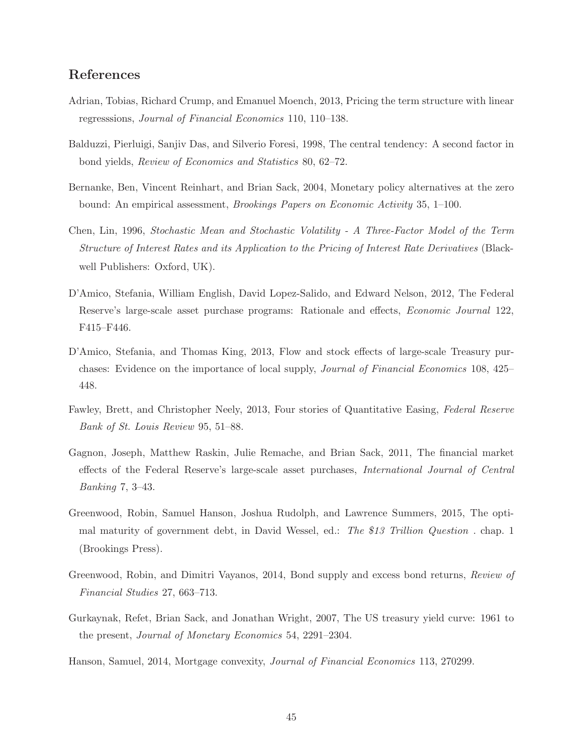## References

Adrian, Tobias, Richard Crump, and Emanuel Moench, 2013, Pricing the term structure with linear regresssions, *Journal of Financial Economics* 110, 110–138.

Balduzzi, Pierluigi, Sanjiv Das, and Silverio Foresi, 1998, The central tendency: A second factor in bond yields, *Review of Economics and Statistics* 80, 62–72.

Bernanke, Ben, Vincent Reinhart, and Brian Sack, 2004, Monetary policy alternatives at the zero bound: An empirical assessment, *Brookings Papers on Economic Activity* 35, 1–100.

Chen, Lin, 1996, *Stochastic Mean and Stochastic Volatility - A Three-Factor Model of the Term Structure of Interest Rates and its Application to the Pricing of Interest Rate Derivatives* (Blackwell Publishers: Oxford, UK).

D'Amico, Stefania, William English, David Lopez-Salido, and Edward Nelson, 2012, The Federal Reserve's large-scale asset purchase programs: Rationale and effects, *Economic Journal* 122, F415–F446.

D'Amico, Stefania, and Thomas King, 2013, Flow and stock effects of large-scale Treasury purchases: Evidence on the importance of local supply, *Journal of Financial Economics* 108, 425–448.

Fawley, Brett, and Christopher Neely, 2013, Four stories of Quantitative Easing, *Federal Reserve Bank of St. Louis Review* 95, 51–88.

Gagnon, Joseph, Matthew Raskin, Julie Remache, and Brian Sack, 2011, The financial market effects of the Federal Reserve's large-scale asset purchases, *International Journal of Central Banking* 7, 3–43.

Greenwood, Robin, Samuel Hanson, Joshua Rudolph, and Lawrence Summers, 2015, The optimal maturity of government debt, in David Wessel, ed.: *The $13 Trillion Question* . chap. 1 (Brookings Press).

Greenwood, Robin, and Dimitri Vayanos, 2014, Bond supply and excess bond returns, *Review of Financial Studies* 27, 663–713.

Gurkaynak, Refet, Brian Sack, and Jonathan Wright, 2007, The US treasury yield curve: 1961 to the present, *Journal of Monetary Economics* 54, 2291–2304.

Hanson, Samuel, 2014, Mortgage convexity, *Journal of Financial Economics* 113, 270299.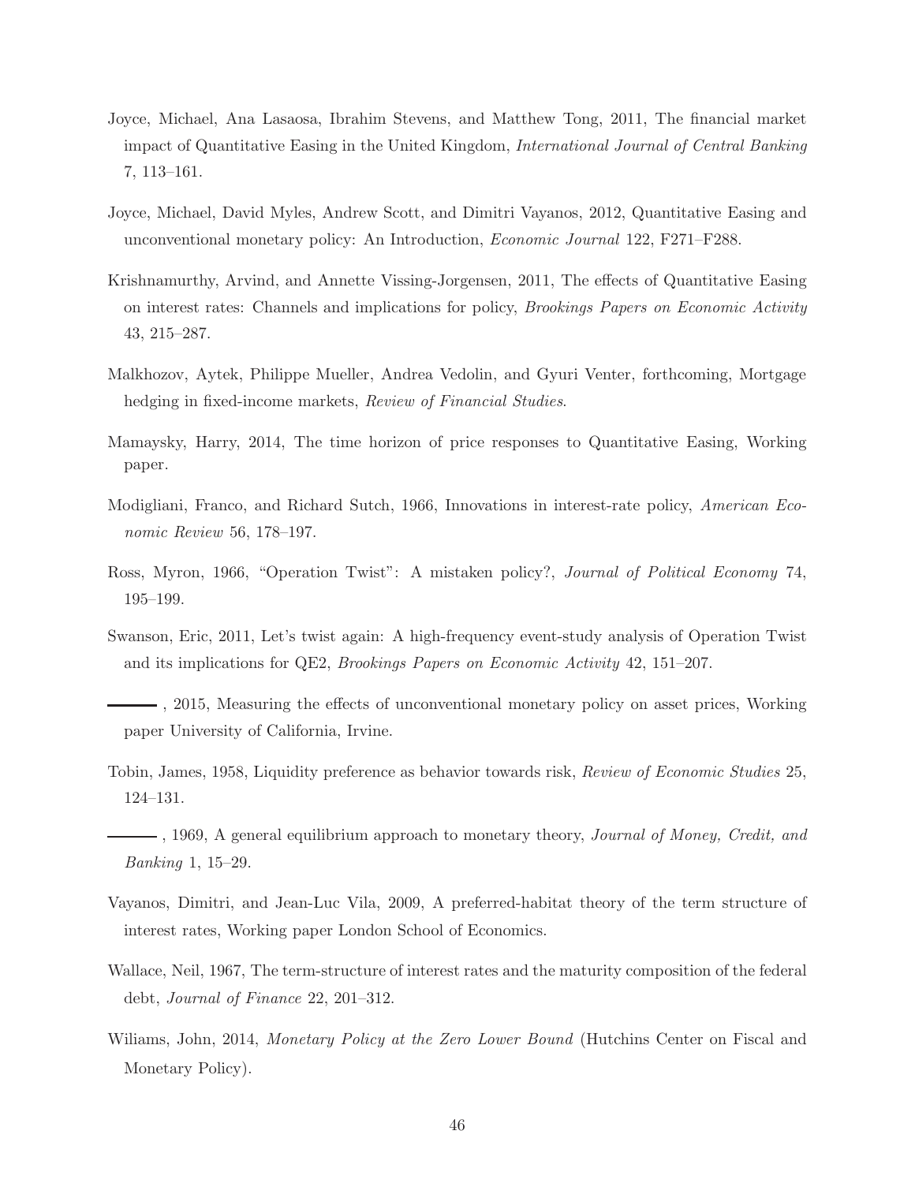Joyce, Michael, Ana Lasaosa, Ibrahim Stevens, and Matthew Tong, 2011, The financial market impact of Quantitative Easing in the United Kingdom, *International Journal of Central Banking* 7, 113–161.

Joyce, Michael, David Myles, Andrew Scott, and Dimitri Vayanos, 2012, Quantitative Easing and unconventional monetary policy: An Introduction, *Economic Journal* 122, F271–F288.

Krishnamurthy, Arvind, and Annette Vissing-Jorgensen, 2011, The effects of Quantitative Easing on interest rates: Channels and implications for policy, *Brookings Papers on Economic Activity* 43, 215–287.

Malkhozov, Aytek, Philippe Mueller, Andrea Vedolin, and Gyuri Venter, forthcoming, Mortgage hedging in fixed-income markets, *Review of Financial Studies*.

Mamaysky, Harry, 2014, The time horizon of price responses to Quantitative Easing, Working paper.

Modigliani, Franco, and Richard Sutch, 1966, Innovations in interest-rate policy, *American Economic Review* 56, 178–197.

Ross, Myron, 1966, "Operation Twist": A mistaken policy?, *Journal of Political Economy* 74, 195–199.

Swanson, Eric, 2011, Let's twist again: A high-frequency event-study analysis of Operation Twist and its implications for QE2, *Brookings Papers on Economic Activity* 42, 151–207.

———, 2015, Measuring the effects of unconventional monetary policy on asset prices, Working paper University of California, Irvine.

Tobin, James, 1958, Liquidity preference as behavior towards risk, *Review of Economic Studies* 25, 124–131.

———, 1969, A general equilibrium approach to monetary theory, *Journal of Money, Credit, and Banking* 1, 15–29.

Vayanos, Dimitri, and Jean-Luc Vila, 2009, A preferred-habitat theory of the term structure of interest rates, Working paper London School of Economics.

Wallace, Neil, 1967, The term-structure of interest rates and the maturity composition of the federal debt, *Journal of Finance* 22, 201–312.

Wiliams, John, 2014, *Monetary Policy at the Zero Lower Bound* (Hutchins Center on Fiscal and Monetary Policy).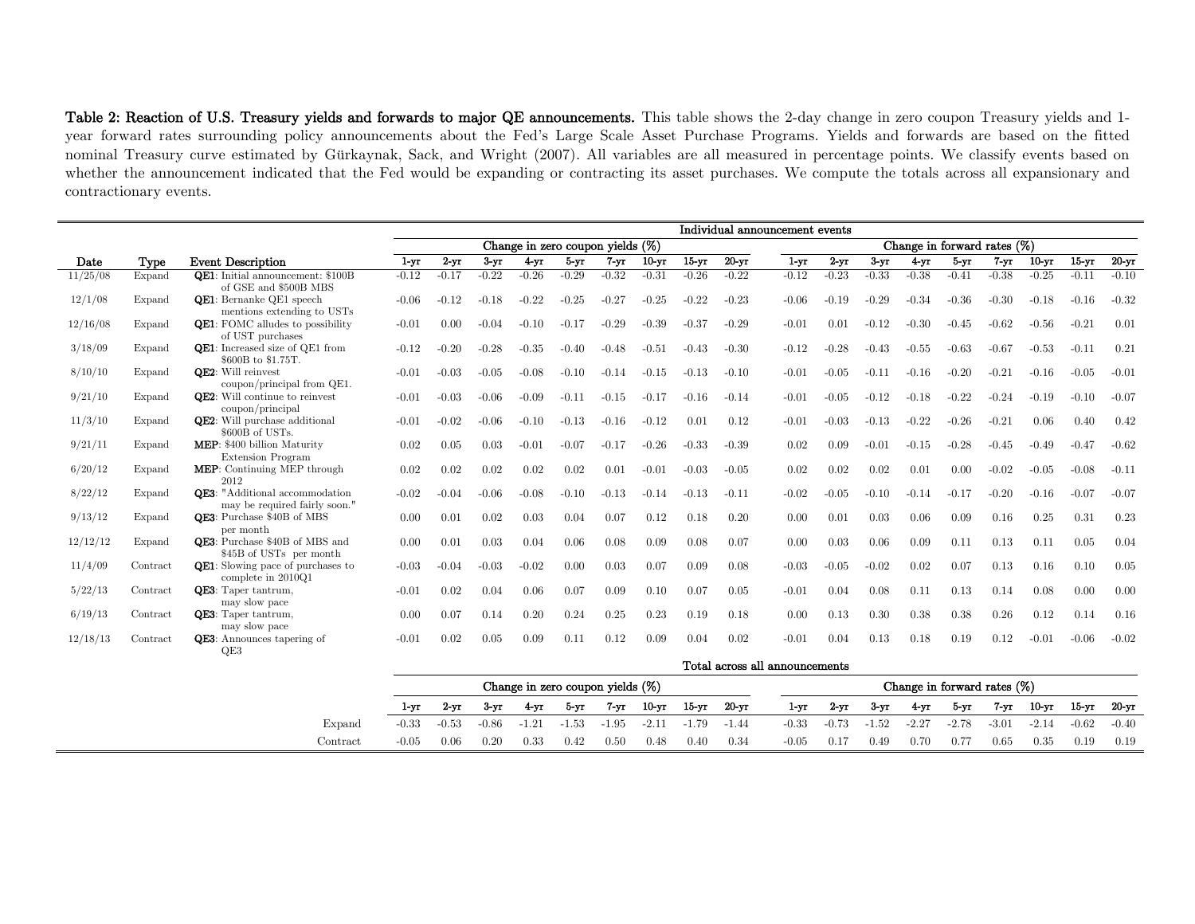**Table 2: Reaction of U.S. Treasury yields and forwards to major QE announcements.** This table shows the 2-day change in zero coupon Treasury yields and 1-year forward rates surrounding policy announcements about the Fed's Large Scale Asset Purchase Programs. Yields and forwards are based on the fitted nominal Treasury curve estimated by Gürkaynak, Sack, and Wright (2007). All variables are all measured in percentage points. We classify events based on whether the announcement indicated that the Fed would be expanding or contracting its asset purchases. We compute the totals across all expansionary and contractionary events.

| | | | Individual announcement events | | | | | | | | | | | | | | | | | |
|---|---|---|---|---|---|---|---|---|---|---|---|---|---|---|---|---|---|---|---|---|
| | | | Change in zero coupon yields (%) | | | | | | | | | Change in forward rates (%) | | | | | | | | |
| Date | Type | Event Description | 1-yr | 2-yr | 3-yr | 4-yr | 5-yr | 7-yr | 10-yr | 15-yr | 20-yr | 1-yr | 2-yr | 3-yr | 4-yr | 5-yr | 7-yr | 10-yr | 15-yr | 20-yr |
| 11/25/08 | Expand | **QE1**: Initial announcement: $100B of GSE and $500B MBS | -0.12 | -0.17 | -0.22 | -0.26 | -0.29 | -0.32 | -0.31 | -0.26 | -0.22 | -0.12 | -0.23 | -0.33 | -0.38 | -0.41 | -0.38 | -0.25 | -0.11 | -0.10 |
| 12/1/08 | Expand | **QE1**: Bernanke QE1 speech mentions extending to USTs | -0.06 | -0.12 | -0.18 | -0.22 | -0.25 | -0.27 | -0.25 | -0.22 | -0.23 | -0.06 | -0.19 | -0.29 | -0.34 | -0.36 | -0.30 | -0.18 | -0.16 | -0.32 |
| 12/16/08 | Expand | **QE1**: FOMC alludes to possibility of UST purchases | -0.01 | 0.00 | -0.04 | -0.10 | -0.17 | -0.29 | -0.39 | -0.37 | -0.29 | -0.01 | 0.01 | -0.12 | -0.30 | -0.45 | -0.62 | -0.56 | -0.21 | 0.01 |
| 3/18/09 | Expand | **QE1**: Increased size of QE1 from $600B to $1.75T. | -0.12 | -0.20 | -0.28 | -0.35 | -0.40 | -0.48 | -0.51 | -0.43 | -0.30 | -0.12 | -0.28 | -0.43 | -0.55 | -0.63 | -0.67 | -0.53 | -0.11 | 0.21 |
| 8/10/10 | Expand | **QE2**: Will reinvest coupon/principal from QE1. | -0.01 | -0.03 | -0.05 | -0.08 | -0.10 | -0.14 | -0.15 | -0.13 | -0.10 | -0.01 | -0.05 | -0.11 | -0.16 | -0.20 | -0.21 | -0.16 | -0.05 | -0.01 |
| 9/21/10 | Expand | **QE2**: Will continue to reinvest coupon/principal | -0.01 | -0.03 | -0.06 | -0.09 | -0.11 | -0.15 | -0.17 | -0.16 | -0.14 | -0.01 | -0.05 | -0.12 | -0.18 | -0.22 | -0.24 | -0.19 | -0.10 | -0.07 |
| 11/3/10 | Expand | **QE2**: Will purchase additional $600B of USTs. | -0.01 | -0.02 | -0.06 | -0.10 | -0.13 | -0.16 | -0.12 | 0.01 | 0.12 | -0.01 | -0.03 | -0.13 | -0.22 | -0.26 | -0.21 | 0.06 | 0.40 | 0.42 |
| 9/21/11 | Expand | **MEP**: $400 billion Maturity Extension Program | 0.02 | 0.05 | 0.03 | -0.01 | -0.07 | -0.17 | -0.26 | -0.33 | -0.39 | 0.02 | 0.09 | -0.01 | -0.15 | -0.28 | -0.45 | -0.49 | -0.47 | -0.62 |
| 6/20/12 | Expand | **MEP**: Continuing MEP through 2012 | 0.02 | 0.02 | 0.02 | 0.02 | 0.02 | 0.01 | -0.01 | -0.03 | -0.05 | 0.02 | 0.02 | 0.02 | 0.01 | 0.00 | -0.02 | -0.05 | -0.08 | -0.11 |
| 8/22/12 | Expand | **QE3**: "Additional accommodation may be required fairly soon." | -0.02 | -0.04 | -0.06 | -0.08 | -0.10 | -0.13 | -0.14 | -0.13 | -0.11 | -0.02 | -0.05 | -0.10 | -0.14 | -0.17 | -0.20 | -0.16 | -0.07 | -0.07 |
| 9/13/12 | Expand | **QE3**: Purchase $40B of MBS per month | 0.00 | 0.01 | 0.02 | 0.03 | 0.04 | 0.07 | 0.12 | 0.18 | 0.20 | 0.00 | 0.01 | 0.03 | 0.06 | 0.09 | 0.16 | 0.25 | 0.31 | 0.23 |
| 12/12/12 | Expand | **QE3**: Purchase $40B of MBS and $45B of USTs per month | 0.00 | 0.01 | 0.03 | 0.04 | 0.06 | 0.08 | 0.09 | 0.08 | 0.07 | 0.00 | 0.03 | 0.06 | 0.09 | 0.11 | 0.13 | 0.11 | 0.05 | 0.04 |
| 11/4/09 | Contract | **QE1**: Slowing pace of purchases to complete in 2010Q1 | -0.03 | -0.04 | -0.03 | -0.02 | 0.00 | 0.03 | 0.07 | 0.09 | 0.08 | -0.03 | -0.05 | -0.02 | 0.02 | 0.07 | 0.13 | 0.16 | 0.10 | 0.05 |
| 5/22/13 | Contract | **QE3**: Taper tantrum, may slow pace | -0.01 | 0.02 | 0.04 | 0.06 | 0.07 | 0.09 | 0.10 | 0.07 | 0.05 | -0.01 | 0.04 | 0.08 | 0.11 | 0.13 | 0.14 | 0.08 | 0.00 | 0.00 |
| 6/19/13 | Contract | **QE3**: Taper tantrum, may slow pace | 0.00 | 0.07 | 0.14 | 0.20 | 0.24 | 0.25 | 0.23 | 0.19 | 0.18 | 0.00 | 0.13 | 0.30 | 0.38 | 0.38 | 0.26 | 0.12 | 0.14 | 0.16 |
| 12/18/13 | Contract | **QE3**: Announces tapering of QE3 | -0.01 | 0.02 | 0.05 | 0.09 | 0.11 | 0.12 | 0.09 | 0.04 | 0.02 | -0.01 | 0.04 | 0.13 | 0.18 | 0.19 | 0.12 | -0.01 | -0.06 | -0.02 |
| | | | **Total across all announcements** | | | | | | | | | | | | | | | | | |
| | | | Change in zero coupon yields (%) | | | | | | | | | Change in forward rates (%) | | | | | | | | |
| | | | 1-yr | 2-yr | 3-yr | 4-yr | 5-yr | 7-yr | 10-yr | 15-yr | 20-yr | 1-yr | 2-yr | 3-yr | 4-yr | 5-yr | 7-yr | 10-yr | 15-yr | 20-yr |
| | | Expand | -0.33 | -0.53 | -0.86 | -1.21 | -1.53 | -1.95 | -2.11 | -1.79 | -1.44 | -0.33 | -0.73 | -1.52 | -2.27 | -2.78 | -3.01 | -2.14 | -0.62 | -0.40 |
| | | Contract | -0.05 | 0.06 | 0.20 | 0.33 | 0.42 | 0.50 | 0.48 | 0.40 | 0.34 | -0.05 | 0.17 | 0.49 | 0.70 | 0.77 | 0.65 | 0.35 | 0.19 | 0.19 |